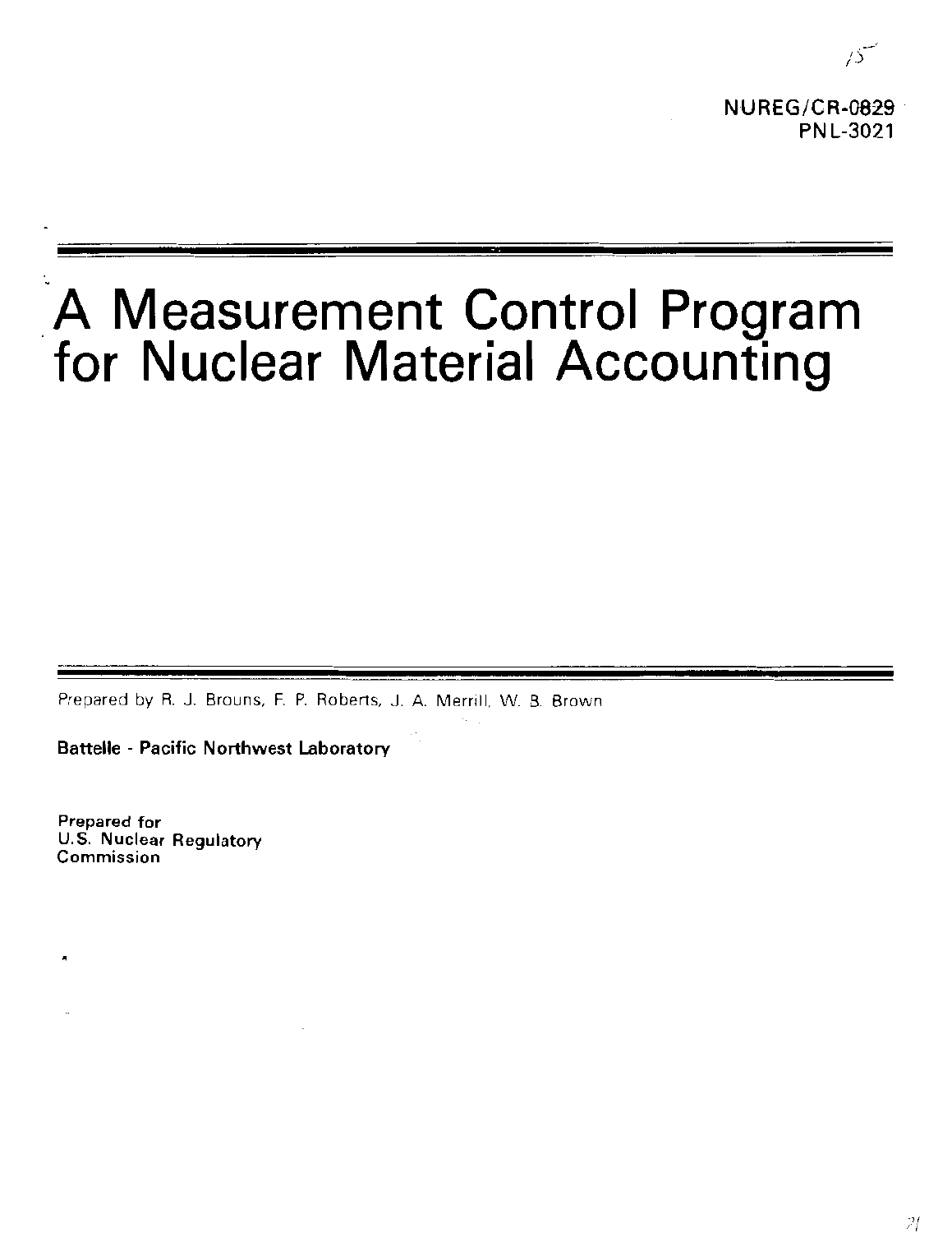NUREG/CR-0829
PNL-3021

# A Measurement Control Program for Nuclear Material Accounting

Prepared by R. J. Brouns, F. P. Roberts, J. A. Merrill, W. B. Brown

**Battelle - Pacific Northwest Laboratory**

**Prepared for**
**U.S. Nuclear Regulatory**
**Commission**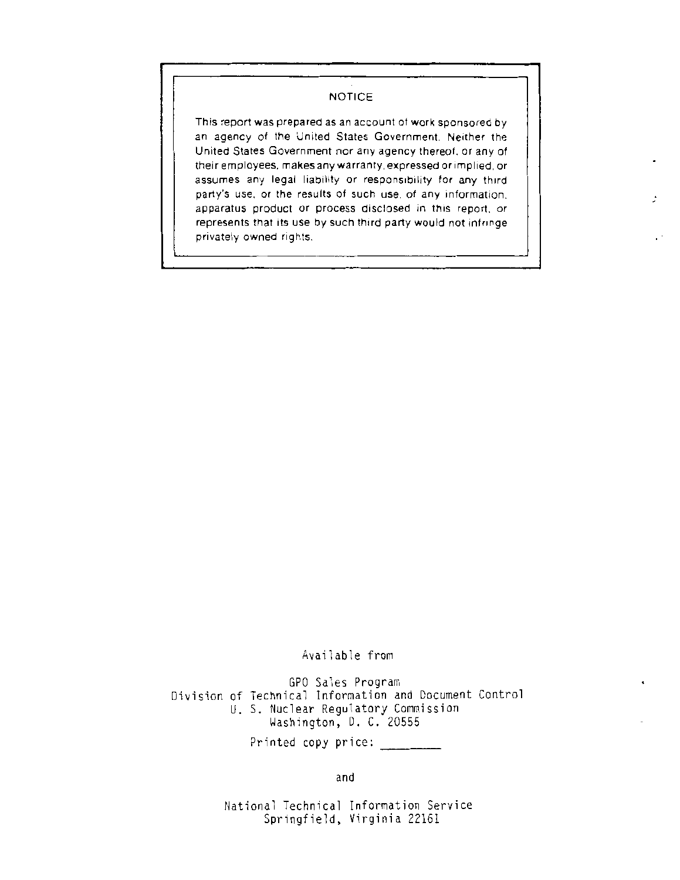## NOTICE

This report was prepared as an account of work sponsored by an agency of the United States Government. Neither the United States Government nor any agency thereof, or any of their employees, makes any warranty, expressed or implied, or assumes any legal liability or responsibility for any third party's use, or the results of such use, of any information, apparatus product or process disclosed in this report, or represents that its use by such third party would not infringe privately owned rights.

Available from

GPO Sales Program
Division of Technical Information and Document Control
U. S. Nuclear Regulatory Commission
Washington, D. C. 20555

Printed copy price: ________

and

National Technical Information Service
Springfield, Virginia 22161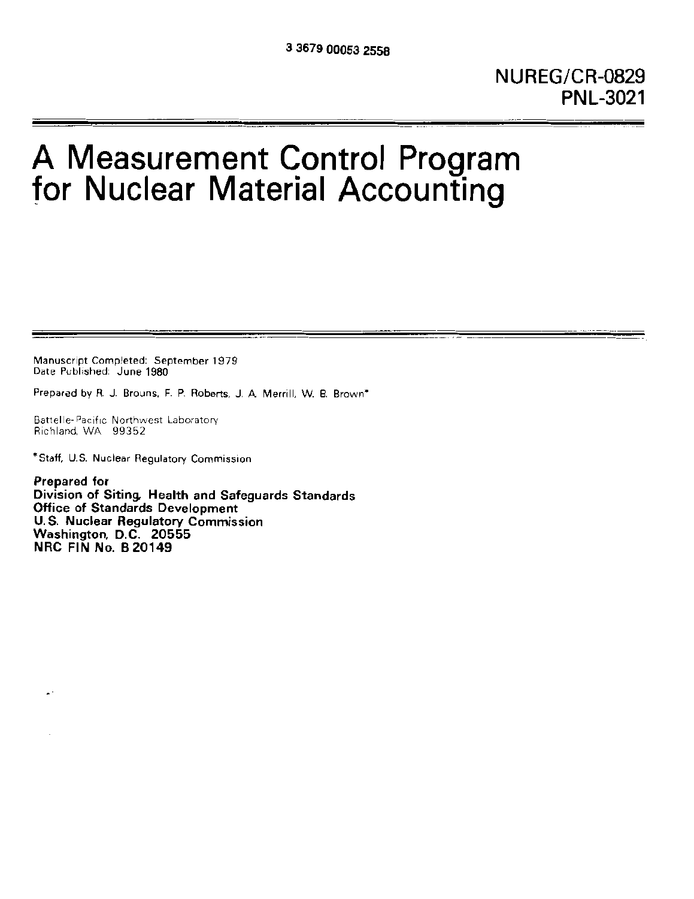3 3679 00053 2558

NUREG/CR-0829
PNL-3021

# A Measurement Control Program for Nuclear Material Accounting

Manuscript Completed: September 1979
Date Published: June 1980

Prepared by R. J. Brouns, F. P. Roberts, J. A. Merrill, W. B. Brown*

Battelle-Pacific Northwest Laboratory
Richland, WA 99352

*Staff, U.S. Nuclear Regulatory Commission

**Prepared for**
**Division of Siting, Health and Safeguards Standards**
**Office of Standards Development**
**U.S. Nuclear Regulatory Commission**
**Washington, D.C. 20555**
**NRC FIN No. B 20149**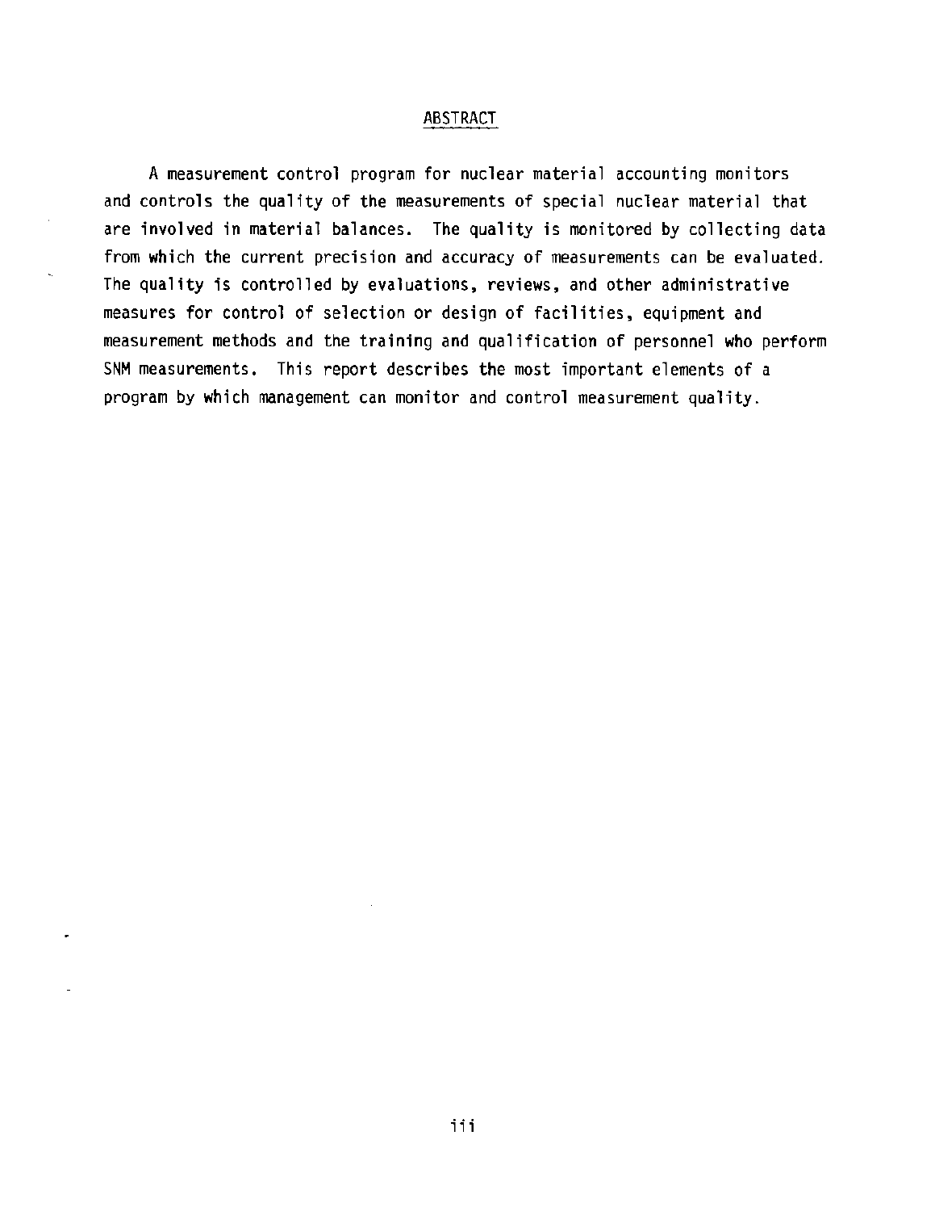# ABSTRACT

A measurement control program for nuclear material accounting monitors and controls the quality of the measurements of special nuclear material that are involved in material balances. The quality is monitored by collecting data from which the current precision and accuracy of measurements can be evaluated. The quality is controlled by evaluations, reviews, and other administrative measures for control of selection or design of facilities, equipment and measurement methods and the training and qualification of personnel who perform SNM measurements. This report describes the most important elements of a program by which management can monitor and control measurement quality.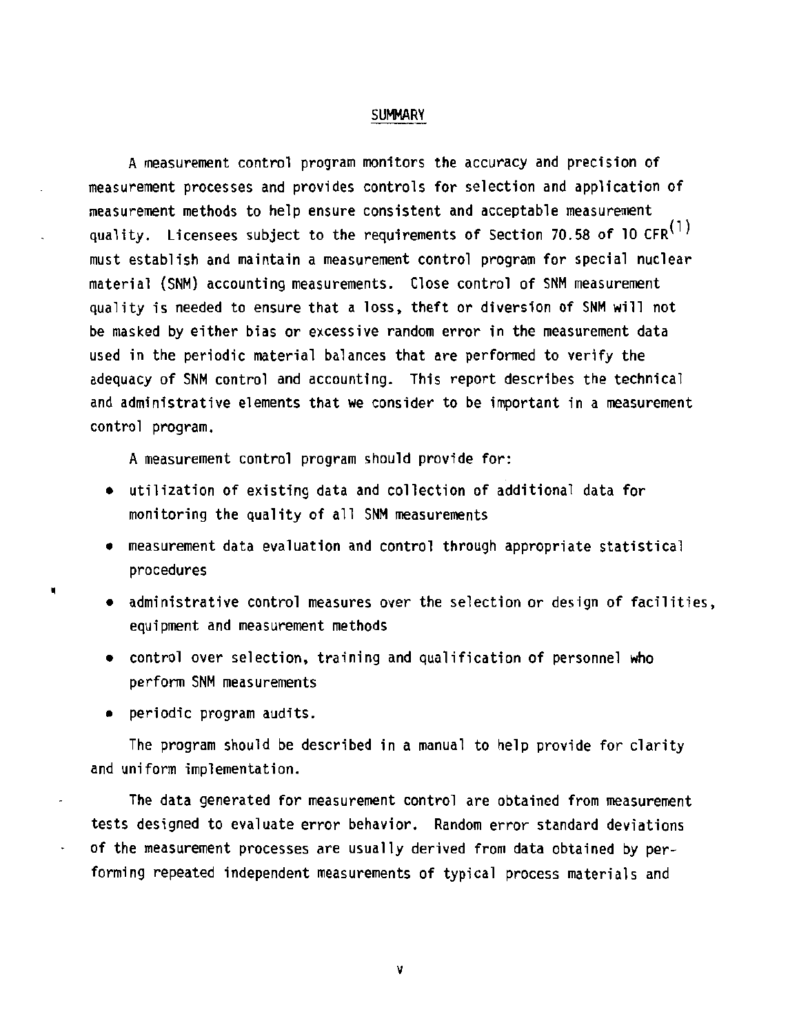## SUMMARY

A measurement control program monitors the accuracy and precision of measurement processes and provides controls for selection and application of measurement methods to help ensure consistent and acceptable measurement quality. Licensees subject to the requirements of Section 70.58 of 10 CFR[1] must establish and maintain a measurement control program for special nuclear material (SNM) accounting measurements. Close control of SNM measurement quality is needed to ensure that a loss, theft or diversion of SNM will not be masked by either bias or excessive random error in the measurement data used in the periodic material balances that are performed to verify the adequacy of SNM control and accounting. This report describes the technical and administrative elements that we consider to be important in a measurement control program.

A measurement control program should provide for:

- utilization of existing data and collection of additional data for monitoring the quality of all SNM measurements
- measurement data evaluation and control through appropriate statistical procedures
- administrative control measures over the selection or design of facilities, equipment and measurement methods
- control over selection, training and qualification of personnel who perform SNM measurements
- periodic program audits.

The program should be described in a manual to help provide for clarity and uniform implementation.

The data generated for measurement control are obtained from measurement tests designed to evaluate error behavior. Random error standard deviations of the measurement processes are usually derived from data obtained by performing repeated independent measurements of typical process materials and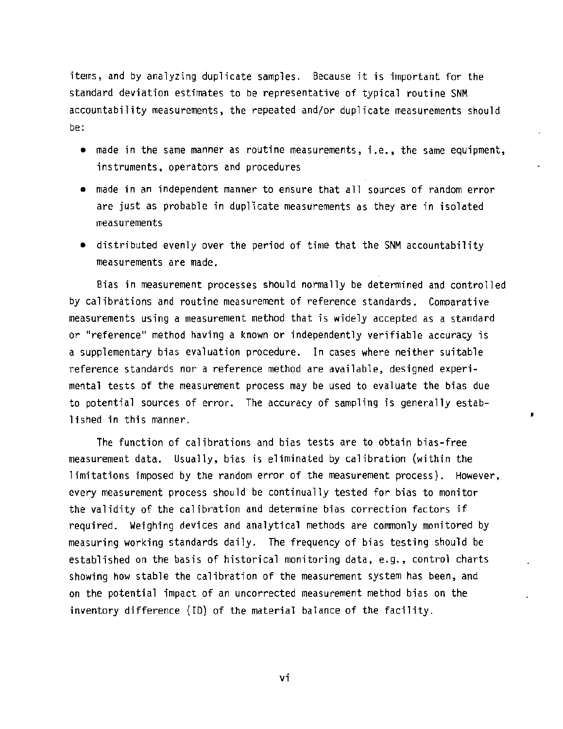items, and by analyzing duplicate samples. Because it is important for the standard deviation estimates to be representative of typical routine SNM accountability measurements, the repeated and/or duplicate measurements should be:

- made in the same manner as routine measurements, i.e., the same equipment, instruments, operators and procedures
- made in an independent manner to ensure that all sources of random error are just as probable in duplicate measurements as they are in isolated measurements
- distributed evenly over the period of time that the SNM accountability measurements are made.

Bias in measurement processes should normally be determined and controlled by calibrations and routine measurement of reference standards. Comparative measurements using a measurement method that is widely accepted as a standard or "reference" method having a known or independently verifiable accuracy is a supplementary bias evaluation procedure. In cases where neither suitable reference standards nor a reference method are available, designed experimental tests of the measurement process may be used to evaluate the bias due to potential sources of error. The accuracy of sampling is generally established in this manner.

The function of calibrations and bias tests are to obtain bias-free measurement data. Usually, bias is eliminated by calibration (within the limitations imposed by the random error of the measurement process). However, every measurement process should be continually tested for bias to monitor the validity of the calibration and determine bias correction factors if required. Weighing devices and analytical methods are commonly monitored by measuring working standards daily. The frequency of bias testing should be established on the basis of historical monitoring data, e.g., control charts showing how stable the calibration of the measurement system has been, and on the potential impact of an uncorrected measurement method bias on the inventory difference (ID) of the material balance of the facility.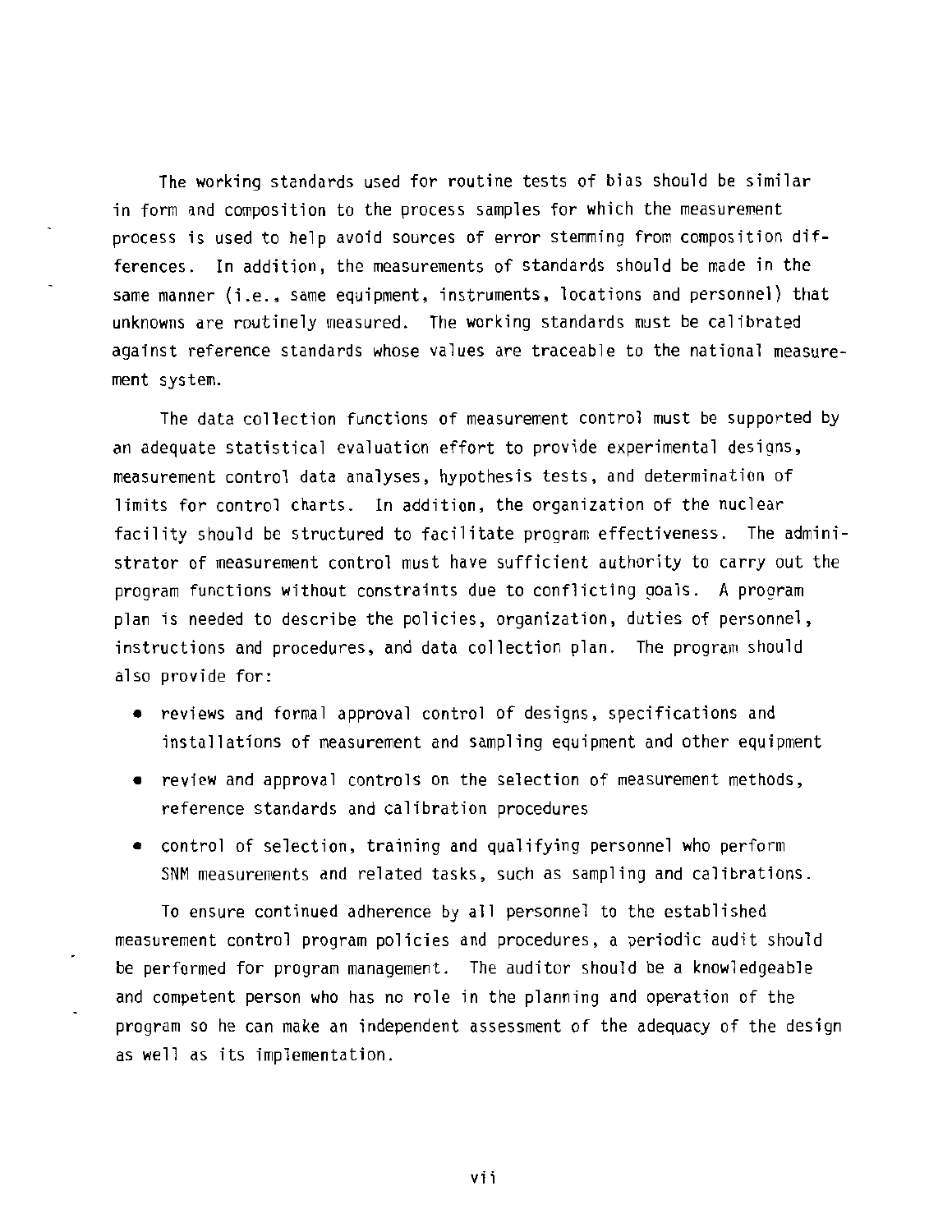The working standards used for routine tests of bias should be similar in form and composition to the process samples for which the measurement process is used to help avoid sources of error stemming from composition differences. In addition, the measurements of standards should be made in the same manner (i.e., same equipment, instruments, locations and personnel) that unknowns are routinely measured. The working standards must be calibrated against reference standards whose values are traceable to the national measurement system.

The data collection functions of measurement control must be supported by an adequate statistical evaluation effort to provide experimental designs, measurement control data analyses, hypothesis tests, and determination of limits for control charts. In addition, the organization of the nuclear facility should be structured to facilitate program effectiveness. The administrator of measurement control must have sufficient authority to carry out the program functions without constraints due to conflicting goals. A program plan is needed to describe the policies, organization, duties of personnel, instructions and procedures, and data collection plan. The program should also provide for:

- reviews and formal approval control of designs, specifications and installations of measurement and sampling equipment and other equipment
- review and approval controls on the selection of measurement methods, reference standards and calibration procedures
- control of selection, training and qualifying personnel who perform SNM measurements and related tasks, such as sampling and calibrations.

To ensure continued adherence by all personnel to the established measurement control program policies and procedures, a periodic audit should be performed for program management. The auditor should be a knowledgeable and competent person who has no role in the planning and operation of the program so he can make an independent assessment of the adequacy of the design as well as its implementation.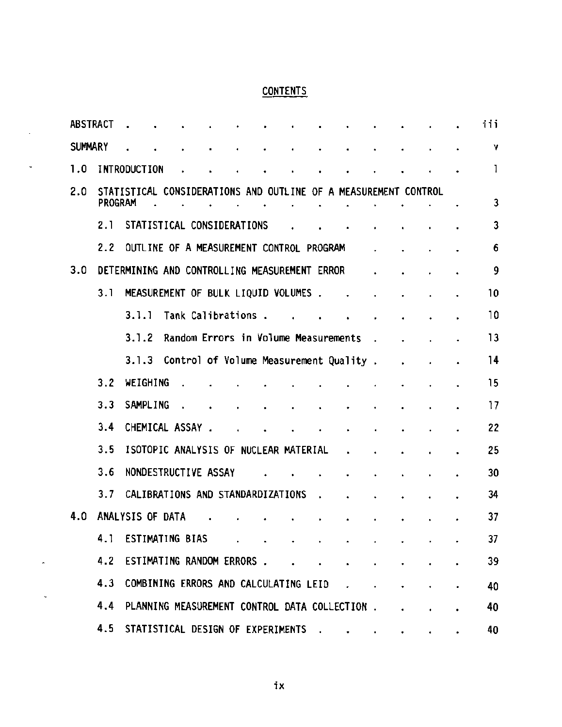# CONTENTS

| | |
|---|---|
| ABSTRACT | iii |
| SUMMARY | v |
| 1.0 INTRODUCTION | 1 |
| 2.0 STATISTICAL CONSIDERATIONS AND OUTLINE OF A MEASUREMENT CONTROL PROGRAM | 3 |
| 2.1 STATISTICAL CONSIDERATIONS | 3 |
| 2.2 OUTLINE OF A MEASUREMENT CONTROL PROGRAM | 6 |
| 3.0 DETERMINING AND CONTROLLING MEASUREMENT ERROR | 9 |
| 3.1 MEASUREMENT OF BULK LIQUID VOLUMES | 10 |
| 3.1.1 Tank Calibrations | 10 |
| 3.1.2 Random Errors in Volume Measurements | 13 |
| 3.1.3 Control of Volume Measurement Quality | 14 |
| 3.2 WEIGHING | 15 |
| 3.3 SAMPLING | 17 |
| 3.4 CHEMICAL ASSAY | 22 |
| 3.5 ISOTOPIC ANALYSIS OF NUCLEAR MATERIAL | 25 |
| 3.6 NONDESTRUCTIVE ASSAY | 30 |
| 3.7 CALIBRATIONS AND STANDARDIZATIONS | 34 |
| 4.0 ANALYSIS OF DATA | 37 |
| 4.1 ESTIMATING BIAS | 37 |
| 4.2 ESTIMATING RANDOM ERRORS | 39 |
| 4.3 COMBINING ERRORS AND CALCULATING LEID | 40 |
| 4.4 PLANNING MEASUREMENT CONTROL DATA COLLECTION | 40 |
| 4.5 STATISTICAL DESIGN OF EXPERIMENTS | 40 |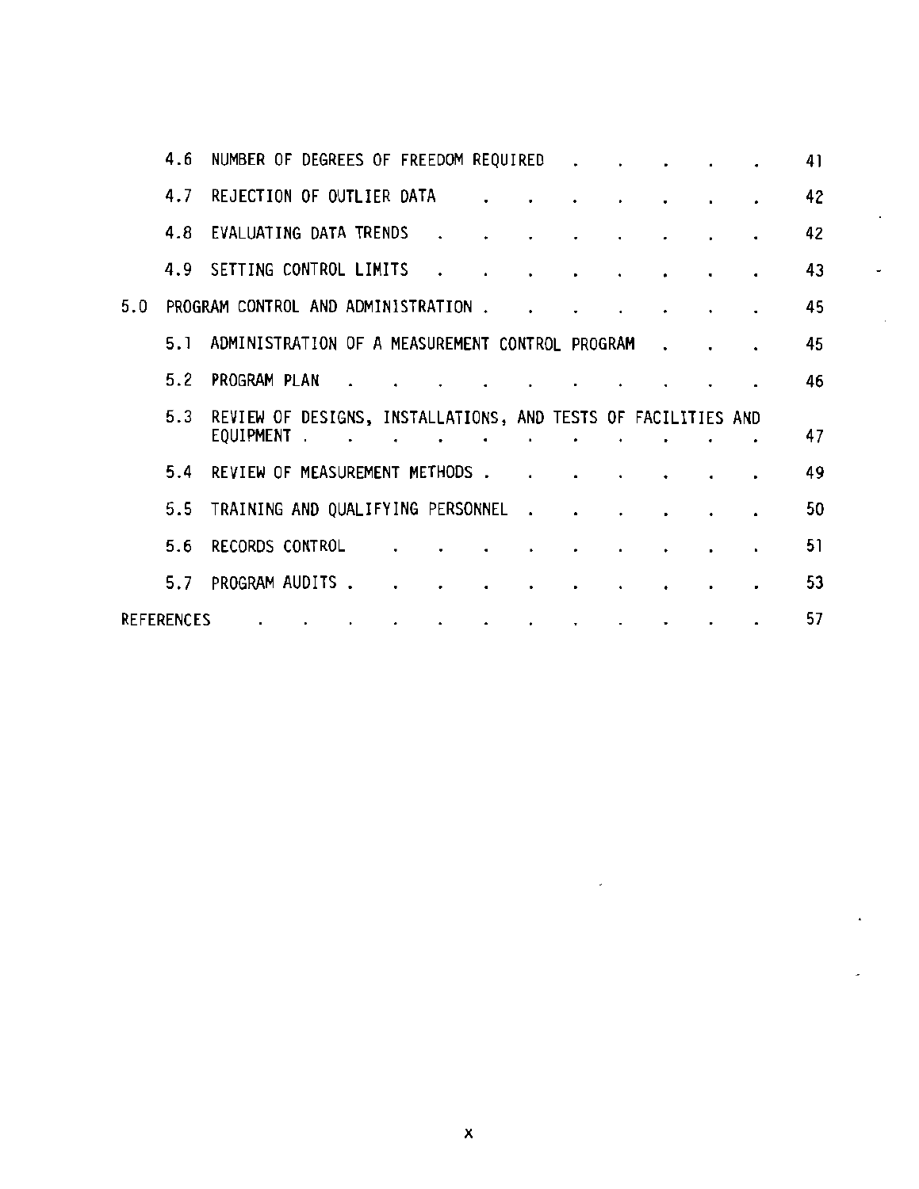| | | |
|---|---|---|
| 4.6 | NUMBER OF DEGREES OF FREEDOM REQUIRED | 41 |
| 4.7 | REJECTION OF OUTLIER DATA | 42 |
| 4.8 | EVALUATING DATA TRENDS | 42 |
| 4.9 | SETTING CONTROL LIMITS | 43 |
| 5.0 | PROGRAM CONTROL AND ADMINISTRATION | 45 |
| 5.1 | ADMINISTRATION OF A MEASUREMENT CONTROL PROGRAM | 45 |
| 5.2 | PROGRAM PLAN | 46 |
| 5.3 | REVIEW OF DESIGNS, INSTALLATIONS, AND TESTS OF FACILITIES AND EQUIPMENT | 47 |
| 5.4 | REVIEW OF MEASUREMENT METHODS | 49 |
| 5.5 | TRAINING AND QUALIFYING PERSONNEL | 50 |
| 5.6 | RECORDS CONTROL | 51 |
| 5.7 | PROGRAM AUDITS | 53 |
| REFERENCES | | 57 |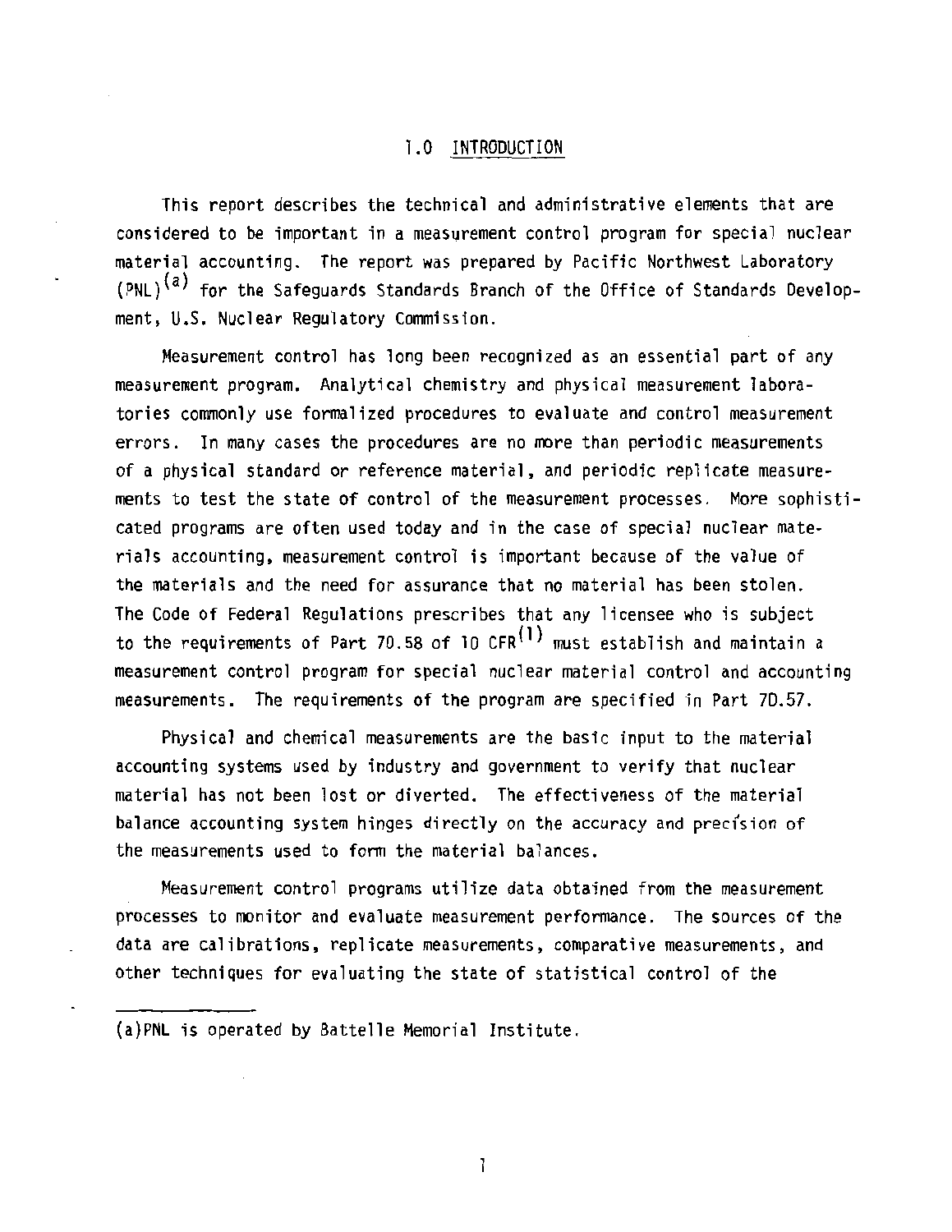# 1.0 INTRODUCTION

This report describes the technical and administrative elements that are considered to be important in a measurement control program for special nuclear material accounting. The report was prepared by Pacific Northwest Laboratory (PNL)[a] for the Safeguards Standards Branch of the Office of Standards Development, U.S. Nuclear Regulatory Commission.

Measurement control has long been recognized as an essential part of any measurement program. Analytical chemistry and physical measurement laboratories commonly use formalized procedures to evaluate and control measurement errors. In many cases the procedures are no more than periodic measurements of a physical standard or reference material, and periodic replicate measurements to test the state of control of the measurement processes. More sophisticated programs are often used today and in the case of special nuclear materials accounting, measurement control is important because of the value of the materials and the need for assurance that no material has been stolen. The Code of Federal Regulations prescribes that any licensee who is subject to the requirements of Part 70.58 of 10 CFR[1] must establish and maintain a measurement control program for special nuclear material control and accounting measurements. The requirements of the program are specified in Part 70.57.

Physical and chemical measurements are the basic input to the material accounting systems used by industry and government to verify that nuclear material has not been lost or diverted. The effectiveness of the material balance accounting system hinges directly on the accuracy and precision of the measurements used to form the material balances.

Measurement control programs utilize data obtained from the measurement processes to monitor and evaluate measurement performance. The sources of the data are calibrations, replicate measurements, comparative measurements, and other techniques for evaluating the state of statistical control of the

---

(a) PNL is operated by Battelle Memorial Institute.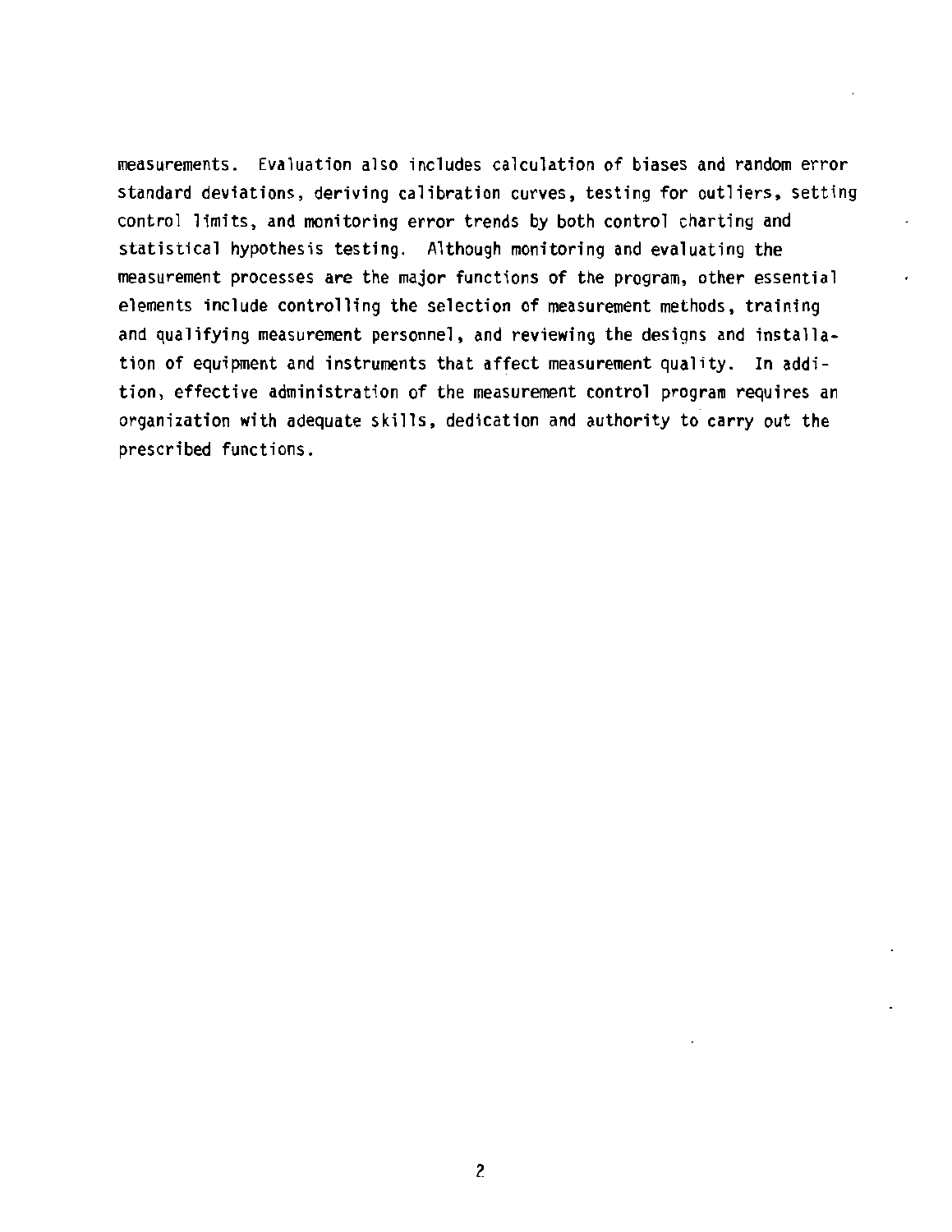measurements. Evaluation also includes calculation of biases and random error standard deviations, deriving calibration curves, testing for outliers, setting control limits, and monitoring error trends by both control charting and statistical hypothesis testing. Although monitoring and evaluating the measurement processes are the major functions of the program, other essential elements include controlling the selection of measurement methods, training and qualifying measurement personnel, and reviewing the designs and installation of equipment and instruments that affect measurement quality. In addition, effective administration of the measurement control program requires an organization with adequate skills, dedication and authority to carry out the prescribed functions.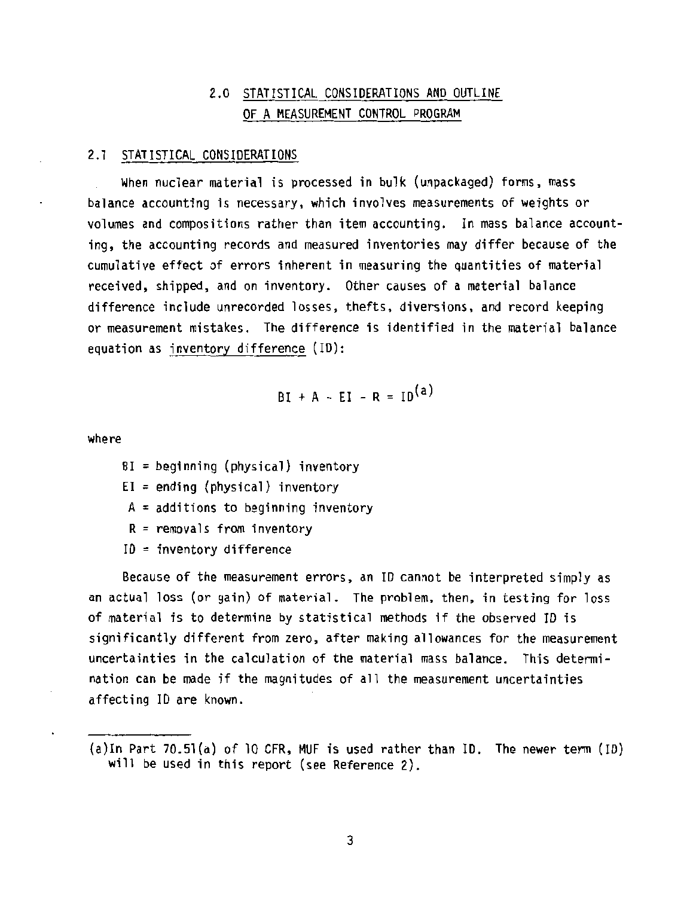## 2.0 STATISTICAL CONSIDERATIONS AND OUTLINE OF A MEASUREMENT CONTROL PROGRAM

### 2.1 STATISTICAL CONSIDERATIONS

When nuclear material is processed in bulk (unpackaged) forms, mass balance accounting is necessary, which involves measurements of weights or volumes and compositions rather than item accounting. In mass balance accounting, the accounting records and measured inventories may differ because of the cumulative effect of errors inherent in measuring the quantities of material received, shipped, and on inventory. Other causes of a material balance difference include unrecorded losses, thefts, diversions, and record keeping or measurement mistakes. The difference is identified in the material balance equation as inventory difference (ID):

$$BI + A - EI - R = ID^{(a)}$$

where

- BI = beginning (physical) inventory
- EI = ending (physical) inventory
- A = additions to beginning inventory
- R = removals from inventory
- ID = inventory difference

Because of the measurement errors, an ID cannot be interpreted simply as an actual loss (or gain) of material. The problem, then, in testing for loss of material is to determine by statistical methods if the observed ID is significantly different from zero, after making allowances for the measurement uncertainties in the calculation of the material mass balance. This determination can be made if the magnitudes of all the measurement uncertainties affecting ID are known.

---

(a) In Part 70.51(a) of 10 CFR, MUF is used rather than ID. The newer term (ID) will be used in this report (see Reference 2).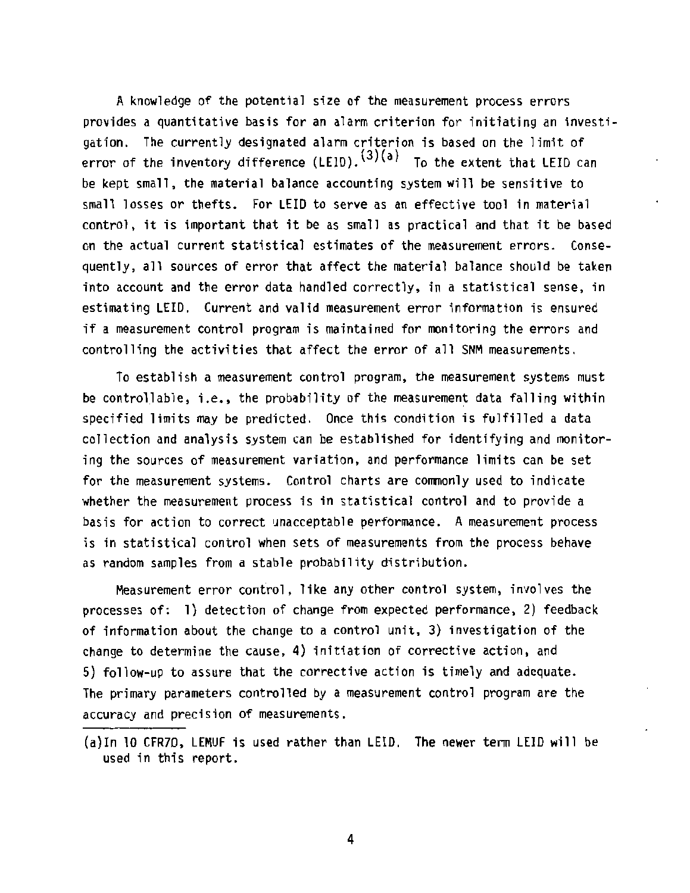A knowledge of the potential size of the measurement process errors provides a quantitative basis for an alarm criterion for initiating an investigation. The currently designated alarm criterion is based on the limit of error of the inventory difference (LEID).[3][a] To the extent that LEID can be kept small, the material balance accounting system will be sensitive to small losses or thefts. For LEID to serve as an effective tool in material control, it is important that it be as small as practical and that it be based on the actual current statistical estimates of the measurement errors. Consequently, all sources of error that affect the material balance should be taken into account and the error data handled correctly, in a statistical sense, in estimating LEID. Current and valid measurement error information is ensured if a measurement control program is maintained for monitoring the errors and controlling the activities that affect the error of all SNM measurements.

To establish a measurement control program, the measurement systems must be controllable, i.e., the probability of the measurement data falling within specified limits may be predicted. Once this condition is fulfilled a data collection and analysis system can be established for identifying and monitoring the sources of measurement variation, and performance limits can be set for the measurement systems. Control charts are commonly used to indicate whether the measurement process is in statistical control and to provide a basis for action to correct unacceptable performance. A measurement process is in statistical control when sets of measurements from the process behave as random samples from a stable probability distribution.

Measurement error control, like any other control system, involves the processes of: 1) detection of change from expected performance, 2) feedback of information about the change to a control unit, 3) investigation of the change to determine the cause, 4) initiation of corrective action, and 5) follow-up to assure that the corrective action is timely and adequate. The primary parameters controlled by a measurement control program are the accuracy and precision of measurements.

---

(a) In 10 CFR70, LEMUF is used rather than LEID. The newer term LEID will be used in this report.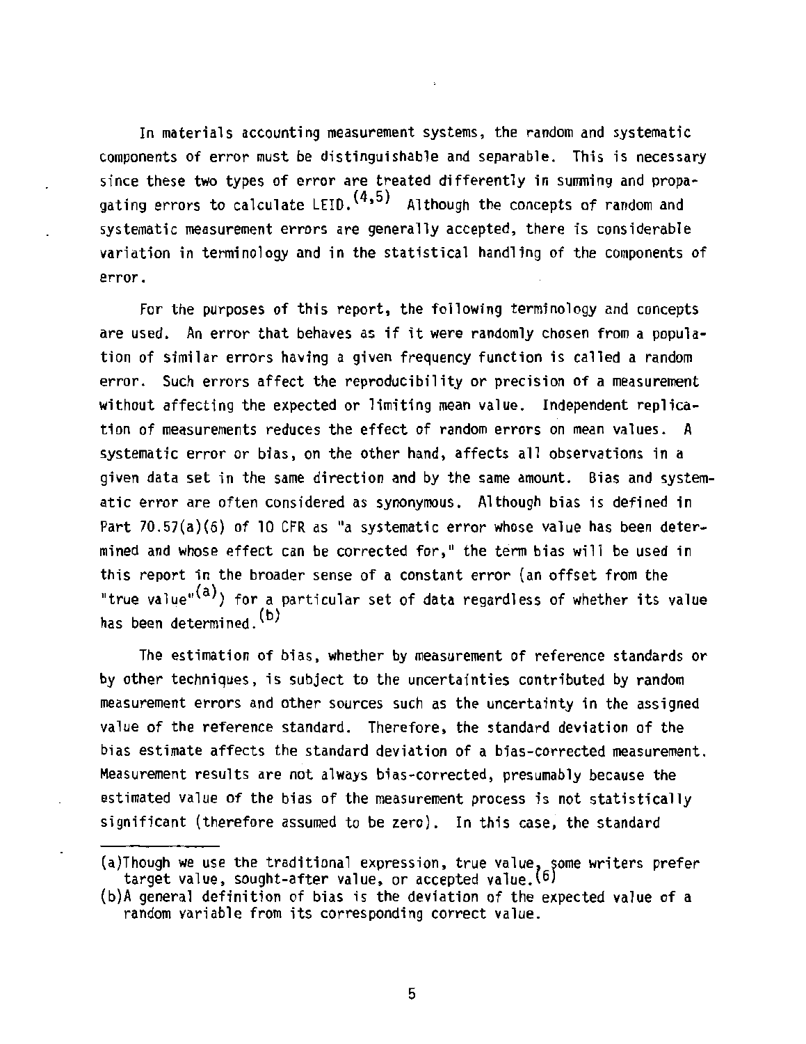In materials accounting measurement systems, the random and systematic components of error must be distinguishable and separable. This is necessary since these two types of error are treated differently in summing and propagating errors to calculate LEID.[4,5] Although the concepts of random and systematic measurement errors are generally accepted, there is considerable variation in terminology and in the statistical handling of the components of error.

For the purposes of this report, the following terminology and concepts are used. An error that behaves as if it were randomly chosen from a population of similar errors having a given frequency function is called a random error. Such errors affect the reproducibility or precision of a measurement without affecting the expected or limiting mean value. Independent replication of measurements reduces the effect of random errors on mean values. A systematic error or bias, on the other hand, affects all observations in a given data set in the same direction and by the same amount. Bias and systematic error are often considered as synonymous. Although bias is defined in Part 70.57(a)(6) of 10 CFR as "a systematic error whose value has been determined and whose effect can be corrected for," the term bias will be used in this report in the broader sense of a constant error (an offset from the "true value"[a]) for a particular set of data regardless of whether its value has been determined.[b]

The estimation of bias, whether by measurement of reference standards or by other techniques, is subject to the uncertainties contributed by random measurement errors and other sources such as the uncertainty in the assigned value of the reference standard. Therefore, the standard deviation of the bias estimate affects the standard deviation of a bias-corrected measurement. Measurement results are not always bias-corrected, presumably because the estimated value of the bias of the measurement process is not statistically significant (therefore assumed to be zero). In this case, the standard

---

(a)Though we use the traditional expression, true value, some writers prefer target value, sought-after value, or accepted value.[6]

(b)A general definition of bias is the deviation of the expected value of a random variable from its corresponding correct value.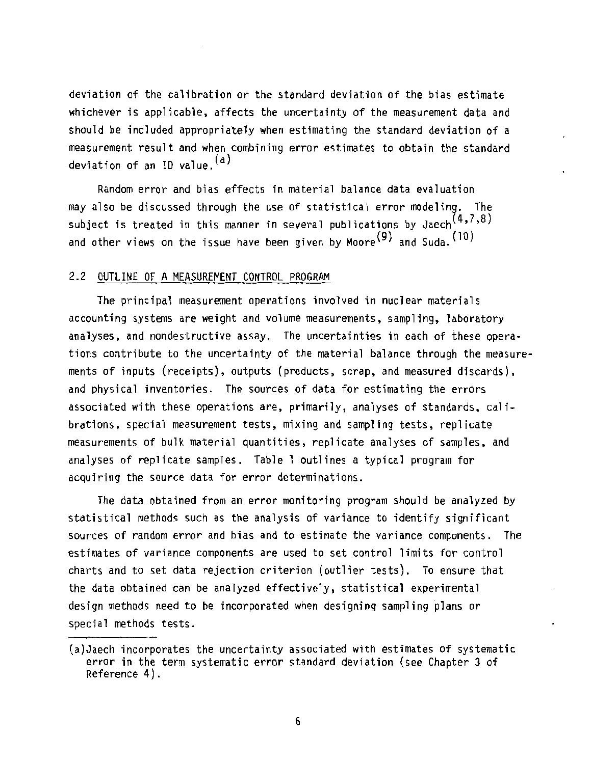deviation of the calibration or the standard deviation of the bias estimate whichever is applicable, affects the uncertainty of the measurement data and should be included appropriately when estimating the standard deviation of a measurement result and when combining error estimates to obtain the standard deviation of an ID value.[a]

Random error and bias effects in material balance data evaluation may also be discussed through the use of statistical error modeling. The subject is treated in this manner in several publications by Jaech[4,7,8] and other views on the issue have been given by Moore[9] and Suda.[10]

## 2.2 OUTLINE OF A MEASUREMENT CONTROL PROGRAM

The principal measurement operations involved in nuclear materials accounting systems are weight and volume measurements, sampling, laboratory analyses, and nondestructive assay. The uncertainties in each of these operations contribute to the uncertainty of the material balance through the measurements of inputs (receipts), outputs (products, scrap, and measured discards), and physical inventories. The sources of data for estimating the errors associated with these operations are, primarily, analyses of standards, calibrations, special measurement tests, mixing and sampling tests, replicate measurements of bulk material quantities, replicate analyses of samples, and analyses of replicate samples. Table 1 outlines a typical program for acquiring the source data for error determinations.

The data obtained from an error monitoring program should be analyzed by statistical methods such as the analysis of variance to identify significant sources of random error and bias and to estimate the variance components. The estimates of variance components are used to set control limits for control charts and to set data rejection criterion (outlier tests). To ensure that the data obtained can be analyzed effectively, statistical experimental design methods need to be incorporated when designing sampling plans or special methods tests.

---

(a) Jaech incorporates the uncertainty associated with estimates of systematic error in the term systematic error standard deviation (see Chapter 3 of Reference 4).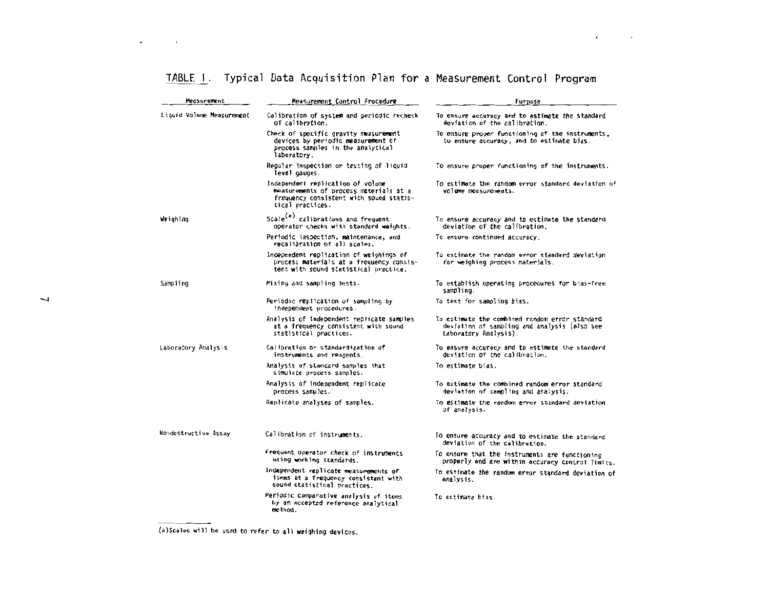TABLE 1. Typical Data Acquisition Plan for a Measurement Control Program

| Measurement | Measurement Control Procedure | Purpose |
|---|---|---|
| Liquid Volume Measurement | Calibration of system and periodic recheck of calibration. | To ensure accuracy and to estimate the standard deviation of the calibration. |
| | Check of specific gravity measurement devices by periodic measurement of process samples in the analytical laboratory. | To ensure proper functioning of the instruments, to ensure accuracy, and to estimate bias. |
| | Regular inspection or testing of liquid level gauges. | To ensure proper functioning of the instruments. |
| | Independent replication of volume measurements of process materials at a frequency consistent with sound statistical practices. | To estimate the random error standard deviation of volume measurements. |
| Weighing | Scale[a] calibrations and frequent operator checks with standard weights. | To ensure accuracy and to estimate the standard deviation of the calibration. |
| | Periodic inspection, maintenance, and recalibration of all scales. | To ensure continued accuracy. |
| | Independent replication of weighings of process materials at a frequency consistent with sound statistical practice. | To estimate the random error standard deviation for weighing process materials. |
| Sampling | Mixing and sampling tests. | To establish operating procedures for bias-free sampling. |
| | Periodic replication of sampling by independent procedures. | To test for sampling bias. |
| | Analysis of independent replicate samples at a frequency consistent with sound statistical practices. | To estimate the combined random error standard deviation of sampling and analysis (also see Laboratory Analysis). |
| Laboratory Analysis | Calibration or standardization of instruments and reagents. | To ensure accuracy and to estimate the standard deviation of the calibration. |
| | Analysis of standard samples that simulate process samples. | To estimate bias. |
| | Analysis of independent replicate process samples. | To estimate the combined random error standard deviation of sampling and analysis. |
| | Replicate analyses of samples. | To estimate the random error standard deviation of analysis. |
| Nondestructive Assay | Calibration of instruments. | To ensure accuracy and to estimate the standard deviation of the calibration. |
| | Frequent operator check of instruments using working standards. | To ensure that the instruments are functioning properly and are within accuracy control limits. |
| | Independent replicate measurements of items at a frequency consistent with sound statistical practices. | To estimate the random error standard deviation of analysis. |
| | Periodic comparative analysis of items by an accepted reference analytical method. | To estimate bias. |

(a) Scales will be used to refer to all weighing devices.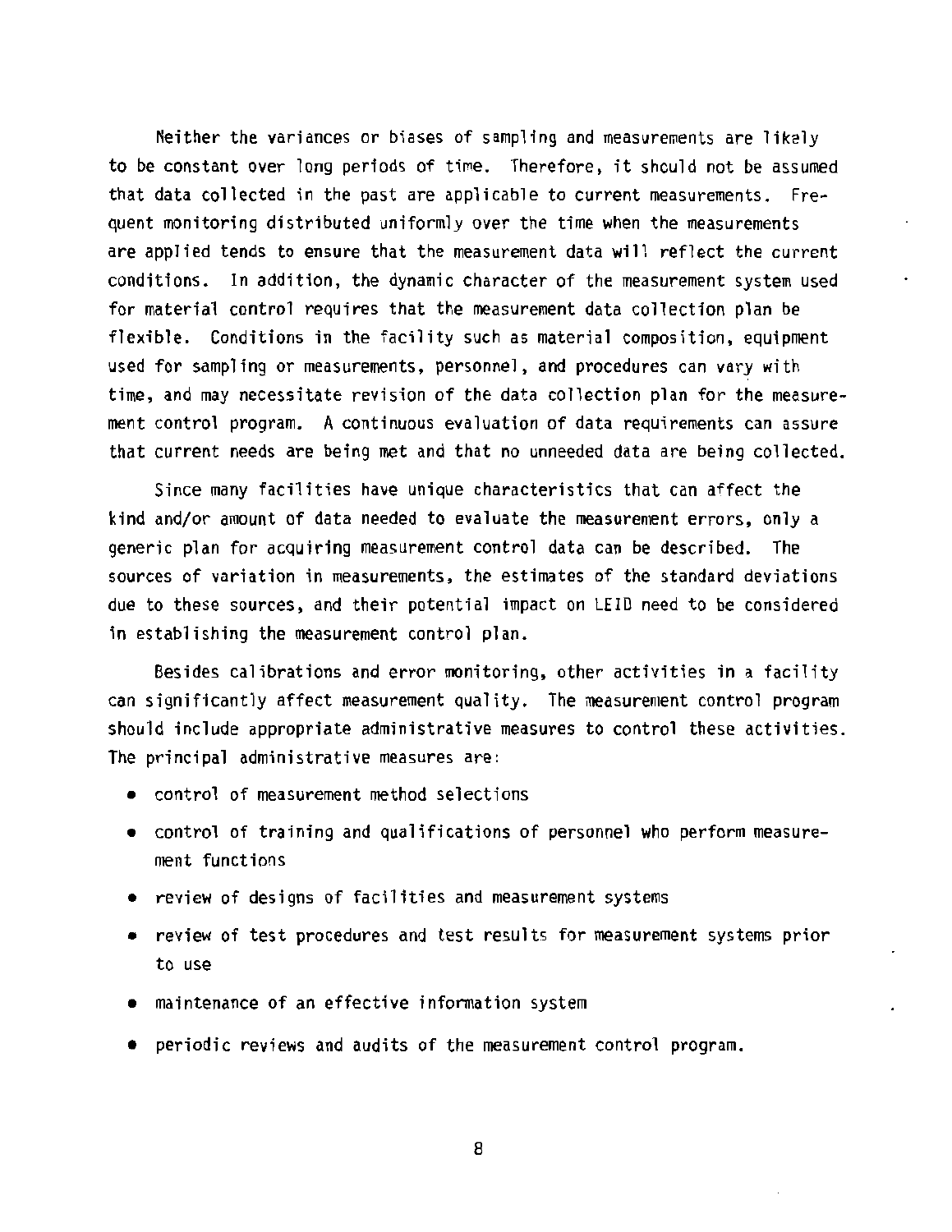Neither the variances or biases of sampling and measurements are likely to be constant over long periods of time. Therefore, it should not be assumed that data collected in the past are applicable to current measurements. Frequent monitoring distributed uniformly over the time when the measurements are applied tends to ensure that the measurement data will reflect the current conditions. In addition, the dynamic character of the measurement system used for material control requires that the measurement data collection plan be flexible. Conditions in the facility such as material composition, equipment used for sampling or measurements, personnel, and procedures can vary with time, and may necessitate revision of the data collection plan for the measurement control program. A continuous evaluation of data requirements can assure that current needs are being met and that no unneeded data are being collected.

Since many facilities have unique characteristics that can affect the kind and/or amount of data needed to evaluate the measurement errors, only a generic plan for acquiring measurement control data can be described. The sources of variation in measurements, the estimates of the standard deviations due to these sources, and their potential impact on LEID need to be considered in establishing the measurement control plan.

Besides calibrations and error monitoring, other activities in a facility can significantly affect measurement quality. The measurement control program should include appropriate administrative measures to control these activities. The principal administrative measures are:

- control of measurement method selections
- control of training and qualifications of personnel who perform measurement functions
- review of designs of facilities and measurement systems
- review of test procedures and test results for measurement systems prior to use
- maintenance of an effective information system
- periodic reviews and audits of the measurement control program.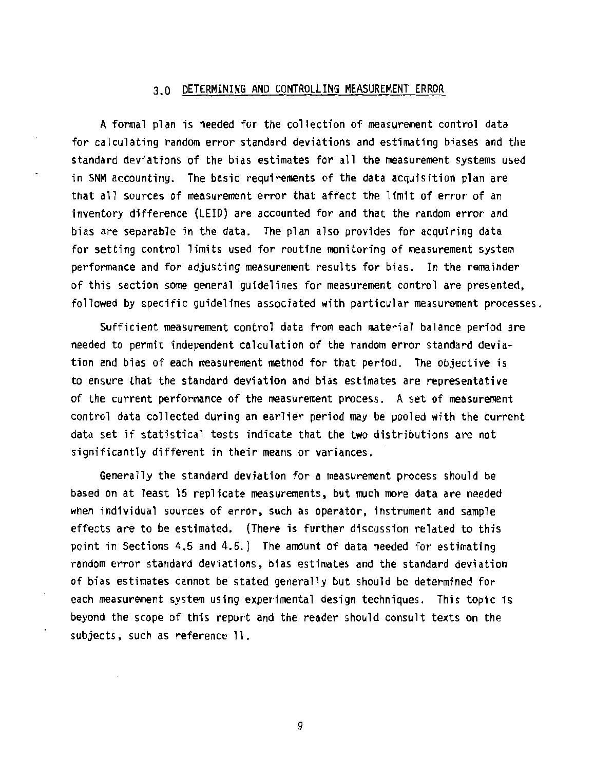## 3.0 DETERMINING AND CONTROLLING MEASUREMENT ERROR

A formal plan is needed for the collection of measurement control data for calculating random error standard deviations and estimating biases and the standard deviations of the bias estimates for all the measurement systems used in SNM accounting. The basic requirements of the data acquisition plan are that all sources of measurement error that affect the limit of error of an inventory difference (LEID) are accounted for and that the random error and bias are separable in the data. The plan also provides for acquiring data for setting control limits used for routine monitoring of measurement system performance and for adjusting measurement results for bias. In the remainder of this section some general guidelines for measurement control are presented, followed by specific guidelines associated with particular measurement processes.

Sufficient measurement control data from each material balance period are needed to permit independent calculation of the random error standard deviation and bias of each measurement method for that period. The objective is to ensure that the standard deviation and bias estimates are representative of the current performance of the measurement process. A set of measurement control data collected during an earlier period may be pooled with the current data set if statistical tests indicate that the two distributions are not significantly different in their means or variances.

Generally the standard deviation for a measurement process should be based on at least 15 replicate measurements, but much more data are needed when individual sources of error, such as operator, instrument and sample effects are to be estimated. (There is further discussion related to this point in Sections 4.5 and 4.6.) The amount of data needed for estimating random error standard deviations, bias estimates and the standard deviation of bias estimates cannot be stated generally but should be determined for each measurement system using experimental design techniques. This topic is beyond the scope of this report and the reader should consult texts on the subjects, such as reference 11.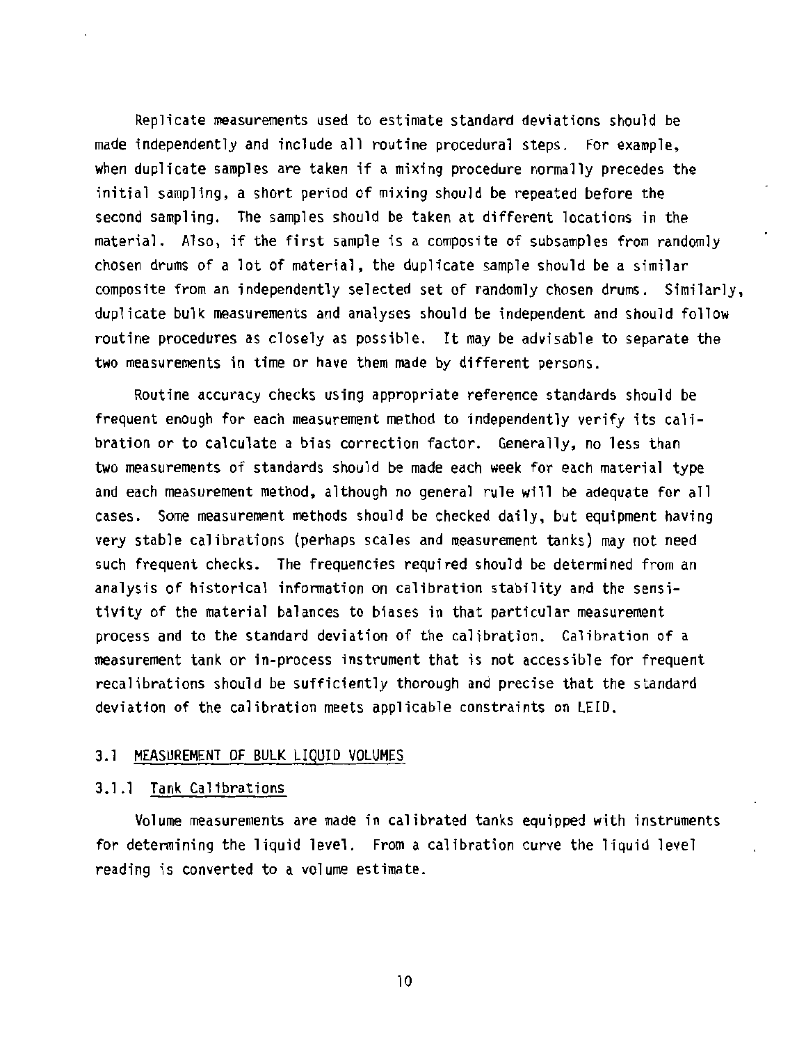Replicate measurements used to estimate standard deviations should be made independently and include all routine procedural steps. For example, when duplicate samples are taken if a mixing procedure normally precedes the initial sampling, a short period of mixing should be repeated before the second sampling. The samples should be taken at different locations in the material. Also, if the first sample is a composite of subsamples from randomly chosen drums of a lot of material, the duplicate sample should be a similar composite from an independently selected set of randomly chosen drums. Similarly, duplicate bulk measurements and analyses should be independent and should follow routine procedures as closely as possible. It may be advisable to separate the two measurements in time or have them made by different persons.

Routine accuracy checks using appropriate reference standards should be frequent enough for each measurement method to independently verify its calibration or to calculate a bias correction factor. Generally, no less than two measurements of standards should be made each week for each material type and each measurement method, although no general rule will be adequate for all cases. Some measurement methods should be checked daily, but equipment having very stable calibrations (perhaps scales and measurement tanks) may not need such frequent checks. The frequencies required should be determined from an analysis of historical information on calibration stability and the sensitivity of the material balances to biases in that particular measurement process and to the standard deviation of the calibration. Calibration of a measurement tank or in-process instrument that is not accessible for frequent recalibrations should be sufficiently thorough and precise that the standard deviation of the calibration meets applicable constraints on LEID.

## 3.1 MEASUREMENT OF BULK LIQUID VOLUMES

### 3.1.1 Tank Calibrations

Volume measurements are made in calibrated tanks equipped with instruments for determining the liquid level. From a calibration curve the liquid level reading is converted to a volume estimate.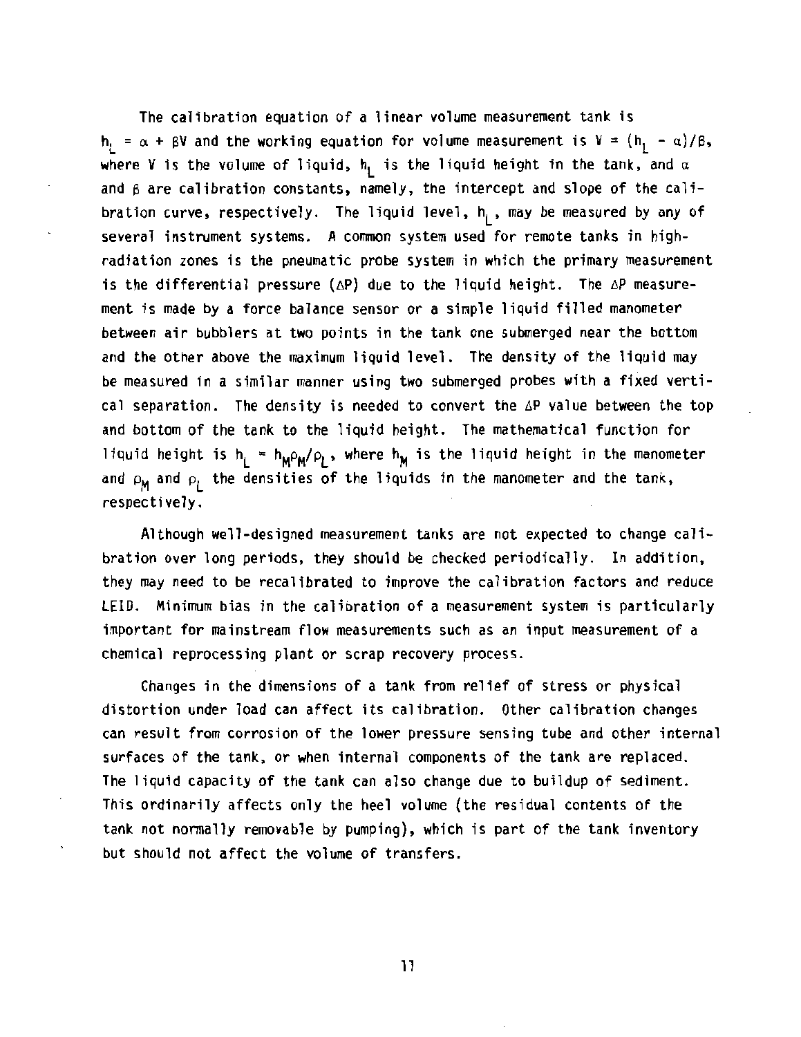The calibration equation of a linear volume measurement tank is $h_L = \alpha + \beta V$ and the working equation for volume measurement is $V = (h_L - \alpha)/\beta$, where V is the volume of liquid, $h_L$ is the liquid height in the tank, and $\alpha$ and $\beta$ are calibration constants, namely, the intercept and slope of the calibration curve, respectively. The liquid level, $h_L$, may be measured by any of several instrument systems. A common system used for remote tanks in high-radiation zones is the pneumatic probe system in which the primary measurement is the differential pressure ($\Delta P$) due to the liquid height. The $\Delta P$ measurement is made by a force balance sensor or a simple liquid filled manometer between air bubblers at two points in the tank one submerged near the bottom and the other above the maximum liquid level. The density of the liquid may be measured in a similar manner using two submerged probes with a fixed vertical separation. The density is needed to convert the $\Delta P$ value between the top and bottom of the tank to the liquid height. The mathematical function for liquid height is $h_L = h_M \rho_M / \rho_L$, where $h_M$ is the liquid height in the manometer and $\rho_M$ and $\rho_L$ the densities of the liquids in the manometer and the tank, respectively.

Although well-designed measurement tanks are not expected to change calibration over long periods, they should be checked periodically. In addition, they may need to be recalibrated to improve the calibration factors and reduce LEID. Minimum bias in the calibration of a measurement system is particularly important for mainstream flow measurements such as an input measurement of a chemical reprocessing plant or scrap recovery process.

Changes in the dimensions of a tank from relief of stress or physical distortion under load can affect its calibration. Other calibration changes can result from corrosion of the lower pressure sensing tube and other internal surfaces of the tank, or when internal components of the tank are replaced. The liquid capacity of the tank can also change due to buildup of sediment. This ordinarily affects only the heel volume (the residual contents of the tank not normally removable by pumping), which is part of the tank inventory but should not affect the volume of transfers.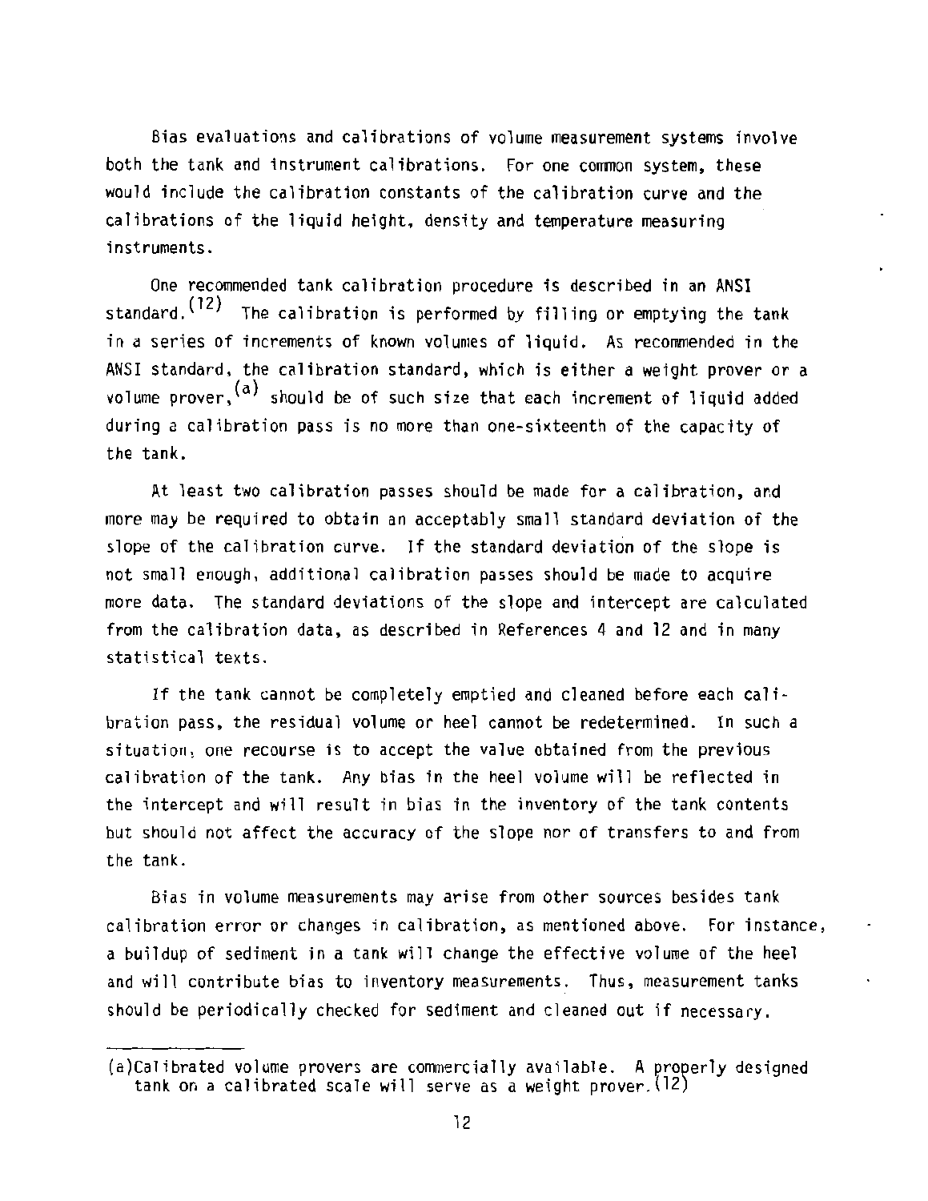Bias evaluations and calibrations of volume measurement systems involve both the tank and instrument calibrations. For one common system, these would include the calibration constants of the calibration curve and the calibrations of the liquid height, density and temperature measuring instruments.

One recommended tank calibration procedure is described in an ANSI standard.[12] The calibration is performed by filling or emptying the tank in a series of increments of known volumes of liquid. As recommended in the ANSI standard, the calibration standard, which is either a weight prover or a volume prover,[a] should be of such size that each increment of liquid added during a calibration pass is no more than one-sixteenth of the capacity of the tank.

At least two calibration passes should be made for a calibration, and more may be required to obtain an acceptably small standard deviation of the slope of the calibration curve. If the standard deviation of the slope is not small enough, additional calibration passes should be made to acquire more data. The standard deviations of the slope and intercept are calculated from the calibration data, as described in References 4 and 12 and in many statistical texts.

If the tank cannot be completely emptied and cleaned before each calibration pass, the residual volume or heel cannot be redetermined. In such a situation, one recourse is to accept the value obtained from the previous calibration of the tank. Any bias in the heel volume will be reflected in the intercept and will result in bias in the inventory of the tank contents but should not affect the accuracy of the slope nor of transfers to and from the tank.

Bias in volume measurements may arise from other sources besides tank calibration error or changes in calibration, as mentioned above. For instance, a buildup of sediment in a tank will change the effective volume of the heel and will contribute bias to inventory measurements. Thus, measurement tanks should be periodically checked for sediment and cleaned out if necessary.

---

(a) Calibrated volume provers are commercially available. A properly designed tank on a calibrated scale will serve as a weight prover.[12]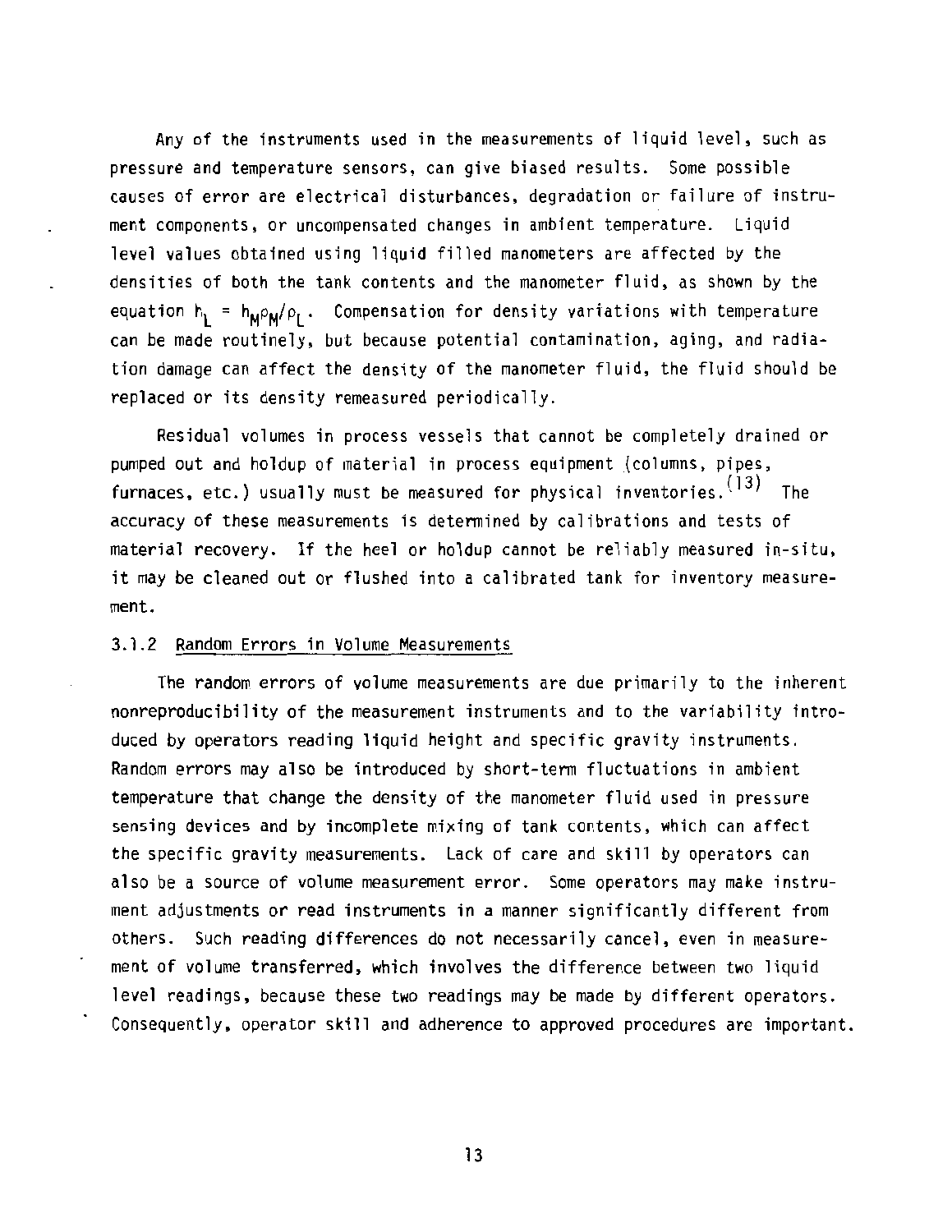Any of the instruments used in the measurements of liquid level, such as pressure and temperature sensors, can give biased results. Some possible causes of error are electrical disturbances, degradation or failure of instrument components, or uncompensated changes in ambient temperature. Liquid level values obtained using liquid filled manometers are affected by the densities of both the tank contents and the manometer fluid, as shown by the equation $h_L = h_M\rho_M/\rho_L$. Compensation for density variations with temperature can be made routinely, but because potential contamination, aging, and radiation damage can affect the density of the manometer fluid, the fluid should be replaced or its density remeasured periodically.

Residual volumes in process vessels that cannot be completely drained or pumped out and holdup of material in process equipment (columns, pipes, furnaces, etc.) usually must be measured for physical inventories.[13] The accuracy of these measurements is determined by calibrations and tests of material recovery. If the heel or holdup cannot be reliably measured in-situ, it may be cleaned out or flushed into a calibrated tank for inventory measurement.

### 3.1.2 Random Errors in Volume Measurements

The random errors of volume measurements are due primarily to the inherent nonreproducibility of the measurement instruments and to the variability introduced by operators reading liquid height and specific gravity instruments. Random errors may also be introduced by short-term fluctuations in ambient temperature that change the density of the manometer fluid used in pressure sensing devices and by incomplete mixing of tank contents, which can affect the specific gravity measurements. Lack of care and skill by operators can also be a source of volume measurement error. Some operators may make instrument adjustments or read instruments in a manner significantly different from others. Such reading differences do not necessarily cancel, even in measurement of volume transferred, which involves the difference between two liquid level readings, because these two readings may be made by different operators. Consequently, operator skill and adherence to approved procedures are important.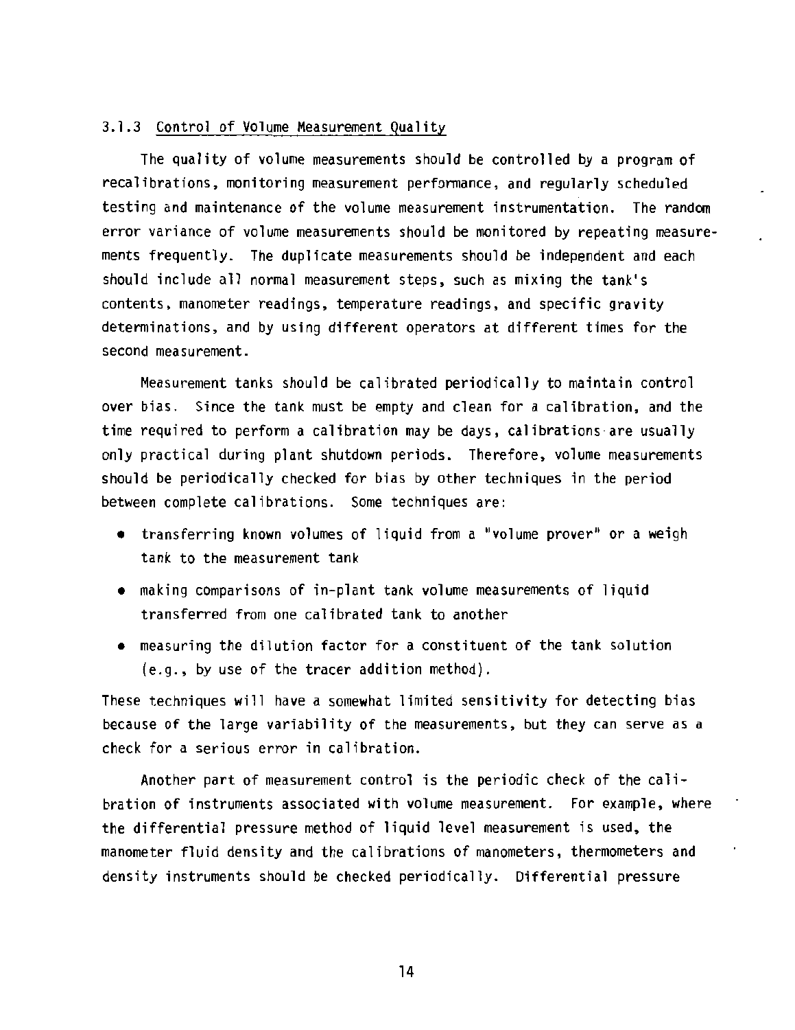### 3.1.3 Control of Volume Measurement Quality

The quality of volume measurements should be controlled by a program of recalibrations, monitoring measurement performance, and regularly scheduled testing and maintenance of the volume measurement instrumentation. The random error variance of volume measurements should be monitored by repeating measurements frequently. The duplicate measurements should be independent and each should include all normal measurement steps, such as mixing the tank's contents, manometer readings, temperature readings, and specific gravity determinations, and by using different operators at different times for the second measurement.

Measurement tanks should be calibrated periodically to maintain control over bias. Since the tank must be empty and clean for a calibration, and the time required to perform a calibration may be days, calibrations are usually only practical during plant shutdown periods. Therefore, volume measurements should be periodically checked for bias by other techniques in the period between complete calibrations. Some techniques are:

- transferring known volumes of liquid from a "volume prover" or a weigh tank to the measurement tank
- making comparisons of in-plant tank volume measurements of liquid transferred from one calibrated tank to another
- measuring the dilution factor for a constituent of the tank solution (e.g., by use of the tracer addition method).

These techniques will have a somewhat limited sensitivity for detecting bias because of the large variability of the measurements, but they can serve as a check for a serious error in calibration.

Another part of measurement control is the periodic check of the calibration of instruments associated with volume measurement. For example, where the differential pressure method of liquid level measurement is used, the manometer fluid density and the calibrations of manometers, thermometers and density instruments should be checked periodically. Differential pressure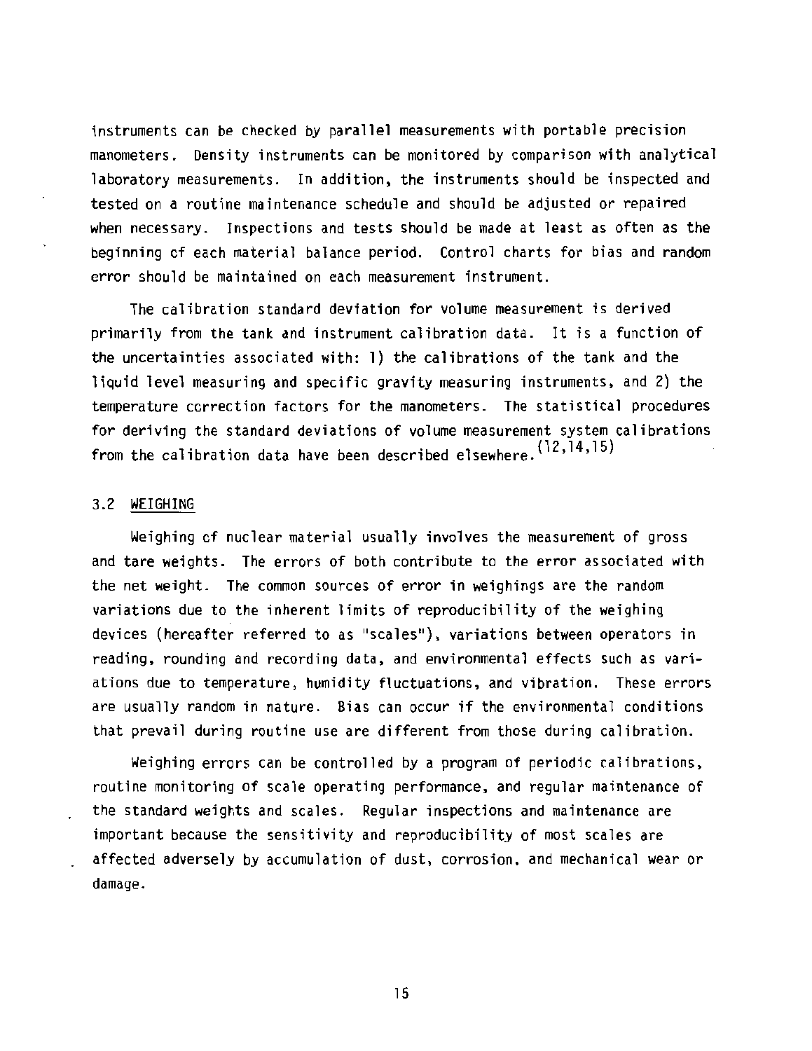instruments can be checked by parallel measurements with portable precision manometers. Density instruments can be monitored by comparison with analytical laboratory measurements. In addition, the instruments should be inspected and tested on a routine maintenance schedule and should be adjusted or repaired when necessary. Inspections and tests should be made at least as often as the beginning of each material balance period. Control charts for bias and random error should be maintained on each measurement instrument.

The calibration standard deviation for volume measurement is derived primarily from the tank and instrument calibration data. It is a function of the uncertainties associated with: 1) the calibrations of the tank and the liquid level measuring and specific gravity measuring instruments, and 2) the temperature correction factors for the manometers. The statistical procedures for deriving the standard deviations of volume measurement system calibrations from the calibration data have been described elsewhere.[12,14,15]

### 3.2 WEIGHING

Weighing of nuclear material usually involves the measurement of gross and tare weights. The errors of both contribute to the error associated with the net weight. The common sources of error in weighings are the random variations due to the inherent limits of reproducibility of the weighing devices (hereafter referred to as "scales"), variations between operators in reading, rounding and recording data, and environmental effects such as variations due to temperature, humidity fluctuations, and vibration. These errors are usually random in nature. Bias can occur if the environmental conditions that prevail during routine use are different from those during calibration.

Weighing errors can be controlled by a program of periodic calibrations, routine monitoring of scale operating performance, and regular maintenance of the standard weights and scales. Regular inspections and maintenance are important because the sensitivity and reproducibility of most scales are affected adversely by accumulation of dust, corrosion, and mechanical wear or damage.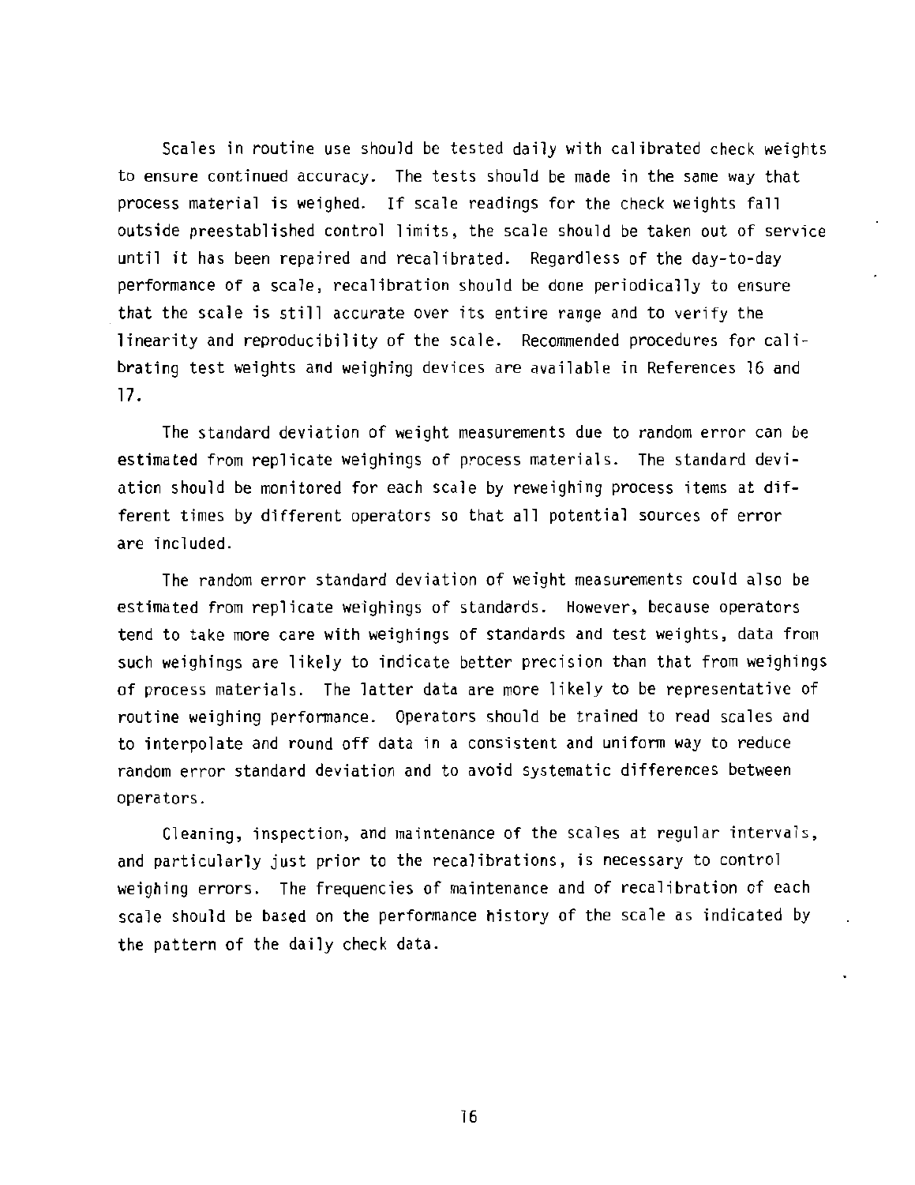Scales in routine use should be tested daily with calibrated check weights to ensure continued accuracy. The tests should be made in the same way that process material is weighed. If scale readings for the check weights fall outside preestablished control limits, the scale should be taken out of service until it has been repaired and recalibrated. Regardless of the day-to-day performance of a scale, recalibration should be done periodically to ensure that the scale is still accurate over its entire range and to verify the linearity and reproducibility of the scale. Recommended procedures for calibrating test weights and weighing devices are available in References 16 and 17.

The standard deviation of weight measurements due to random error can be estimated from replicate weighings of process materials. The standard deviation should be monitored for each scale by reweighing process items at different times by different operators so that all potential sources of error are included.

The random error standard deviation of weight measurements could also be estimated from replicate weighings of standards. However, because operators tend to take more care with weighings of standards and test weights, data from such weighings are likely to indicate better precision than that from weighings of process materials. The latter data are more likely to be representative of routine weighing performance. Operators should be trained to read scales and to interpolate and round off data in a consistent and uniform way to reduce random error standard deviation and to avoid systematic differences between operators.

Cleaning, inspection, and maintenance of the scales at regular intervals, and particularly just prior to the recalibrations, is necessary to control weighing errors. The frequencies of maintenance and of recalibration of each scale should be based on the performance history of the scale as indicated by the pattern of the daily check data.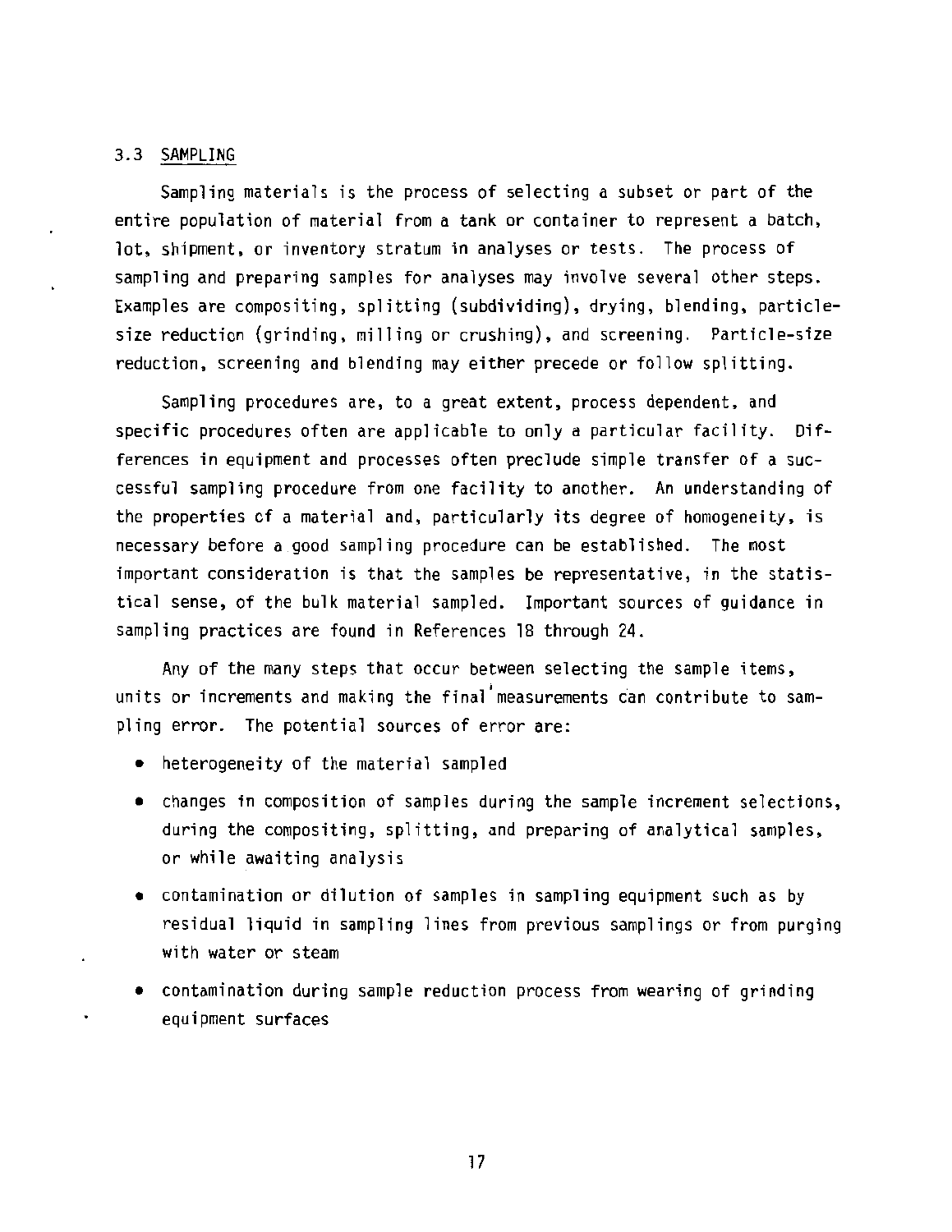## 3.3 SAMPLING

Sampling materials is the process of selecting a subset or part of the entire population of material from a tank or container to represent a batch, lot, shipment, or inventory stratum in analyses or tests. The process of sampling and preparing samples for analyses may involve several other steps. Examples are compositing, splitting (subdividing), drying, blending, particle-size reduction (grinding, milling or crushing), and screening. Particle-size reduction, screening and blending may either precede or follow splitting.

Sampling procedures are, to a great extent, process dependent, and specific procedures often are applicable to only a particular facility. Differences in equipment and processes often preclude simple transfer of a successful sampling procedure from one facility to another. An understanding of the properties of a material and, particularly its degree of homogeneity, is necessary before a good sampling procedure can be established. The most important consideration is that the samples be representative, in the statistical sense, of the bulk material sampled. Important sources of guidance in sampling practices are found in References 18 through 24.

Any of the many steps that occur between selecting the sample items, units or increments and making the final measurements can contribute to sampling error. The potential sources of error are:

- heterogeneity of the material sampled
- changes in composition of samples during the sample increment selections, during the compositing, splitting, and preparing of analytical samples, or while awaiting analysis
- contamination or dilution of samples in sampling equipment such as by residual liquid in sampling lines from previous samplings or from purging with water or steam
- contamination during sample reduction process from wearing of grinding equipment surfaces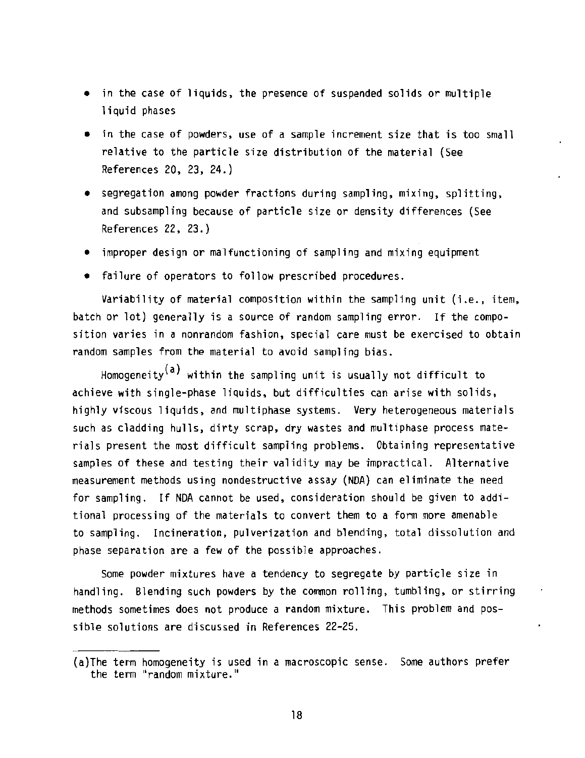- in the case of liquids, the presence of suspended solids or multiple liquid phases
- in the case of powders, use of a sample increment size that is too small relative to the particle size distribution of the material (See References 20, 23, 24.)
- segregation among powder fractions during sampling, mixing, splitting, and subsampling because of particle size or density differences (See References 22, 23.)
- improper design or malfunctioning of sampling and mixing equipment
- failure of operators to follow prescribed procedures.

Variability of material composition within the sampling unit (i.e., item, batch or lot) generally is a source of random sampling error. If the composition varies in a nonrandom fashion, special care must be exercised to obtain random samples from the material to avoid sampling bias.

Homogeneity[a] within the sampling unit is usually not difficult to achieve with single-phase liquids, but difficulties can arise with solids, highly viscous liquids, and multiphase systems. Very heterogeneous materials such as cladding hulls, dirty scrap, dry wastes and multiphase process materials present the most difficult sampling problems. Obtaining representative samples of these and testing their validity may be impractical. Alternative measurement methods using nondestructive assay (NDA) can eliminate the need for sampling. If NDA cannot be used, consideration should be given to additional processing of the materials to convert them to a form more amenable to sampling. Incineration, pulverization and blending, total dissolution and phase separation are a few of the possible approaches.

Some powder mixtures have a tendency to segregate by particle size in handling. Blending such powders by the common rolling, tumbling, or stirring methods sometimes does not produce a random mixture. This problem and possible solutions are discussed in References 22-25.

---

(a) The term homogeneity is used in a macroscopic sense. Some authors prefer the term "random mixture."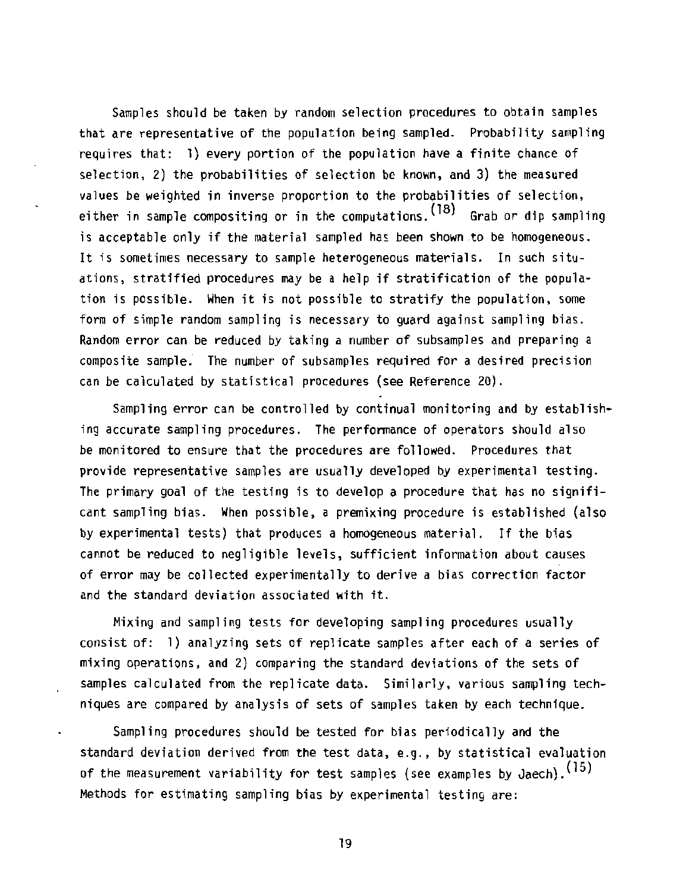Samples should be taken by random selection procedures to obtain samples that are representative of the population being sampled. Probability sampling requires that: 1) every portion of the population have a finite chance of selection, 2) the probabilities of selection be known, and 3) the measured values be weighted in inverse proportion to the probabilities of selection, either in sample compositing or in the computations.[18] Grab or dip sampling is acceptable only if the material sampled has been shown to be homogeneous. It is sometimes necessary to sample heterogeneous materials. In such situations, stratified procedures may be a help if stratification of the population is possible. When it is not possible to stratify the population, some form of simple random sampling is necessary to guard against sampling bias. Random error can be reduced by taking a number of subsamples and preparing a composite sample. The number of subsamples required for a desired precision can be calculated by statistical procedures (see Reference 20).

Sampling error can be controlled by continual monitoring and by establishing accurate sampling procedures. The performance of operators should also be monitored to ensure that the procedures are followed. Procedures that provide representative samples are usually developed by experimental testing. The primary goal of the testing is to develop a procedure that has no significant sampling bias. When possible, a premixing procedure is established (also by experimental tests) that produces a homogeneous material. If the bias cannot be reduced to negligible levels, sufficient information about causes of error may be collected experimentally to derive a bias correction factor and the standard deviation associated with it.

Mixing and sampling tests for developing sampling procedures usually consist of: 1) analyzing sets of replicate samples after each of a series of mixing operations, and 2) comparing the standard deviations of the sets of samples calculated from the replicate data. Similarly, various sampling techniques are compared by analysis of sets of samples taken by each technique.

Sampling procedures should be tested for bias periodically and the standard deviation derived from the test data, e.g., by statistical evaluation of the measurement variability for test samples (see examples by Jaech).[15] Methods for estimating sampling bias by experimental testing are: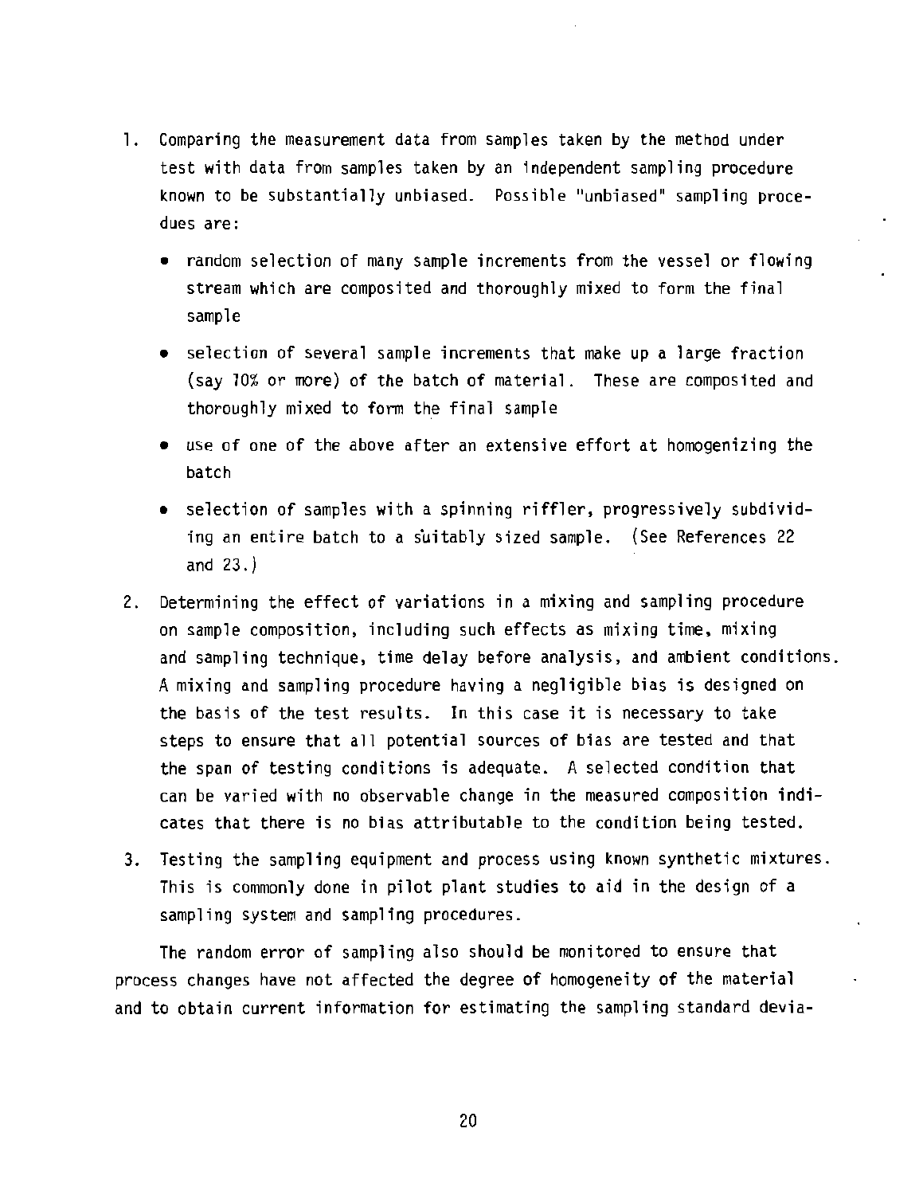1. Comparing the measurement data from samples taken by the method under test with data from samples taken by an independent sampling procedure known to be substantially unbiased. Possible "unbiased" sampling procedues are:

   - random selection of many sample increments from the vessel or flowing stream which are composited and thoroughly mixed to form the final sample
   - selection of several sample increments that make up a large fraction (say 10% or more) of the batch of material. These are composited and thoroughly mixed to form the final sample
   - use of one of the above after an extensive effort at homogenizing the batch
   - selection of samples with a spinning riffler, progressively subdividing an entire batch to a suitably sized sample. (See References 22 and 23.)

2. Determining the effect of variations in a mixing and sampling procedure on sample composition, including such effects as mixing time, mixing and sampling technique, time delay before analysis, and ambient conditions. A mixing and sampling procedure having a negligible bias is designed on the basis of the test results. In this case it is necessary to take steps to ensure that all potential sources of bias are tested and that the span of testing conditions is adequate. A selected condition that can be varied with no observable change in the measured composition indicates that there is no bias attributable to the condition being tested.

3. Testing the sampling equipment and process using known synthetic mixtures. This is commonly done in pilot plant studies to aid in the design of a sampling system and sampling procedures.

The random error of sampling also should be monitored to ensure that process changes have not affected the degree of homogeneity of the material and to obtain current information for estimating the sampling standard devia-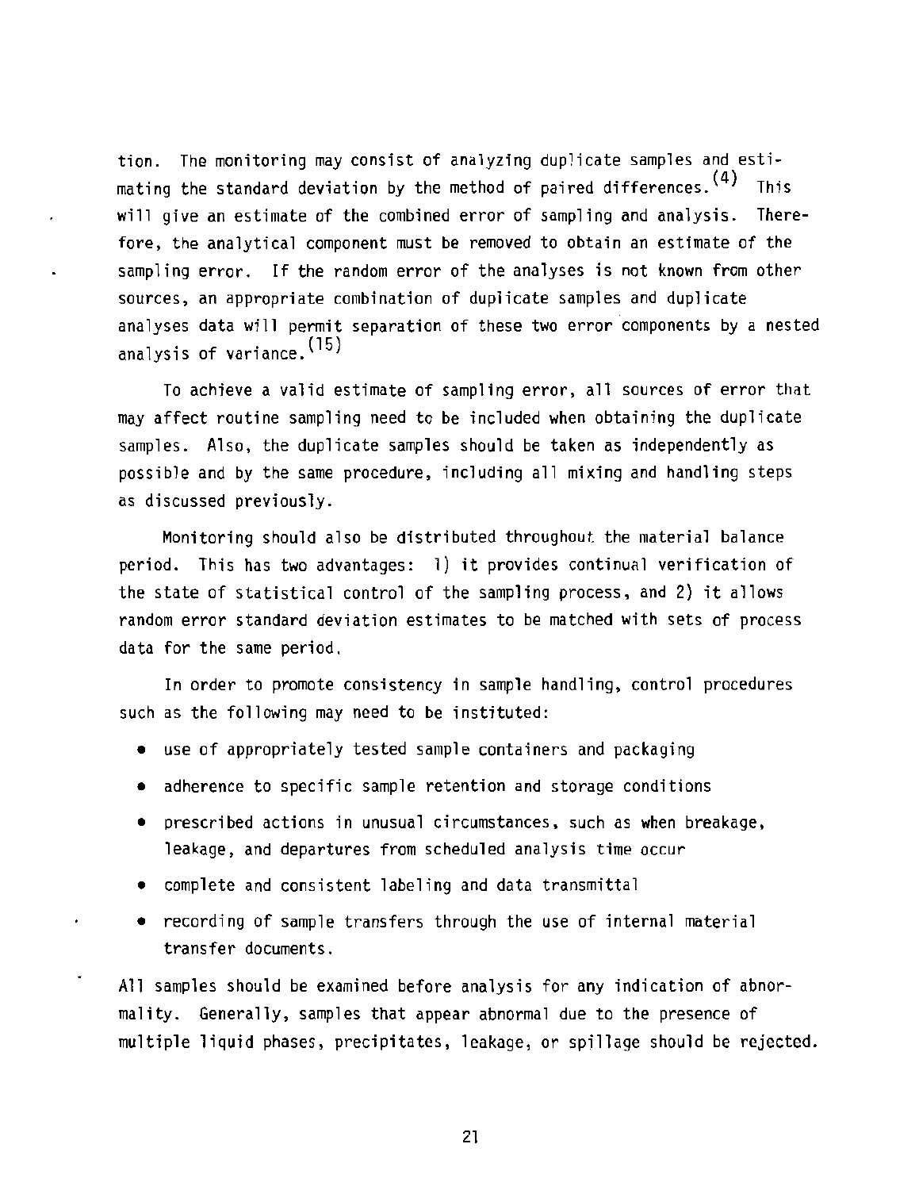tion. The monitoring may consist of analyzing duplicate samples and estimating the standard deviation by the method of paired differences.[4] This will give an estimate of the combined error of sampling and analysis. Therefore, the analytical component must be removed to obtain an estimate of the sampling error. If the random error of the analyses is not known from other sources, an appropriate combination of duplicate samples and duplicate analyses data will permit separation of these two error components by a nested analysis of variance.[15]

To achieve a valid estimate of sampling error, all sources of error that may affect routine sampling need to be included when obtaining the duplicate samples. Also, the duplicate samples should be taken as independently as possible and by the same procedure, including all mixing and handling steps as discussed previously.

Monitoring should also be distributed throughout the material balance period. This has two advantages: 1) it provides continual verification of the state of statistical control of the sampling process, and 2) it allows random error standard deviation estimates to be matched with sets of process data for the same period.

In order to promote consistency in sample handling, control procedures such as the following may need to be instituted:

- use of appropriately tested sample containers and packaging
- adherence to specific sample retention and storage conditions
- prescribed actions in unusual circumstances, such as when breakage, leakage, and departures from scheduled analysis time occur
- complete and consistent labeling and data transmittal
- recording of sample transfers through the use of internal material transfer documents.

All samples should be examined before analysis for any indication of abnormality. Generally, samples that appear abnormal due to the presence of multiple liquid phases, precipitates, leakage, or spillage should be rejected.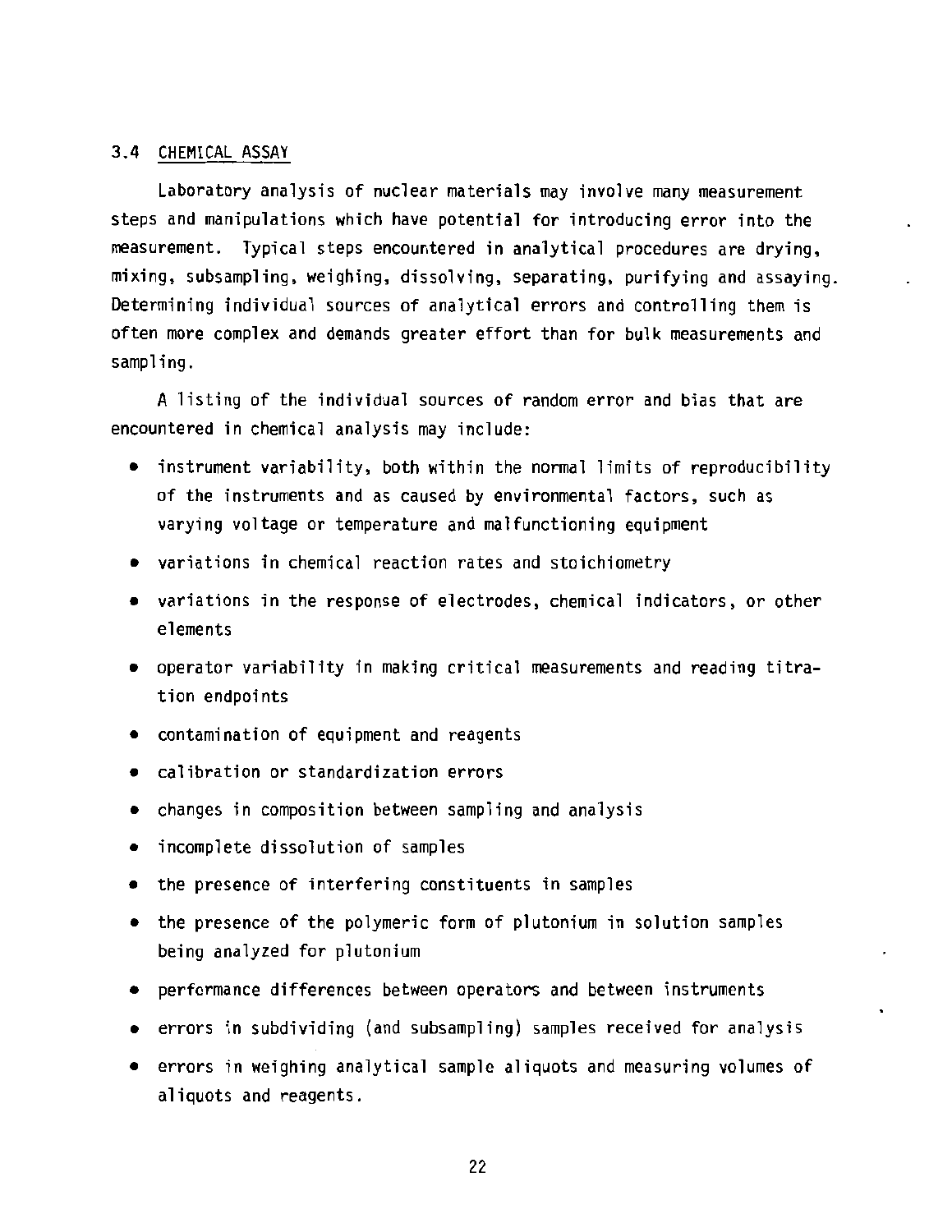### 3.4 CHEMICAL ASSAY

Laboratory analysis of nuclear materials may involve many measurement steps and manipulations which have potential for introducing error into the measurement. Typical steps encountered in analytical procedures are drying, mixing, subsampling, weighing, dissolving, separating, purifying and assaying. Determining individual sources of analytical errors and controlling them is often more complex and demands greater effort than for bulk measurements and sampling.

A listing of the individual sources of random error and bias that are encountered in chemical analysis may include:

- instrument variability, both within the normal limits of reproducibility of the instruments and as caused by environmental factors, such as varying voltage or temperature and malfunctioning equipment
- variations in chemical reaction rates and stoichiometry
- variations in the response of electrodes, chemical indicators, or other elements
- operator variability in making critical measurements and reading titration endpoints
- contamination of equipment and reagents
- calibration or standardization errors
- changes in composition between sampling and analysis
- incomplete dissolution of samples
- the presence of interfering constituents in samples
- the presence of the polymeric form of plutonium in solution samples being analyzed for plutonium
- performance differences between operators and between instruments
- errors in subdividing (and subsampling) samples received for analysis
- errors in weighing analytical sample aliquots and measuring volumes of aliquots and reagents.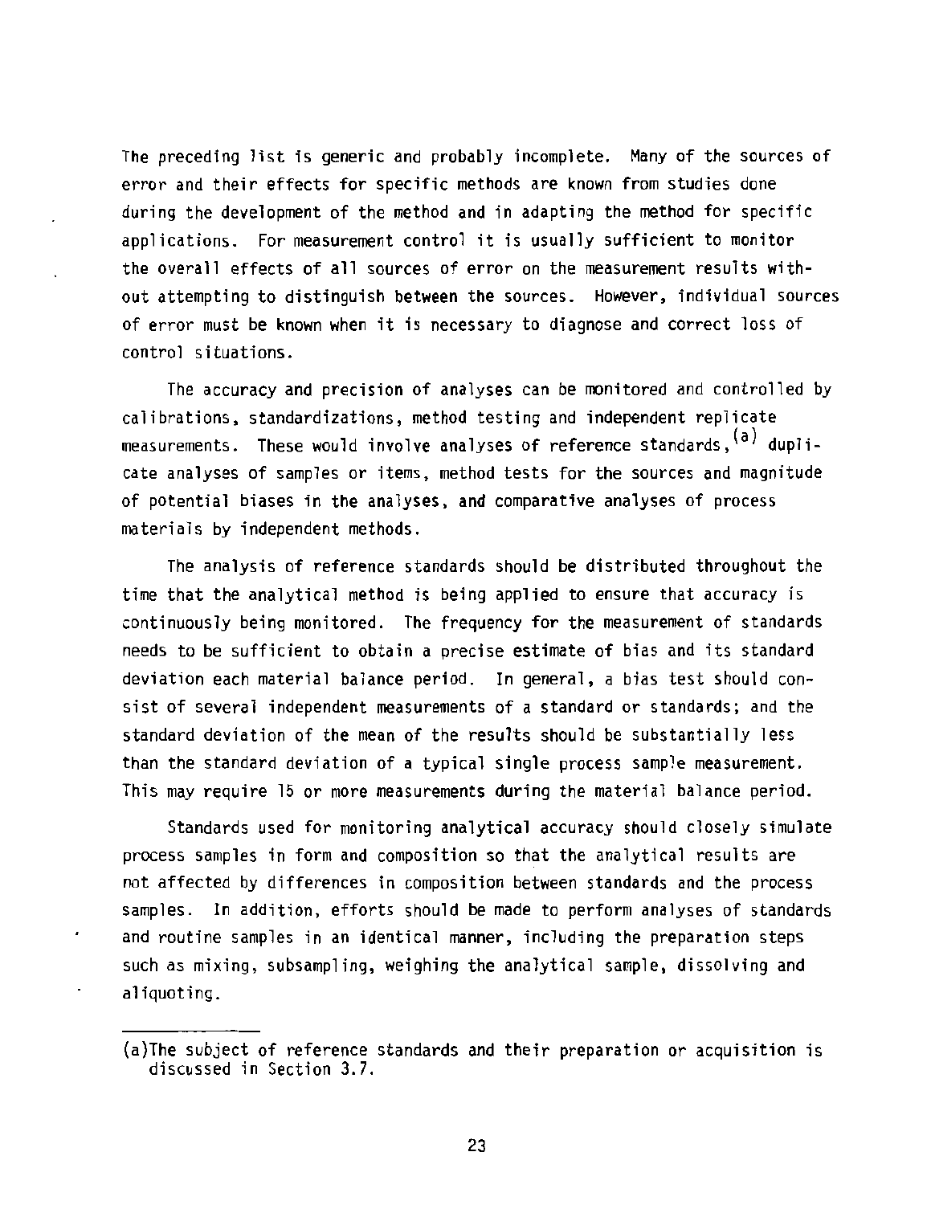The preceding list is generic and probably incomplete. Many of the sources of error and their effects for specific methods are known from studies done during the development of the method and in adapting the method for specific applications. For measurement control it is usually sufficient to monitor the overall effects of all sources of error on the measurement results without attempting to distinguish between the sources. However, individual sources of error must be known when it is necessary to diagnose and correct loss of control situations.

The accuracy and precision of analyses can be monitored and controlled by calibrations, standardizations, method testing and independent replicate measurements. These would involve analyses of reference standards,[a] duplicate analyses of samples or items, method tests for the sources and magnitude of potential biases in the analyses, and comparative analyses of process materials by independent methods.

The analysis of reference standards should be distributed throughout the time that the analytical method is being applied to ensure that accuracy is continuously being monitored. The frequency for the measurement of standards needs to be sufficient to obtain a precise estimate of bias and its standard deviation each material balance period. In general, a bias test should consist of several independent measurements of a standard or standards; and the standard deviation of the mean of the results should be substantially less than the standard deviation of a typical single process sample measurement. This may require 15 or more measurements during the material balance period.

Standards used for monitoring analytical accuracy should closely simulate process samples in form and composition so that the analytical results are not affected by differences in composition between standards and the process samples. In addition, efforts should be made to perform analyses of standards and routine samples in an identical manner, including the preparation steps such as mixing, subsampling, weighing the analytical sample, dissolving and aliquoting.

---

(a)The subject of reference standards and their preparation or acquisition is discussed in Section 3.7.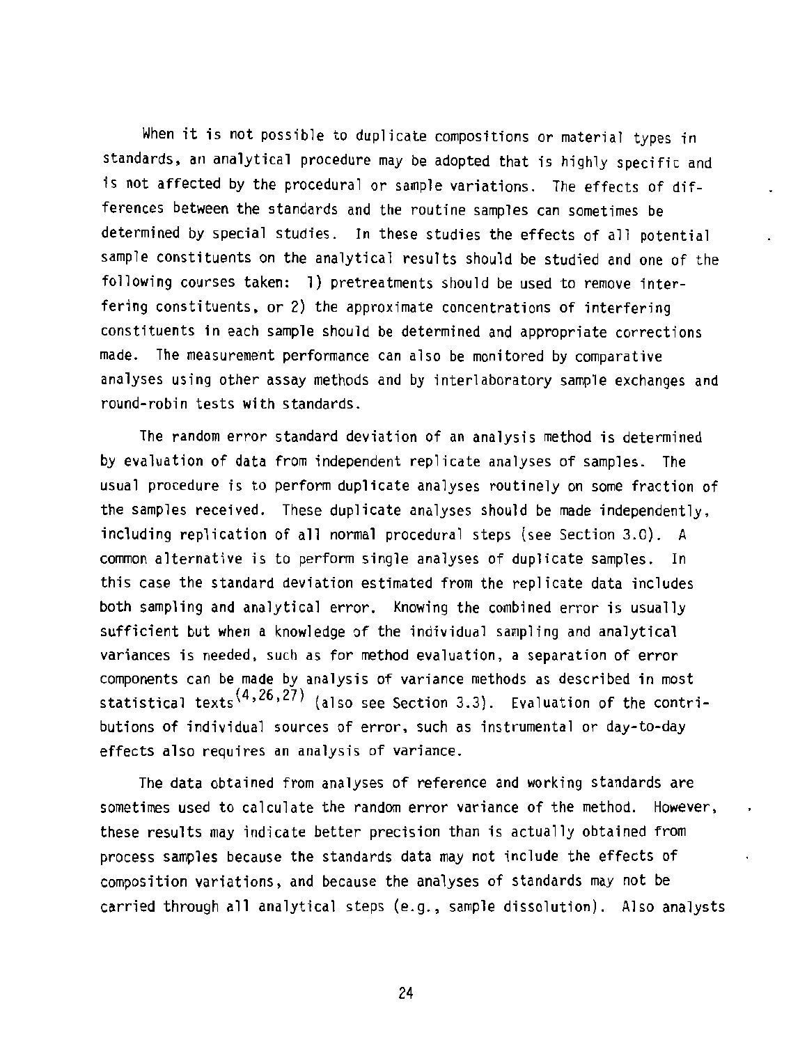When it is not possible to duplicate compositions or material types in standards, an analytical procedure may be adopted that is highly specific and is not affected by the procedural or sample variations. The effects of differences between the standards and the routine samples can sometimes be determined by special studies. In these studies the effects of all potential sample constituents on the analytical results should be studied and one of the following courses taken: 1) pretreatments should be used to remove interfering constituents, or 2) the approximate concentrations of interfering constituents in each sample should be determined and appropriate corrections made. The measurement performance can also be monitored by comparative analyses using other assay methods and by interlaboratory sample exchanges and round-robin tests with standards.

The random error standard deviation of an analysis method is determined by evaluation of data from independent replicate analyses of samples. The usual procedure is to perform duplicate analyses routinely on some fraction of the samples received. These duplicate analyses should be made independently, including replication of all normal procedural steps (see Section 3.0). A common alternative is to perform single analyses of duplicate samples. In this case the standard deviation estimated from the replicate data includes both sampling and analytical error. Knowing the combined error is usually sufficient but when a knowledge of the individual sampling and analytical variances is needed, such as for method evaluation, a separation of error components can be made by analysis of variance methods as described in most statistical texts[4,26,27] (also see Section 3.3). Evaluation of the contributions of individual sources of error, such as instrumental or day-to-day effects also requires an analysis of variance.

The data obtained from analyses of reference and working standards are sometimes used to calculate the random error variance of the method. However, these results may indicate better precision than is actually obtained from process samples because the standards data may not include the effects of composition variations, and because the analyses of standards may not be carried through all analytical steps (e.g., sample dissolution). Also analysts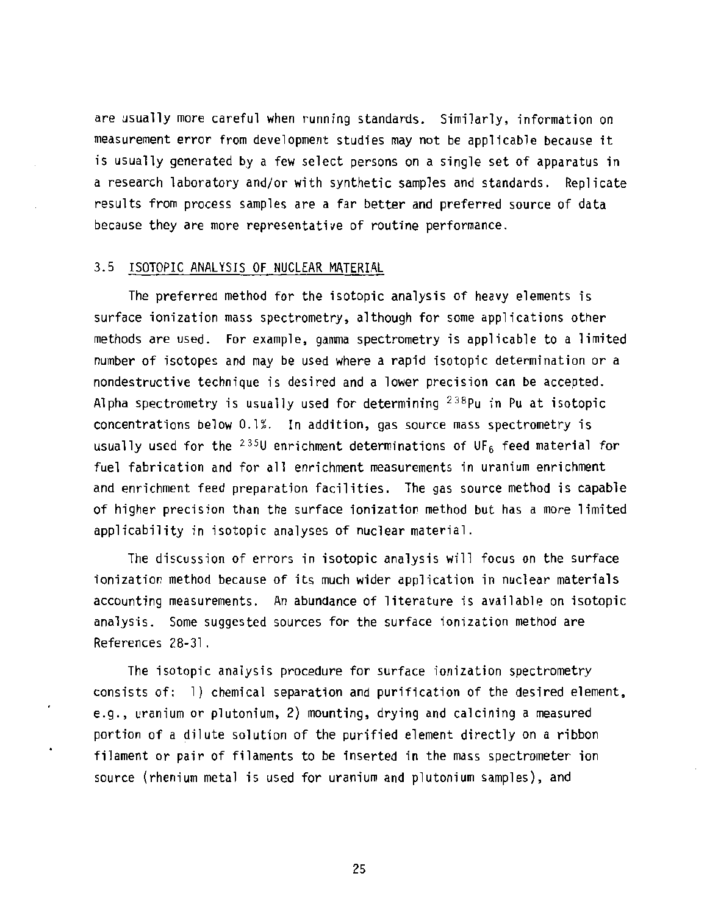are usually more careful when running standards. Similarly, information on measurement error from development studies may not be applicable because it is usually generated by a few select persons on a single set of apparatus in a research laboratory and/or with synthetic samples and standards. Replicate results from process samples are a far better and preferred source of data because they are more representative of routine performance.

### 3.5 ISOTOPIC ANALYSIS OF NUCLEAR MATERIAL

The preferred method for the isotopic analysis of heavy elements is surface ionization mass spectrometry, although for some applications other methods are used. For example, gamma spectrometry is applicable to a limited number of isotopes and may be used where a rapid isotopic determination or a nondestructive technique is desired and a lower precision can be accepted. Alpha spectrometry is usually used for determining $^{238}Pu$ in Pu at isotopic concentrations below 0.1%. In addition, gas source mass spectrometry is usually used for the $^{235}U$ enrichment determinations of $UF_6$ feed material for fuel fabrication and for all enrichment measurements in uranium enrichment and enrichment feed preparation facilities. The gas source method is capable of higher precision than the surface ionization method but has a more limited applicability in isotopic analyses of nuclear material.

The discussion of errors in isotopic analysis will focus on the surface ionization method because of its much wider application in nuclear materials accounting measurements. An abundance of literature is available on isotopic analysis. Some suggested sources for the surface ionization method are References 28-31.

The isotopic analysis procedure for surface ionization spectrometry consists of: 1) chemical separation and purification of the desired element, e.g., uranium or plutonium, 2) mounting, drying and calcining a measured portion of a dilute solution of the purified element directly on a ribbon filament or pair of filaments to be inserted in the mass spectrometer ion source (rhenium metal is used for uranium and plutonium samples), and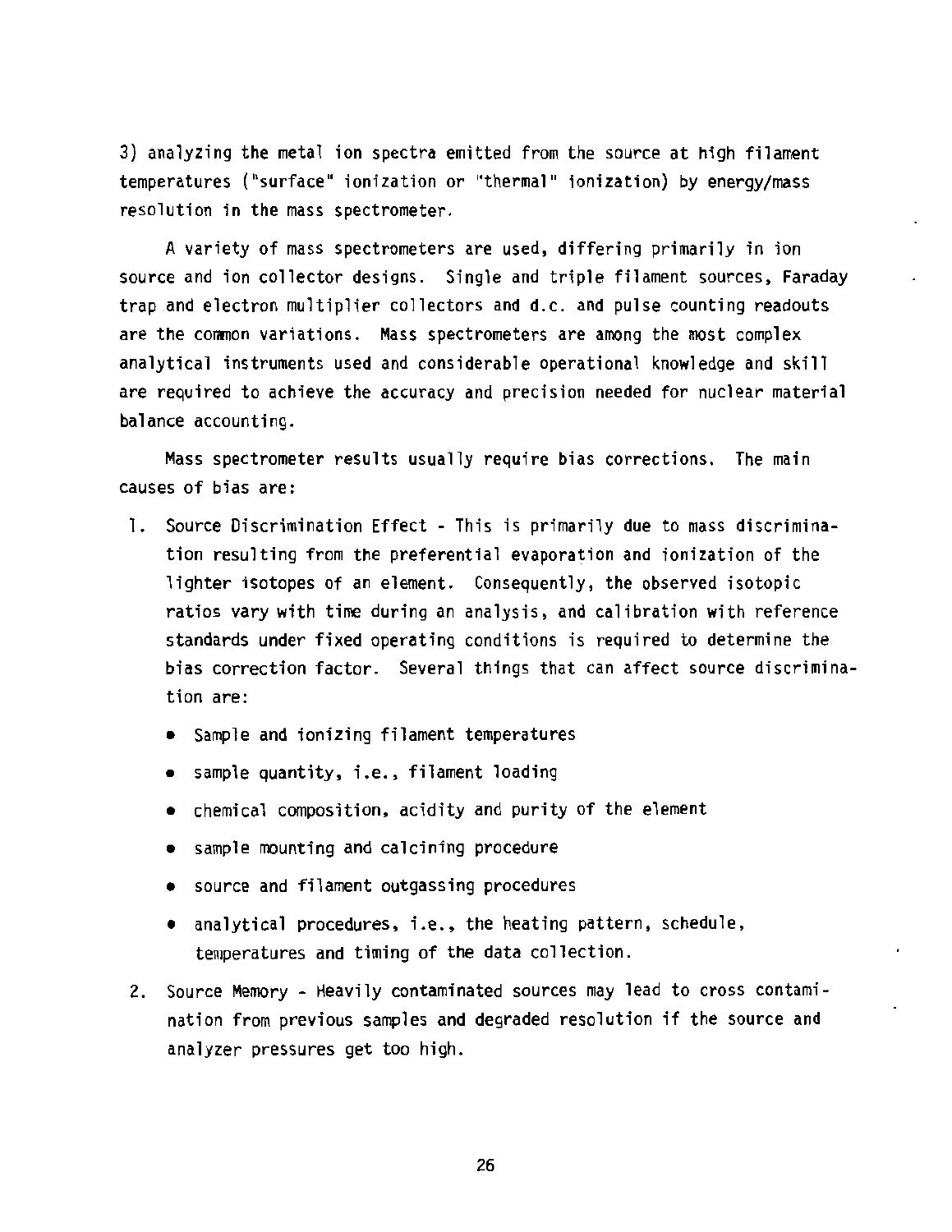3) analyzing the metal ion spectra emitted from the source at high filament temperatures ("surface" ionization or "thermal" ionization) by energy/mass resolution in the mass spectrometer.

A variety of mass spectrometers are used, differing primarily in ion source and ion collector designs. Single and triple filament sources, Faraday trap and electron multiplier collectors and d.c. and pulse counting readouts are the common variations. Mass spectrometers are among the most complex analytical instruments used and considerable operational knowledge and skill are required to achieve the accuracy and precision needed for nuclear material balance accounting.

Mass spectrometer results usually require bias corrections. The main causes of bias are:

1. Source Discrimination Effect - This is primarily due to mass discrimination resulting from the preferential evaporation and ionization of the lighter isotopes of an element. Consequently, the observed isotopic ratios vary with time during an analysis, and calibration with reference standards under fixed operating conditions is required to determine the bias correction factor. Several things that can affect source discrimination are:
   - Sample and ionizing filament temperatures
   - sample quantity, i.e., filament loading
   - chemical composition, acidity and purity of the element
   - sample mounting and calcining procedure
   - source and filament outgassing procedures
   - analytical procedures, i.e., the heating pattern, schedule, temperatures and timing of the data collection.
2. Source Memory - Heavily contaminated sources may lead to cross contamination from previous samples and degraded resolution if the source and analyzer pressures get too high.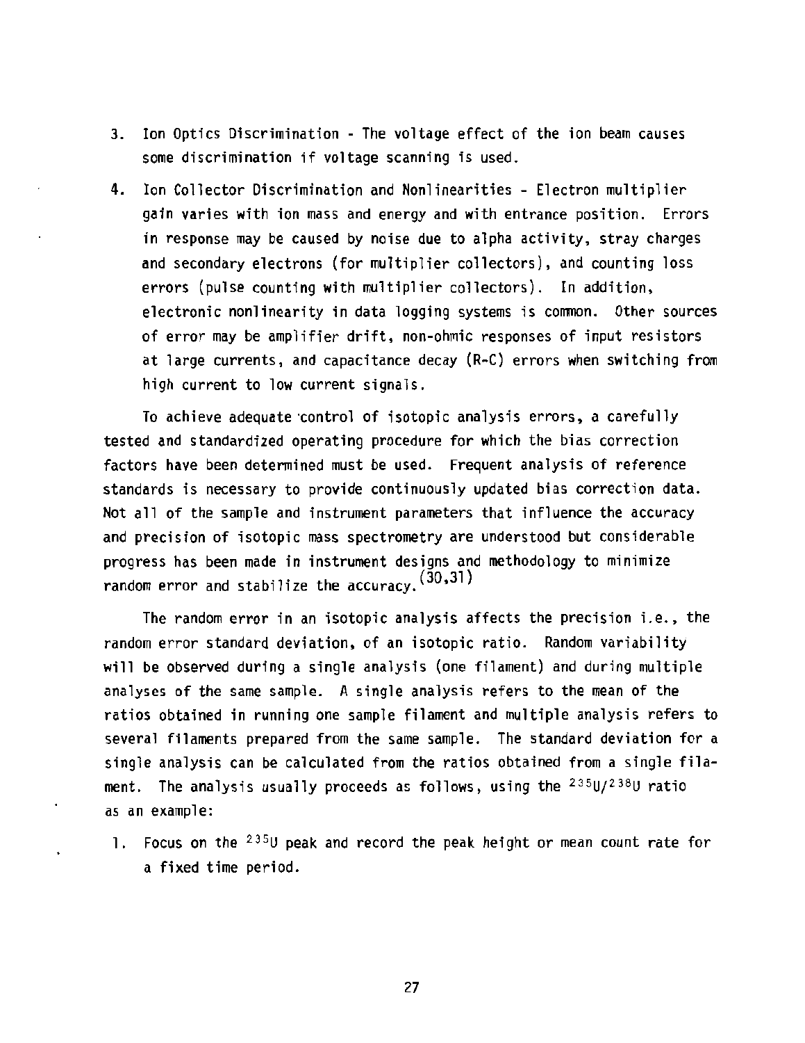3. Ion Optics Discrimination - The voltage effect of the ion beam causes some discrimination if voltage scanning is used.

4. Ion Collector Discrimination and Nonlinearities - Electron multiplier gain varies with ion mass and energy and with entrance position. Errors in response may be caused by noise due to alpha activity, stray charges and secondary electrons (for multiplier collectors), and counting loss errors (pulse counting with multiplier collectors). In addition, electronic nonlinearity in data logging systems is common. Other sources of error may be amplifier drift, non-ohmic responses of input resistors at large currents, and capacitance decay (R-C) errors when switching from high current to low current signals.

To achieve adequate control of isotopic analysis errors, a carefully tested and standardized operating procedure for which the bias correction factors have been determined must be used. Frequent analysis of reference standards is necessary to provide continuously updated bias correction data. Not all of the sample and instrument parameters that influence the accuracy and precision of isotopic mass spectrometry are understood but considerable progress has been made in instrument designs and methodology to minimize random error and stabilize the accuracy.[30,31]

The random error in an isotopic analysis affects the precision i.e., the random error standard deviation, of an isotopic ratio. Random variability will be observed during a single analysis (one filament) and during multiple analyses of the same sample. A single analysis refers to the mean of the ratios obtained in running one sample filament and multiple analysis refers to several filaments prepared from the same sample. The standard deviation for a single analysis can be calculated from the ratios obtained from a single filament. The analysis usually proceeds as follows, using the $^{235}U/^{238}U$ ratio as an example:

1. Focus on the $^{235}U$ peak and record the peak height or mean count rate for a fixed time period.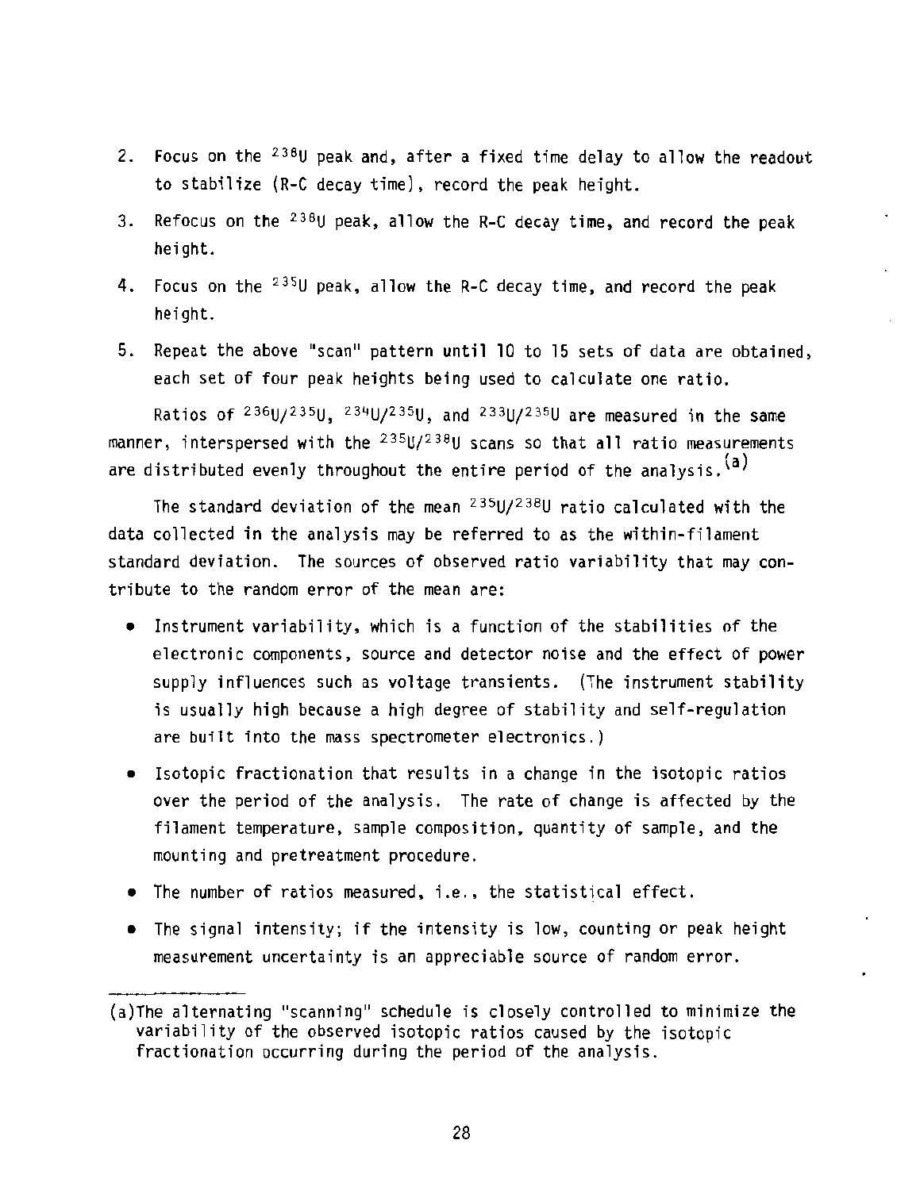2. Focus on the $^{238}U$ peak and, after a fixed time delay to allow the readout to stabilize (R-C decay time), record the peak height.

3. Refocus on the $^{238}U$ peak, allow the R-C decay time, and record the peak height.

4. Focus on the $^{235}U$ peak, allow the R-C decay time, and record the peak height.

5. Repeat the above "scan" pattern until 10 to 15 sets of data are obtained, each set of four peak heights being used to calculate one ratio.

Ratios of $^{236}U/^{235}U$, $^{234}U/^{235}U$, and $^{233}U/^{235}U$ are measured in the same manner, interspersed with the $^{235}U/^{238}U$ scans so that all ratio measurements are distributed evenly throughout the entire period of the analysis.[a]

The standard deviation of the mean $^{235}U/^{238}U$ ratio calculated with the data collected in the analysis may be referred to as the within-filament standard deviation. The sources of observed ratio variability that may contribute to the random error of the mean are:

- Instrument variability, which is a function of the stabilities of the electronic components, source and detector noise and the effect of power supply influences such as voltage transients. (The instrument stability is usually high because a high degree of stability and self-regulation are built into the mass spectrometer electronics.)
- Isotopic fractionation that results in a change in the isotopic ratios over the period of the analysis. The rate of change is affected by the filament temperature, sample composition, quantity of sample, and the mounting and pretreatment procedure.
- The number of ratios measured, i.e., the statistical effect.
- The signal intensity; if the intensity is low, counting or peak height measurement uncertainty is an appreciable source of random error.

---

(a) The alternating "scanning" schedule is closely controlled to minimize the variability of the observed isotopic ratios caused by the isotopic fractionation occurring during the period of the analysis.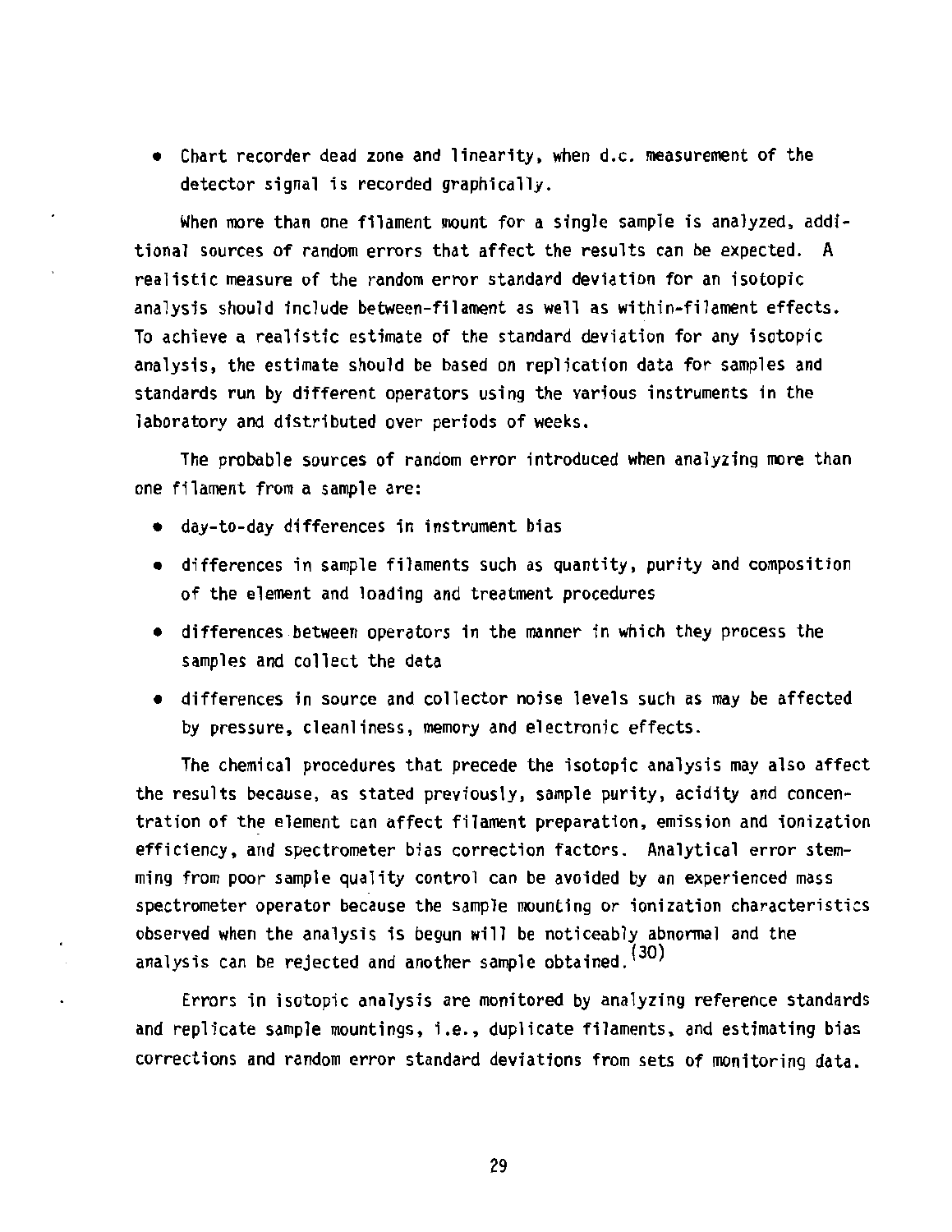- Chart recorder dead zone and linearity, when d.c. measurement of the detector signal is recorded graphically.

When more than one filament mount for a single sample is analyzed, additional sources of random errors that affect the results can be expected. A realistic measure of the random error standard deviation for an isotopic analysis should include between-filament as well as within-filament effects. To achieve a realistic estimate of the standard deviation for any isotopic analysis, the estimate should be based on replication data for samples and standards run by different operators using the various instruments in the laboratory and distributed over periods of weeks.

The probable sources of random error introduced when analyzing more than one filament from a sample are:

- day-to-day differences in instrument bias
- differences in sample filaments such as quantity, purity and composition of the element and loading and treatment procedures
- differences between operators in the manner in which they process the samples and collect the data
- differences in source and collector noise levels such as may be affected by pressure, cleanliness, memory and electronic effects.

The chemical procedures that precede the isotopic analysis may also affect the results because, as stated previously, sample purity, acidity and concentration of the element can affect filament preparation, emission and ionization efficiency, and spectrometer bias correction factors. Analytical error stemming from poor sample quality control can be avoided by an experienced mass spectrometer operator because the sample mounting or ionization characteristics observed when the analysis is begun will be noticeably abnormal and the analysis can be rejected and another sample obtained.[30]

Errors in isotopic analysis are monitored by analyzing reference standards and replicate sample mountings, i.e., duplicate filaments, and estimating bias corrections and random error standard deviations from sets of monitoring data.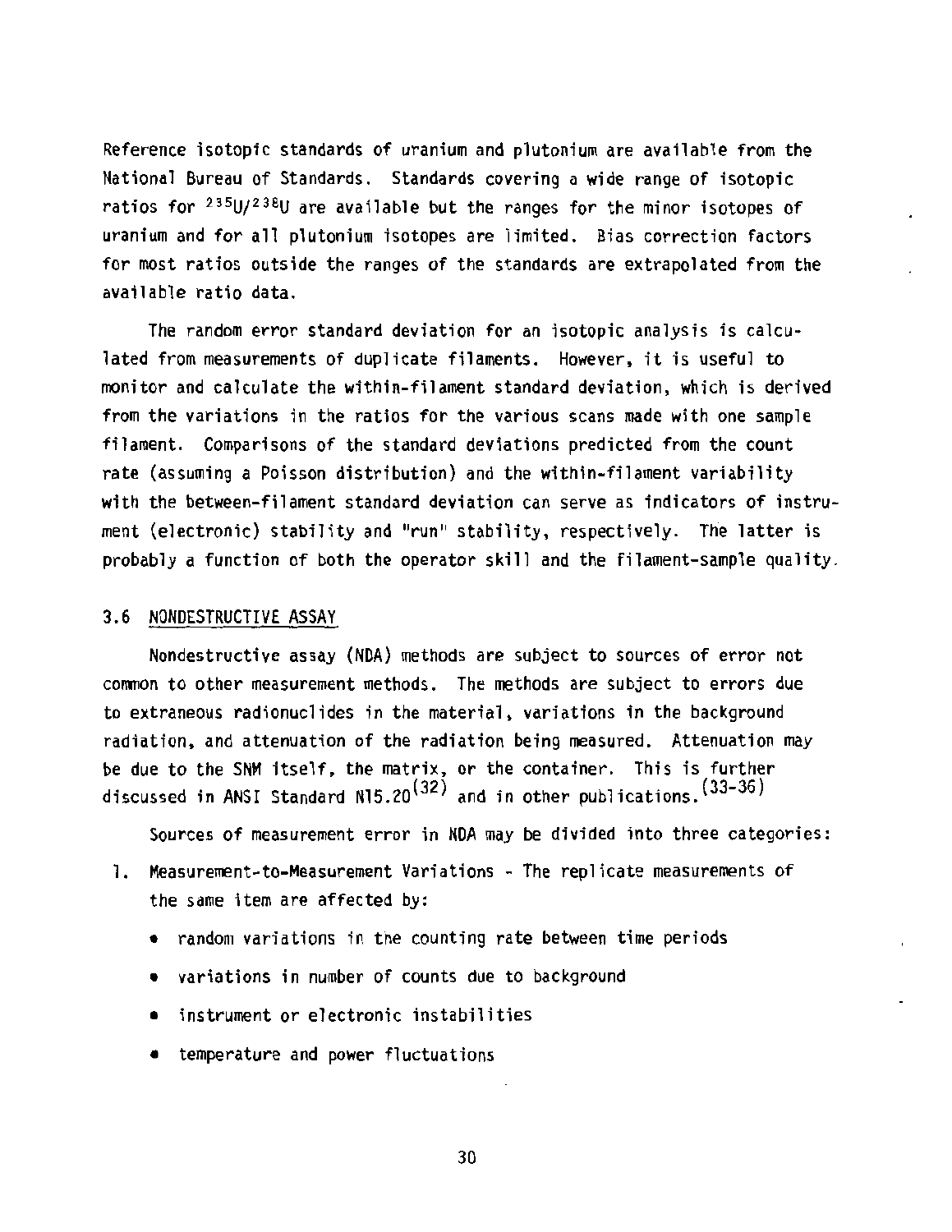Reference isotopic standards of uranium and plutonium are available from the National Bureau of Standards. Standards covering a wide range of isotopic ratios for $^{235}U/^{238}U$ are available but the ranges for the minor isotopes of uranium and for all plutonium isotopes are limited. Bias correction factors for most ratios outside the ranges of the standards are extrapolated from the available ratio data.

The random error standard deviation for an isotopic analysis is calculated from measurements of duplicate filaments. However, it is useful to monitor and calculate the within-filament standard deviation, which is derived from the variations in the ratios for the various scans made with one sample filament. Comparisons of the standard deviations predicted from the count rate (assuming a Poisson distribution) and the within-filament variability with the between-filament standard deviation can serve as indicators of instrument (electronic) stability and "run" stability, respectively. The latter is probably a function of both the operator skill and the filament-sample quality.

### 3.6 NONDESTRUCTIVE ASSAY

Nondestructive assay (NDA) methods are subject to sources of error not common to other measurement methods. The methods are subject to errors due to extraneous radionuclides in the material, variations in the background radiation, and attenuation of the radiation being measured. Attenuation may be due to the SNM itself, the matrix, or the container. This is further discussed in ANSI Standard N15.20[32] and in other publications.[33-36]

Sources of measurement error in NDA may be divided into three categories:

1. Measurement-to-Measurement Variations - The replicate measurements of the same item are affected by:
   - random variations in the counting rate between time periods
   - variations in number of counts due to background
   - instrument or electronic instabilities
   - temperature and power fluctuations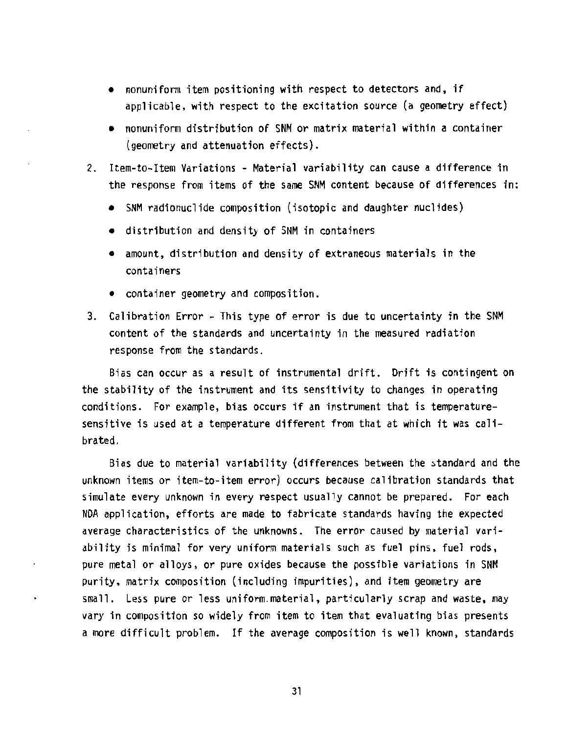- nonuniform item positioning with respect to detectors and, if applicable, with respect to the excitation source (a geometry effect)
- nonuniform distribution of SNM or matrix material within a container (geometry and attenuation effects).

2. Item-to-Item Variations - Material variability can cause a difference in the response from items of the same SNM content because of differences in:
   - SNM radionuclide composition (isotopic and daughter nuclides)
   - distribution and density of SNM in containers
   - amount, distribution and density of extraneous materials in the containers
   - container geometry and composition.

3. Calibration Error - This type of error is due to uncertainty in the SNM content of the standards and uncertainty in the measured radiation response from the standards.

Bias can occur as a result of instrumental drift. Drift is contingent on the stability of the instrument and its sensitivity to changes in operating conditions. For example, bias occurs if an instrument that is temperature-sensitive is used at a temperature different from that at which it was calibrated.

Bias due to material variability (differences between the standard and the unknown items or item-to-item error) occurs because calibration standards that simulate every unknown in every respect usually cannot be prepared. For each NDA application, efforts are made to fabricate standards having the expected average characteristics of the unknowns. The error caused by material variability is minimal for very uniform materials such as fuel pins, fuel rods, pure metal or alloys, or pure oxides because the possible variations in SNM purity, matrix composition (including impurities), and item geometry are small. Less pure or less uniform material, particularly scrap and waste, may vary in composition so widely from item to item that evaluating bias presents a more difficult problem. If the average composition is well known, standards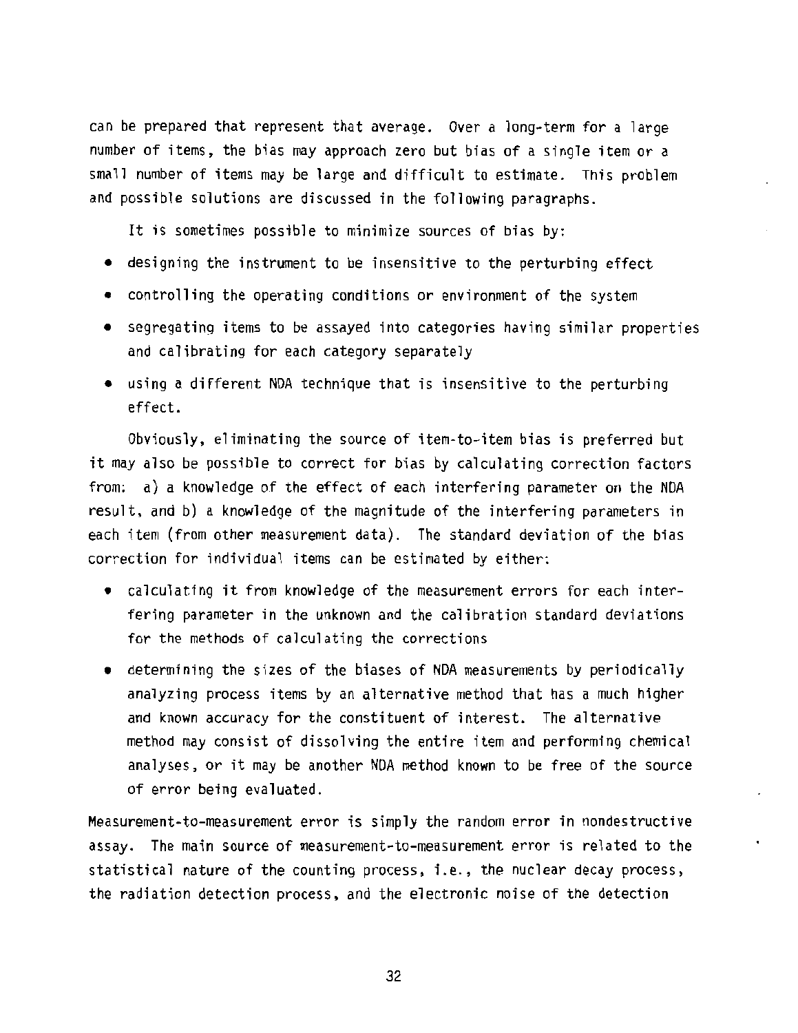can be prepared that represent that average. Over a long-term for a large number of items, the bias may approach zero but bias of a single item or a small number of items may be large and difficult to estimate. This problem and possible solutions are discussed in the following paragraphs.

It is sometimes possible to minimize sources of bias by:

- designing the instrument to be insensitive to the perturbing effect
- controlling the operating conditions or environment of the system
- segregating items to be assayed into categories having similar properties and calibrating for each category separately
- using a different NDA technique that is insensitive to the perturbing effect.

Obviously, eliminating the source of item-to-item bias is preferred but it may also be possible to correct for bias by calculating correction factors from: a) a knowledge of the effect of each interfering parameter on the NDA result, and b) a knowledge of the magnitude of the interfering parameters in each item (from other measurement data). The standard deviation of the bias correction for individual items can be estimated by either:

- calculating it from knowledge of the measurement errors for each interfering parameter in the unknown and the calibration standard deviations for the methods of calculating the corrections
- determining the sizes of the biases of NDA measurements by periodically analyzing process items by an alternative method that has a much higher and known accuracy for the constituent of interest. The alternative method may consist of dissolving the entire item and performing chemical analyses, or it may be another NDA method known to be free of the source of error being evaluated.

Measurement-to-measurement error is simply the random error in nondestructive assay. The main source of measurement-to-measurement error is related to the statistical nature of the counting process, i.e., the nuclear decay process, the radiation detection process, and the electronic noise of the detection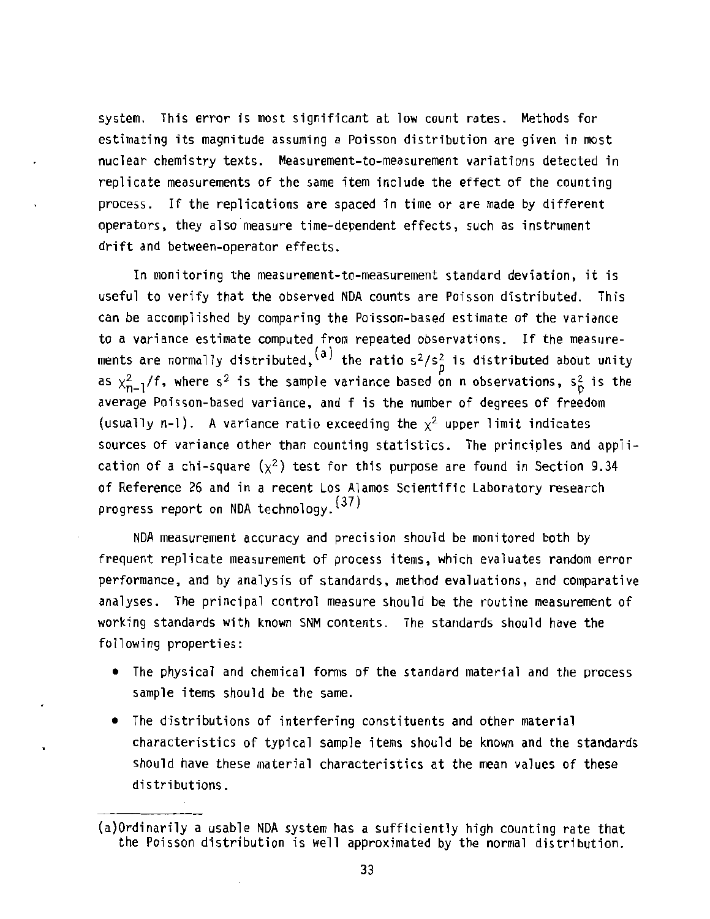system. This error is most significant at low count rates. Methods for estimating its magnitude assuming a Poisson distribution are given in most nuclear chemistry texts. Measurement-to-measurement variations detected in replicate measurements of the same item include the effect of the counting process. If the replications are spaced in time or are made by different operators, they also measure time-dependent effects, such as instrument drift and between-operator effects.

In monitoring the measurement-to-measurement standard deviation, it is useful to verify that the observed NDA counts are Poisson distributed. This can be accomplished by comparing the Poisson-based estimate of the variance to a variance estimate computed from repeated observations. If the measurements are normally distributed,[a] the ratio $s^2/s_p^2$ is distributed about unity as $\chi^2_{n-1}/f$, where $s^2$ is the sample variance based on n observations, $s_p^2$ is the average Poisson-based variance, and f is the number of degrees of freedom (usually n-1). A variance ratio exceeding the $\chi^2$ upper limit indicates sources of variance other than counting statistics. The principles and application of a chi-square ($\chi^2$) test for this purpose are found in Section 9.34 of Reference 26 and in a recent Los Alamos Scientific Laboratory research progress report on NDA technology.[37]

NDA measurement accuracy and precision should be monitored both by frequent replicate measurement of process items, which evaluates random error performance, and by analysis of standards, method evaluations, and comparative analyses. The principal control measure should be the routine measurement of working standards with known SNM contents. The standards should have the following properties:

- The physical and chemical forms of the standard material and the process sample items should be the same.
- The distributions of interfering constituents and other material characteristics of typical sample items should be known and the standards should have these material characteristics at the mean values of these distributions.

---

(a) Ordinarily a usable NDA system has a sufficiently high counting rate that the Poisson distribution is well approximated by the normal distribution.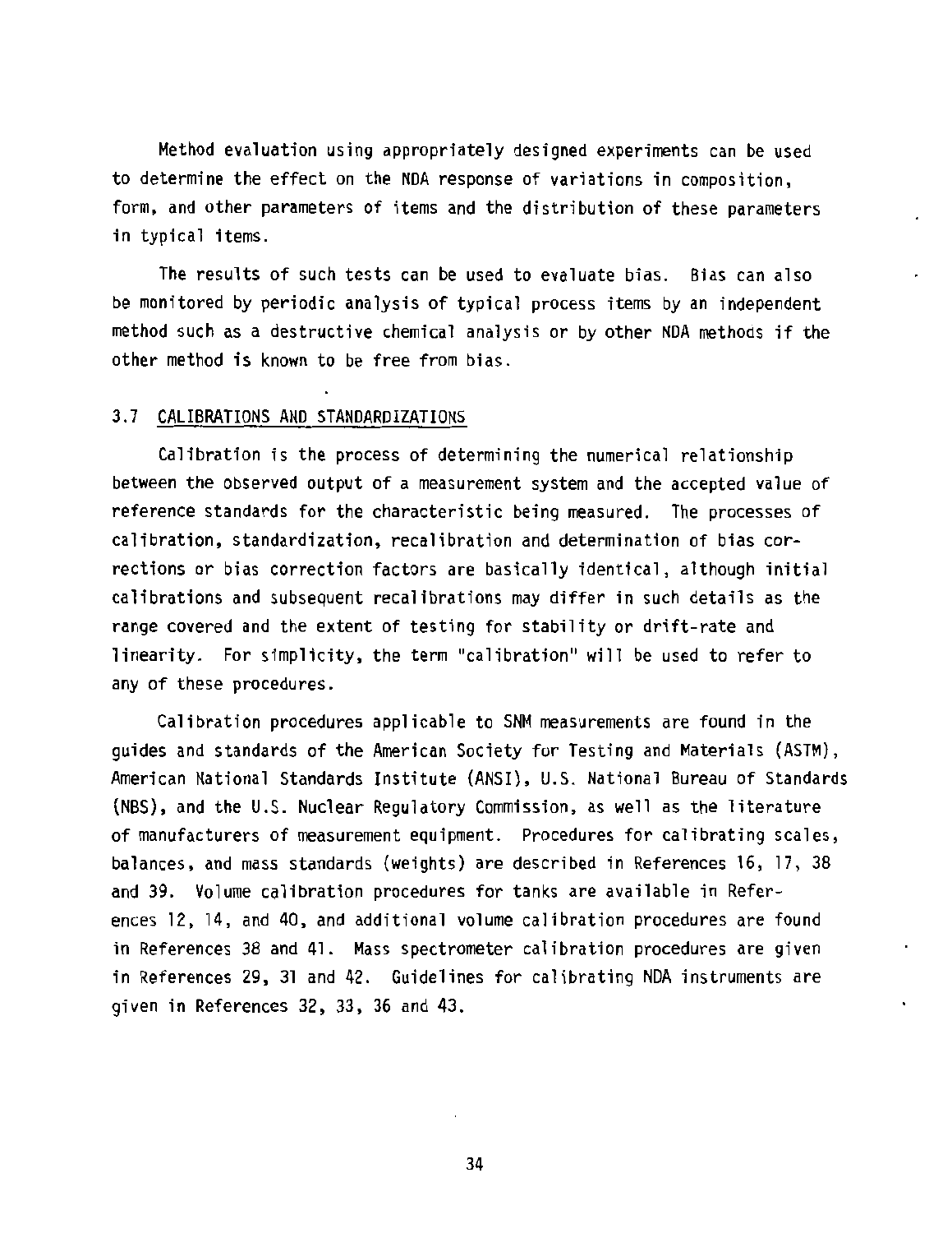Method evaluation using appropriately designed experiments can be used to determine the effect on the NDA response of variations in composition, form, and other parameters of items and the distribution of these parameters in typical items.

The results of such tests can be used to evaluate bias. Bias can also be monitored by periodic analysis of typical process items by an independent method such as a destructive chemical analysis or by other NDA methods if the other method is known to be free from bias.

### 3.7 CALIBRATIONS AND STANDARDIZATIONS

Calibration is the process of determining the numerical relationship between the observed output of a measurement system and the accepted value of reference standards for the characteristic being measured. The processes of calibration, standardization, recalibration and determination of bias corrections or bias correction factors are basically identical, although initial calibrations and subsequent recalibrations may differ in such details as the range covered and the extent of testing for stability or drift-rate and linearity. For simplicity, the term "calibration" will be used to refer to any of these procedures.

Calibration procedures applicable to SNM measurements are found in the guides and standards of the American Society for Testing and Materials (ASTM), American National Standards Institute (ANSI), U.S. National Bureau of Standards (NBS), and the U.S. Nuclear Regulatory Commission, as well as the literature of manufacturers of measurement equipment. Procedures for calibrating scales, balances, and mass standards (weights) are described in References 16, 17, 38 and 39. Volume calibration procedures for tanks are available in References 12, 14, and 40, and additional volume calibration procedures are found in References 38 and 41. Mass spectrometer calibration procedures are given in References 29, 31 and 42. Guidelines for calibrating NDA instruments are given in References 32, 33, 36 and 43.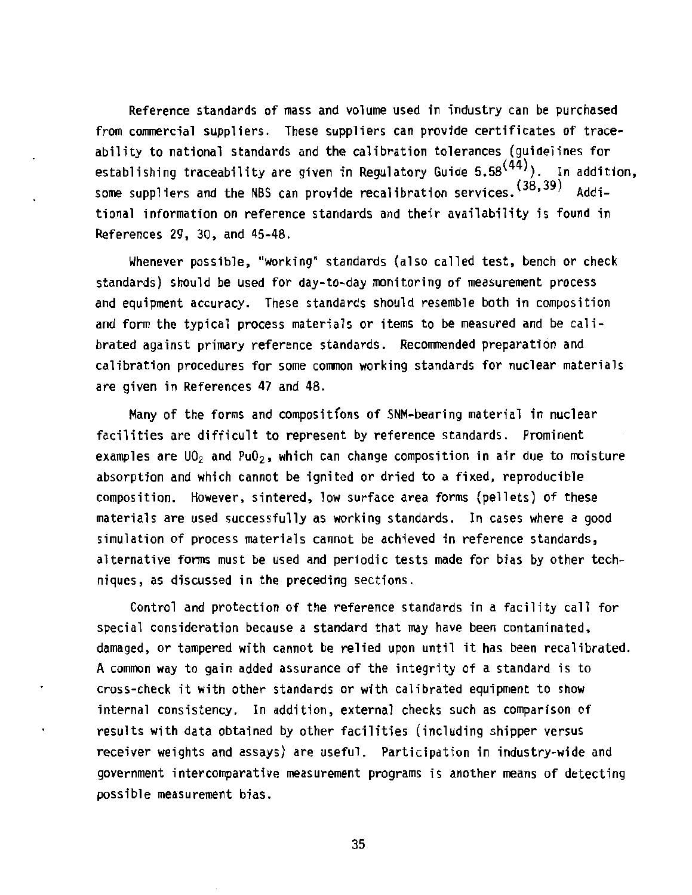Reference standards of mass and volume used in industry can be purchased from commercial suppliers. These suppliers can provide certificates of traceability to national standards and the calibration tolerances (guidelines for establishing traceability are given in Regulatory Guide 5.58[44]). In addition, some suppliers and the NBS can provide recalibration services.[38,39] Additional information on reference standards and their availability is found in References 29, 30, and 45-48.

Whenever possible, "working" standards (also called test, bench or check standards) should be used for day-to-day monitoring of measurement process and equipment accuracy. These standards should resemble both in composition and form the typical process materials or items to be measured and be calibrated against primary reference standards. Recommended preparation and calibration procedures for some common working standards for nuclear materials are given in References 47 and 48.

Many of the forms and compositions of SNM-bearing material in nuclear facilities are difficult to represent by reference standards. Prominent examples are $UO_2$ and $PuO_2$, which can change composition in air due to moisture absorption and which cannot be ignited or dried to a fixed, reproducible composition. However, sintered, low surface area forms (pellets) of these materials are used successfully as working standards. In cases where a good simulation of process materials cannot be achieved in reference standards, alternative forms must be used and periodic tests made for bias by other techniques, as discussed in the preceding sections.

Control and protection of the reference standards in a facility call for special consideration because a standard that may have been contaminated, damaged, or tampered with cannot be relied upon until it has been recalibrated. A common way to gain added assurance of the integrity of a standard is to cross-check it with other standards or with calibrated equipment to show internal consistency. In addition, external checks such as comparison of results with data obtained by other facilities (including shipper versus receiver weights and assays) are useful. Participation in industry-wide and government intercomparative measurement programs is another means of detecting possible measurement bias.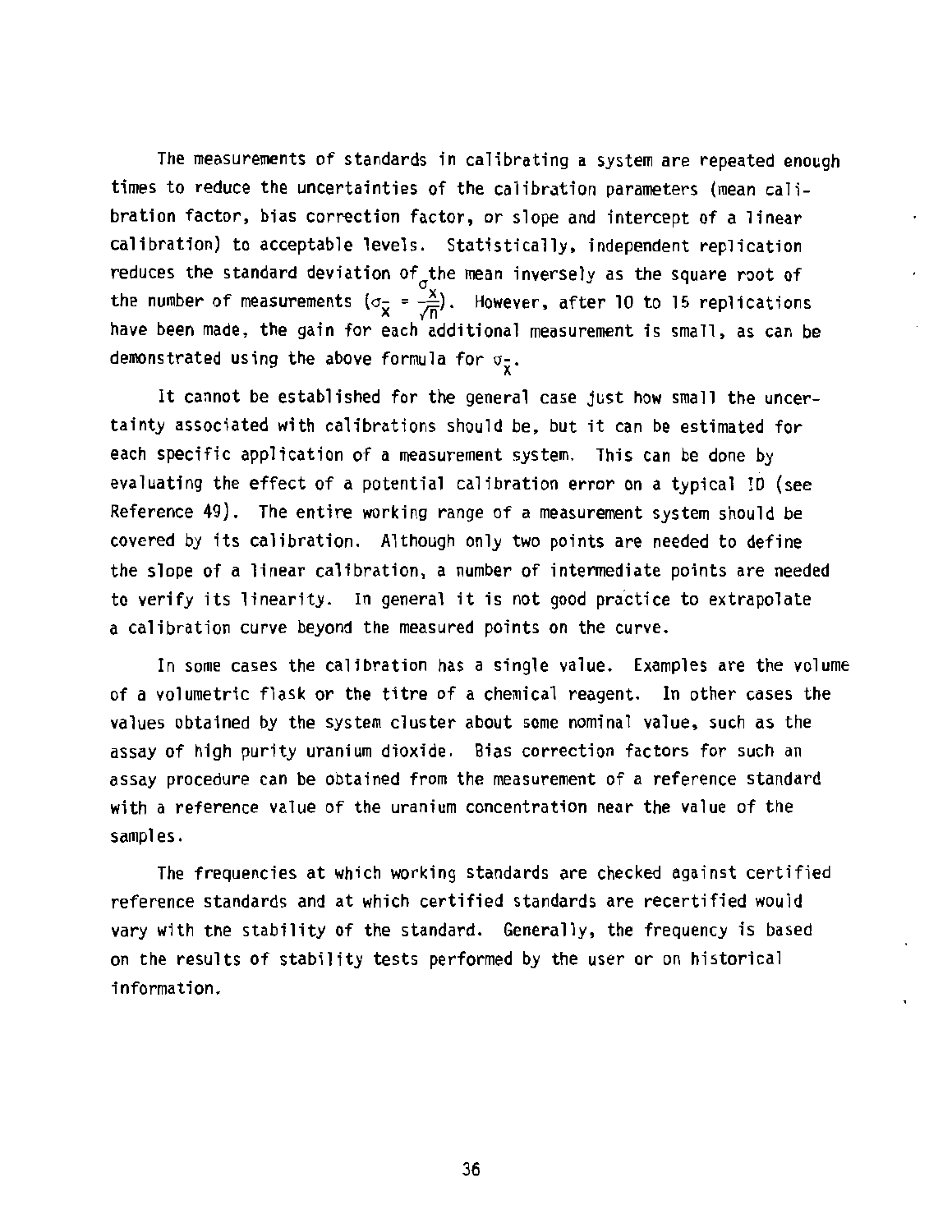The measurements of standards in calibrating a system are repeated enough times to reduce the uncertainties of the calibration parameters (mean calibration factor, bias correction factor, or slope and intercept of a linear calibration) to acceptable levels. Statistically, independent replication reduces the standard deviation of the mean inversely as the square root of the number of measurements ($\sigma_{\bar{x}} = \frac{\sigma_x}{\sqrt{n}}$). However, after 10 to 15 replications have been made, the gain for each additional measurement is small, as can be demonstrated using the above formula for $\sigma_{\bar{x}}$.

It cannot be established for the general case just how small the uncertainty associated with calibrations should be, but it can be estimated for each specific application of a measurement system. This can be done by evaluating the effect of a potential calibration error on a typical ID (see Reference 49). The entire working range of a measurement system should be covered by its calibration. Although only two points are needed to define the slope of a linear calibration, a number of intermediate points are needed to verify its linearity. In general it is not good practice to extrapolate a calibration curve beyond the measured points on the curve.

In some cases the calibration has a single value. Examples are the volume of a volumetric flask or the titre of a chemical reagent. In other cases the values obtained by the system cluster about some nominal value, such as the assay of high purity uranium dioxide. Bias correction factors for such an assay procedure can be obtained from the measurement of a reference standard with a reference value of the uranium concentration near the value of the samples.

The frequencies at which working standards are checked against certified reference standards and at which certified standards are recertified would vary with the stability of the standard. Generally, the frequency is based on the results of stability tests performed by the user or on historical information.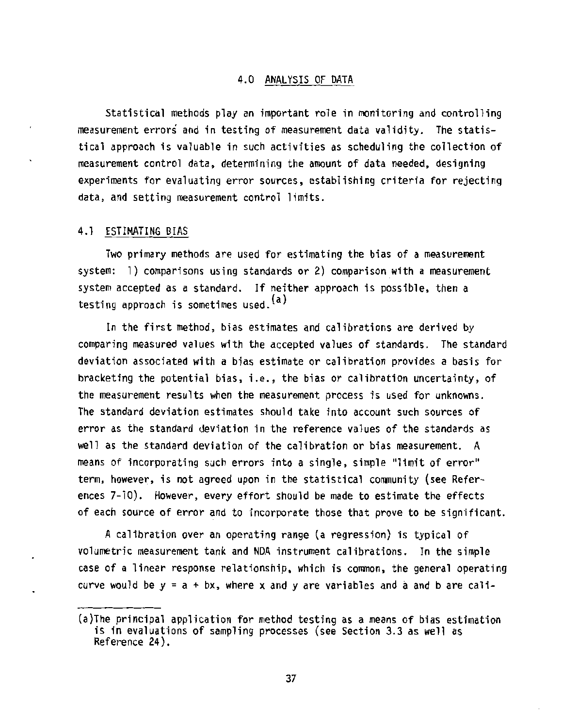# 4.0 ANALYSIS OF DATA

Statistical methods play an important role in monitoring and controlling measurement errors and in testing of measurement data validity. The statistical approach is valuable in such activities as scheduling the collection of measurement control data, determining the amount of data needed, designing experiments for evaluating error sources, establishing criteria for rejecting data, and setting measurement control limits.

## 4.1 ESTIMATING BIAS

Two primary methods are used for estimating the bias of a measurement system: 1) comparisons using standards or 2) comparison with a measurement system accepted as a standard. If neither approach is possible, then a testing approach is sometimes used.[a]

In the first method, bias estimates and calibrations are derived by comparing measured values with the accepted values of standards. The standard deviation associated with a bias estimate or calibration provides a basis for bracketing the potential bias, i.e., the bias or calibration uncertainty, of the measurement results when the measurement process is used for unknowns. The standard deviation estimates should take into account such sources of error as the standard deviation in the reference values of the standards as well as the standard deviation of the calibration or bias measurement. A means of incorporating such errors into a single, simple "limit of error" term, however, is not agreed upon in the statistical community (see References 7-10). However, every effort should be made to estimate the effects of each source of error and to incorporate those that prove to be significant.

A calibration over an operating range (a regression) is typical of volumetric measurement tank and NDA instrument calibrations. In the simple case of a linear response relationship, which is common, the general operating curve would be $y = a + bx$, where x and y are variables and a and b are cali-

---

(a) The principal application for method testing as a means of bias estimation is in evaluations of sampling processes (see Section 3.3 as well as Reference 24).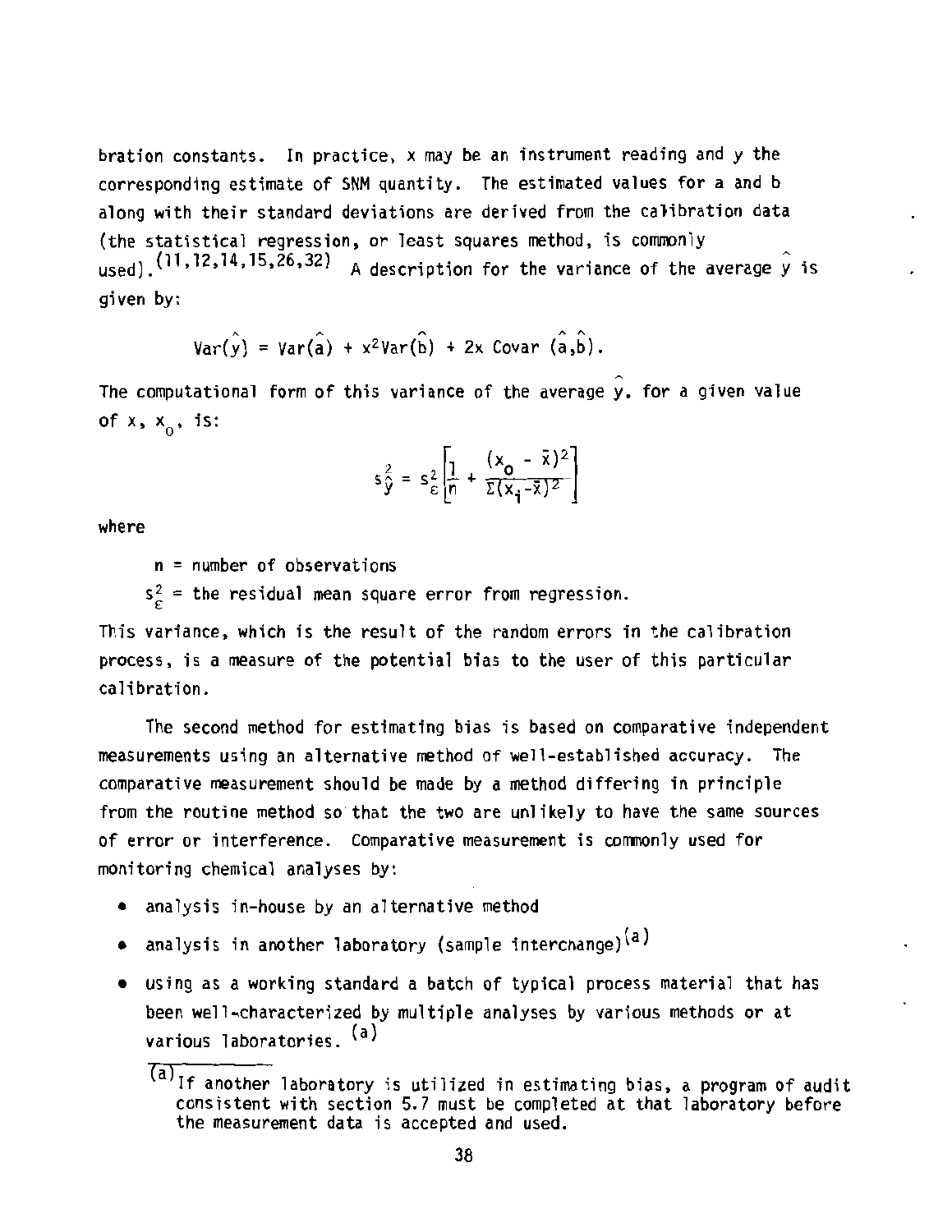bration constants. In practice, x may be an instrument reading and y the corresponding estimate of SNM quantity. The estimated values for a and b along with their standard deviations are derived from the calibration data (the statistical regression, or least squares method, is commonly used).[11,12,14,15,26,32] A description for the variance of the average $\hat{y}$ is given by:

$$\mathrm{Var}(\hat{y}) = \mathrm{Var}(\hat{a}) + x^2\mathrm{Var}(\hat{b}) + 2x\ \mathrm{Covar}\ (\hat{a},\hat{b}).$$

The computational form of this variance of the average $\hat{y}$. for a given value of x, $x_0$, is:

$$s_{\hat{y}}^2 = s_{\varepsilon}^2\left[\frac{1}{n} + \frac{(x_0 - \bar{x})^2}{\Sigma(x_i - \bar{x})^2}\right]$$

where

n = number of observations

$s_{\varepsilon}^2$ = the residual mean square error from regression.

This variance, which is the result of the random errors in the calibration process, is a measure of the potential bias to the user of this particular calibration.

The second method for estimating bias is based on comparative independent measurements using an alternative method of well-established accuracy. The comparative measurement should be made by a method differing in principle from the routine method so that the two are unlikely to have the same sources of error or interference. Comparative measurement is commonly used for monitoring chemical analyses by:

- analysis in-house by an alternative method
- analysis in another laboratory (sample interchange)[a]
- using as a working standard a batch of typical process material that has been well-characterized by multiple analyses by various methods or at various laboratories.[a]

[a] If another laboratory is utilized in estimating bias, a program of audit consistent with section 5.7 must be completed at that laboratory before the measurement data is accepted and used.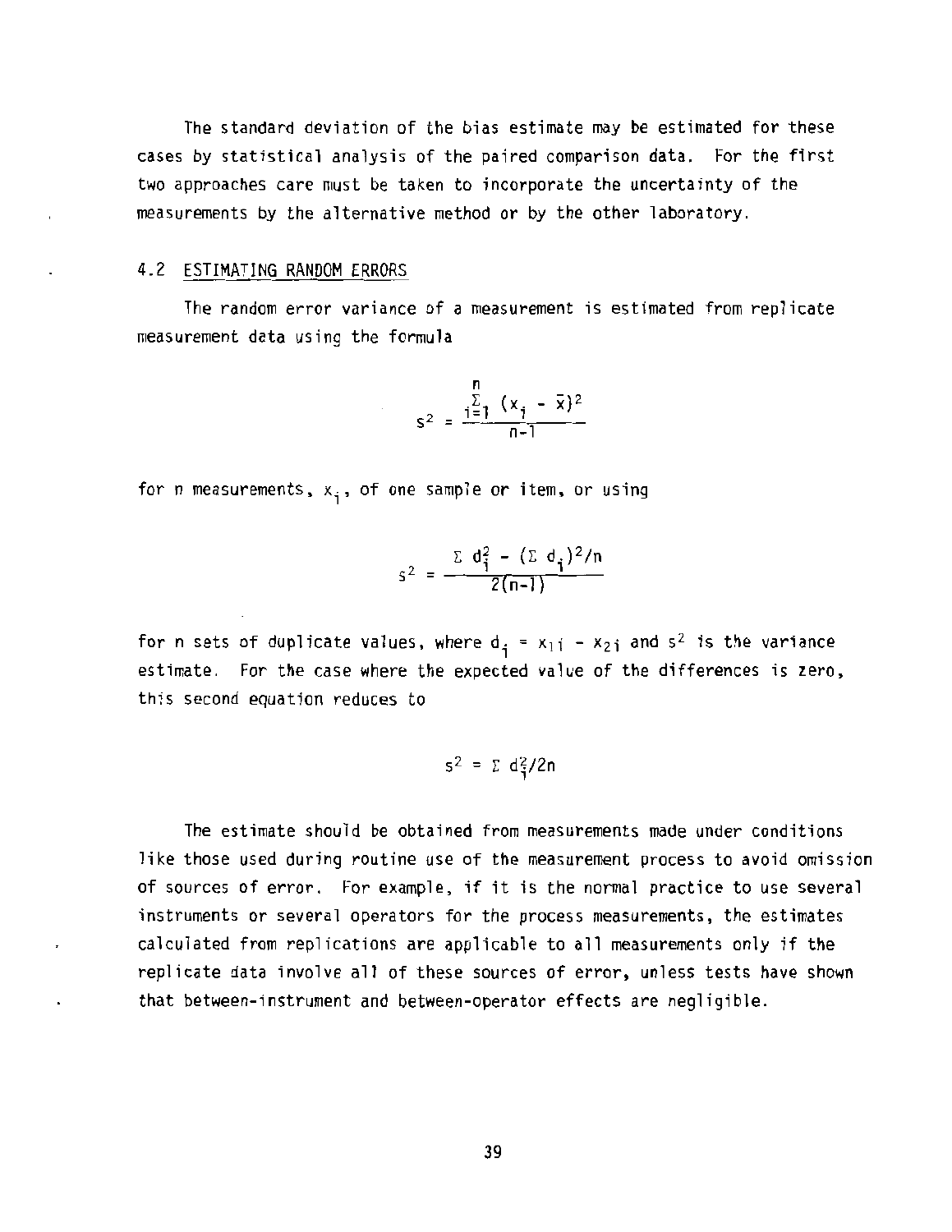The standard deviation of the bias estimate may be estimated for these cases by statistical analysis of the paired comparison data. For the first two approaches care must be taken to incorporate the uncertainty of the measurements by the alternative method or by the other laboratory.

## 4.2 ESTIMATING RANDOM ERRORS

The random error variance of a measurement is estimated from replicate measurement data using the formula

$$s^2 = \frac{\sum_{i=1}^{n} (x_i - \bar{x})^2}{n-1}$$

for n measurements, $x_i$, of one sample or item, or using

$$s^2 = \frac{\Sigma\, d_i^2 - (\Sigma\, d_i)^2/n}{2(n-1)}$$

for n sets of duplicate values, where $d_i = x_{1i} - x_{2i}$ and $s^2$ is the variance estimate. For the case where the expected value of the differences is zero, this second equation reduces to

$$s^2 = \Sigma\, d_i^2/2n$$

The estimate should be obtained from measurements made under conditions like those used during routine use of the measurement process to avoid omission of sources of error. For example, if it is the normal practice to use several instruments or several operators for the process measurements, the estimates calculated from replications are applicable to all measurements only if the replicate data involve all of these sources of error, unless tests have shown that between-instrument and between-operator effects are negligible.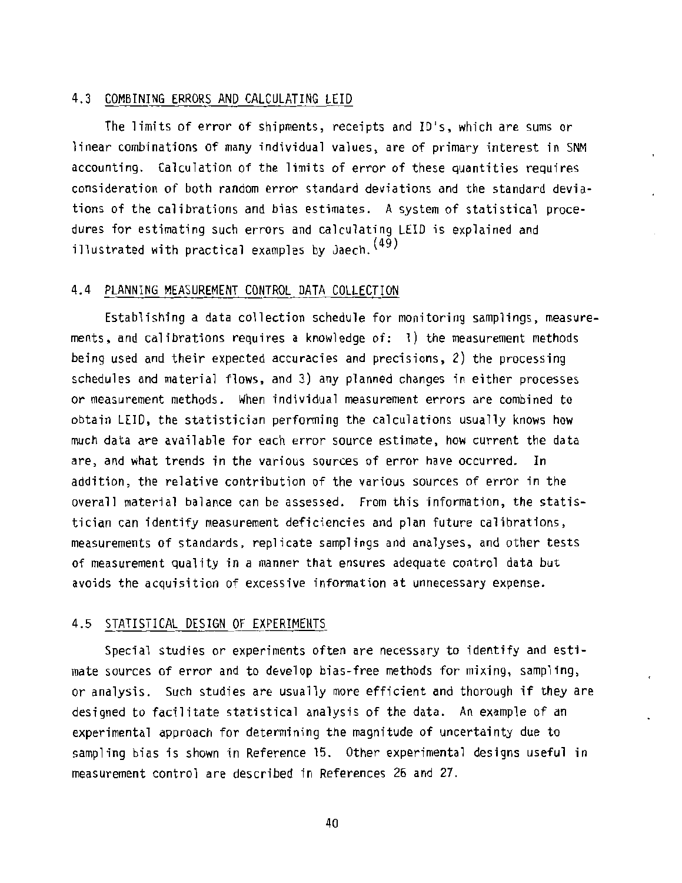## 4.3 COMBINING ERRORS AND CALCULATING LEID

The limits of error of shipments, receipts and ID's, which are sums or linear combinations of many individual values, are of primary interest in SNM accounting. Calculation of the limits of error of these quantities requires consideration of both random error standard deviations and the standard deviations of the calibrations and bias estimates. A system of statistical procedures for estimating such errors and calculating LEID is explained and illustrated with practical examples by Jaech.[(49)]

## 4.4 PLANNING MEASUREMENT CONTROL DATA COLLECTION

Establishing a data collection schedule for monitoring samplings, measurements, and calibrations requires a knowledge of: 1) the measurement methods being used and their expected accuracies and precisions, 2) the processing schedules and material flows, and 3) any planned changes in either processes or measurement methods. When individual measurement errors are combined to obtain LEID, the statistician performing the calculations usually knows how much data are available for each error source estimate, how current the data are, and what trends in the various sources of error have occurred. In addition, the relative contribution of the various sources of error in the overall material balance can be assessed. From this information, the statistician can identify measurement deficiencies and plan future calibrations, measurements of standards, replicate samplings and analyses, and other tests of measurement quality in a manner that ensures adequate control data but avoids the acquisition of excessive information at unnecessary expense.

## 4.5 STATISTICAL DESIGN OF EXPERIMENTS

Special studies or experiments often are necessary to identify and estimate sources of error and to develop bias-free methods for mixing, sampling, or analysis. Such studies are usually more efficient and thorough if they are designed to facilitate statistical analysis of the data. An example of an experimental approach for determining the magnitude of uncertainty due to sampling bias is shown in Reference 15. Other experimental designs useful in measurement control are described in References 26 and 27.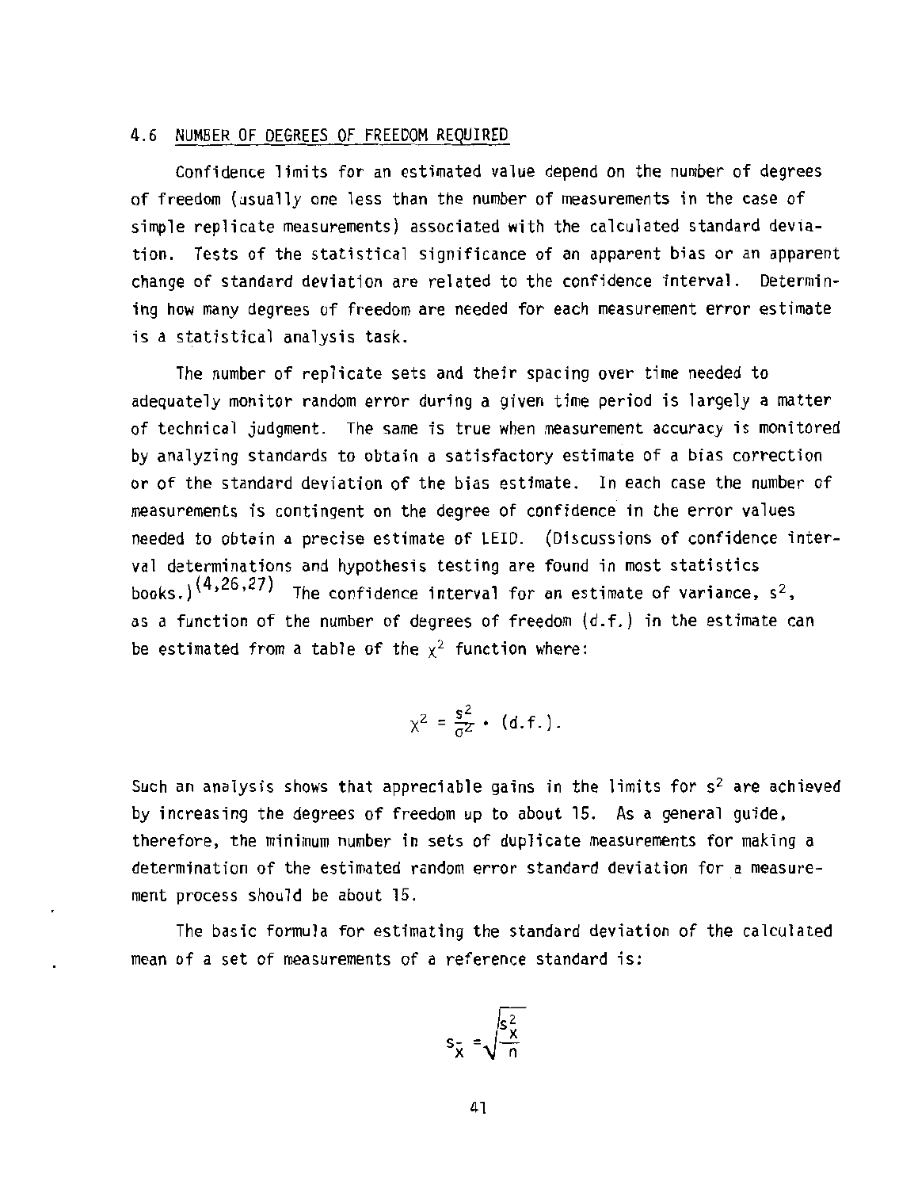## 4.6 NUMBER OF DEGREES OF FREEDOM REQUIRED

Confidence limits for an estimated value depend on the number of degrees of freedom (usually one less than the number of measurements in the case of simple replicate measurements) associated with the calculated standard deviation. Tests of the statistical significance of an apparent bias or an apparent change of standard deviation are related to the confidence interval. Determining how many degrees of freedom are needed for each measurement error estimate is a statistical analysis task.

The number of replicate sets and their spacing over time needed to adequately monitor random error during a given time period is largely a matter of technical judgment. The same is true when measurement accuracy is monitored by analyzing standards to obtain a satisfactory estimate of a bias correction or of the standard deviation of the bias estimate. In each case the number of measurements is contingent on the degree of confidence in the error values needed to obtain a precise estimate of LEID. (Discussions of confidence interval determinations and hypothesis testing are found in most statistics books.)[4,26,27] The confidence interval for an estimate of variance, $s^2$, as a function of the number of degrees of freedom (d.f.) in the estimate can be estimated from a table of the $\chi^2$ function where:

$$\chi^2 = \frac{s^2}{\sigma^2} \cdot (\text{d.f.}).$$

Such an analysis shows that appreciable gains in the limits for $s^2$ are achieved by increasing the degrees of freedom up to about 15. As a general guide, therefore, the minimum number in sets of duplicate measurements for making a determination of the estimated random error standard deviation for a measurement process should be about 15.

The basic formula for estimating the standard deviation of the calculated mean of a set of measurements of a reference standard is:

$$s_{\bar{x}} = \sqrt{\frac{s_x^2}{n}}$$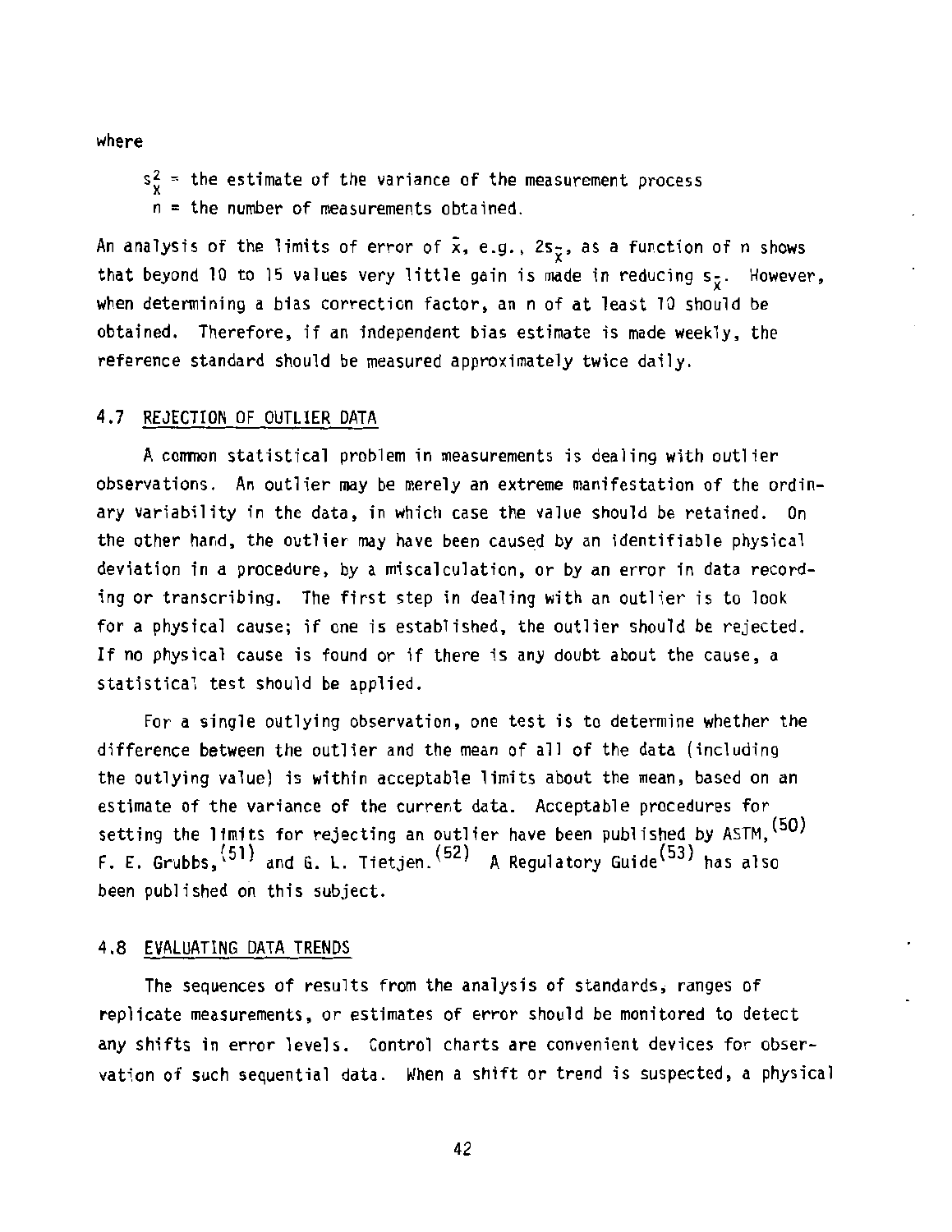where

$s_x^2$ = the estimate of the variance of the measurement process
$n$ = the number of measurements obtained.

An analysis of the limits of error of $\bar{x}$, e.g., $2s_{\bar{x}}$, as a function of n shows that beyond 10 to 15 values very little gain is made in reducing $s_{\bar{x}}$. However, when determining a bias correction factor, an n of at least 10 should be obtained. Therefore, if an independent bias estimate is made weekly, the reference standard should be measured approximately twice daily.

## 4.7 REJECTION OF OUTLIER DATA

A common statistical problem in measurements is dealing with outlier observations. An outlier may be merely an extreme manifestation of the ordinary variability in the data, in which case the value should be retained. On the other hand, the outlier may have been caused by an identifiable physical deviation in a procedure, by a miscalculation, or by an error in data recording or transcribing. The first step in dealing with an outlier is to look for a physical cause; if one is established, the outlier should be rejected. If no physical cause is found or if there is any doubt about the cause, a statistical test should be applied.

For a single outlying observation, one test is to determine whether the difference between the outlier and the mean of all of the data (including the outlying value) is within acceptable limits about the mean, based on an estimate of the variance of the current data. Acceptable procedures for setting the limits for rejecting an outlier have been published by ASTM,[50] F. E. Grubbs,[51] and G. L. Tietjen.[52] A Regulatory Guide[53] has also been published on this subject.

## 4.8 EVALUATING DATA TRENDS

The sequences of results from the analysis of standards, ranges of replicate measurements, or estimates of error should be monitored to detect any shifts in error levels. Control charts are convenient devices for observation of such sequential data. When a shift or trend is suspected, a physical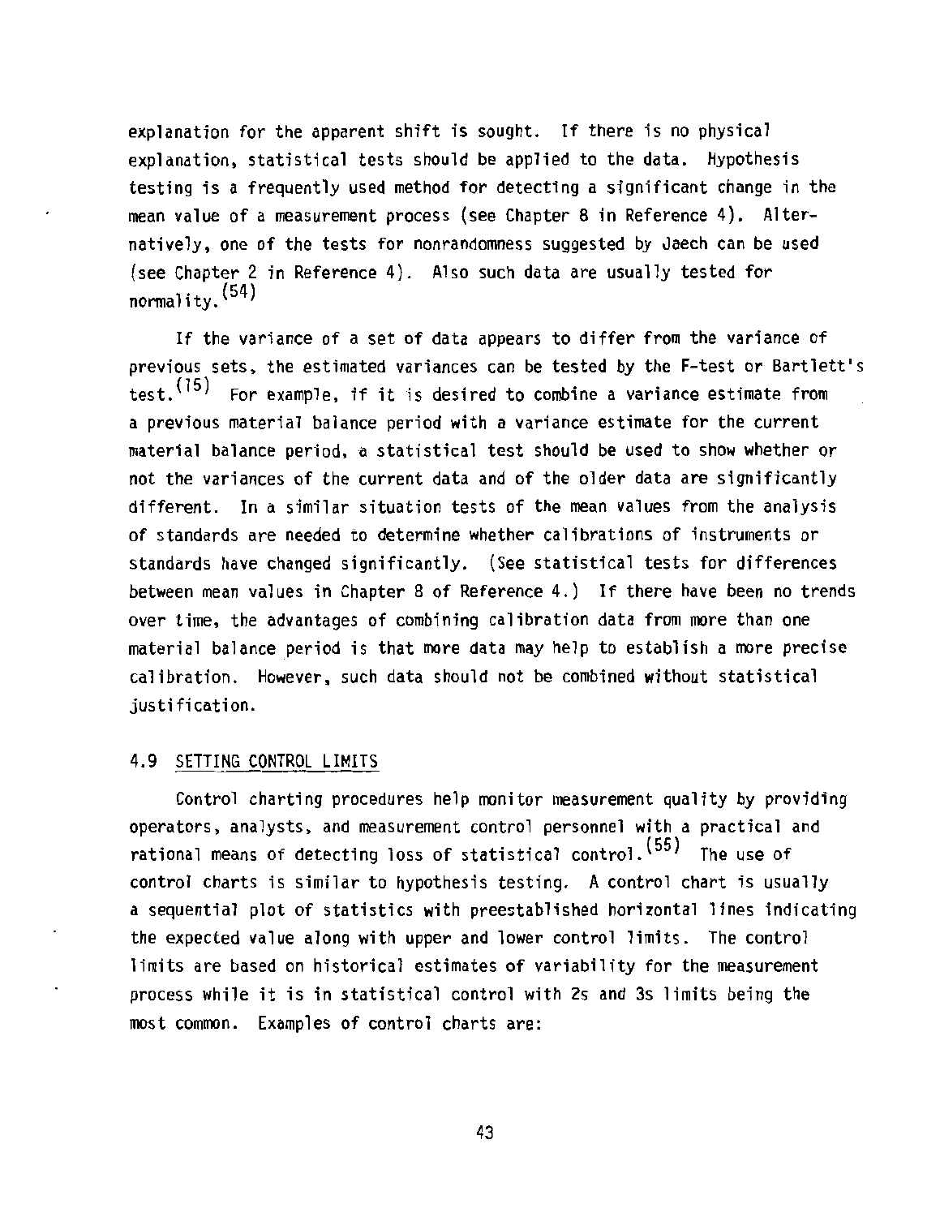explanation for the apparent shift is sought. If there is no physical explanation, statistical tests should be applied to the data. Hypothesis testing is a frequently used method for detecting a significant change in the mean value of a measurement process (see Chapter 8 in Reference 4). Alternatively, one of the tests for nonrandomness suggested by Jaech can be used (see Chapter 2 in Reference 4). Also such data are usually tested for normality.[54]

If the variance of a set of data appears to differ from the variance of previous sets, the estimated variances can be tested by the F-test or Bartlett's test.[15] For example, if it is desired to combine a variance estimate from a previous material balance period with a variance estimate for the current material balance period, a statistical test should be used to show whether or not the variances of the current data and of the older data are significantly different. In a similar situation tests of the mean values from the analysis of standards are needed to determine whether calibrations of instruments or standards have changed significantly. (See statistical tests for differences between mean values in Chapter 8 of Reference 4.) If there have been no trends over time, the advantages of combining calibration data from more than one material balance period is that more data may help to establish a more precise calibration. However, such data should not be combined without statistical justification.

## 4.9 SETTING CONTROL LIMITS

Control charting procedures help monitor measurement quality by providing operators, analysts, and measurement control personnel with a practical and rational means of detecting loss of statistical control.[55] The use of control charts is similar to hypothesis testing. A control chart is usually a sequential plot of statistics with preestablished horizontal lines indicating the expected value along with upper and lower control limits. The control limits are based on historical estimates of variability for the measurement process while it is in statistical control with 2s and 3s limits being the most common. Examples of control charts are: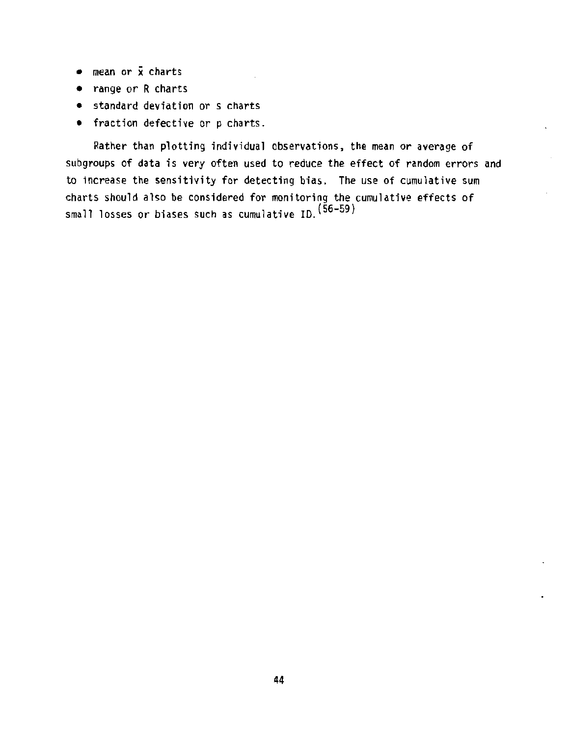- mean or $\bar{x}$ charts
- range or R charts
- standard deviation or s charts
- fraction defective or p charts.

Rather than plotting individual observations, the mean or average of subgroups of data is very often used to reduce the effect of random errors and to increase the sensitivity for detecting bias. The use of cumulative sum charts should also be considered for monitoring the cumulative effects of small losses or biases such as cumulative ID.[56-59]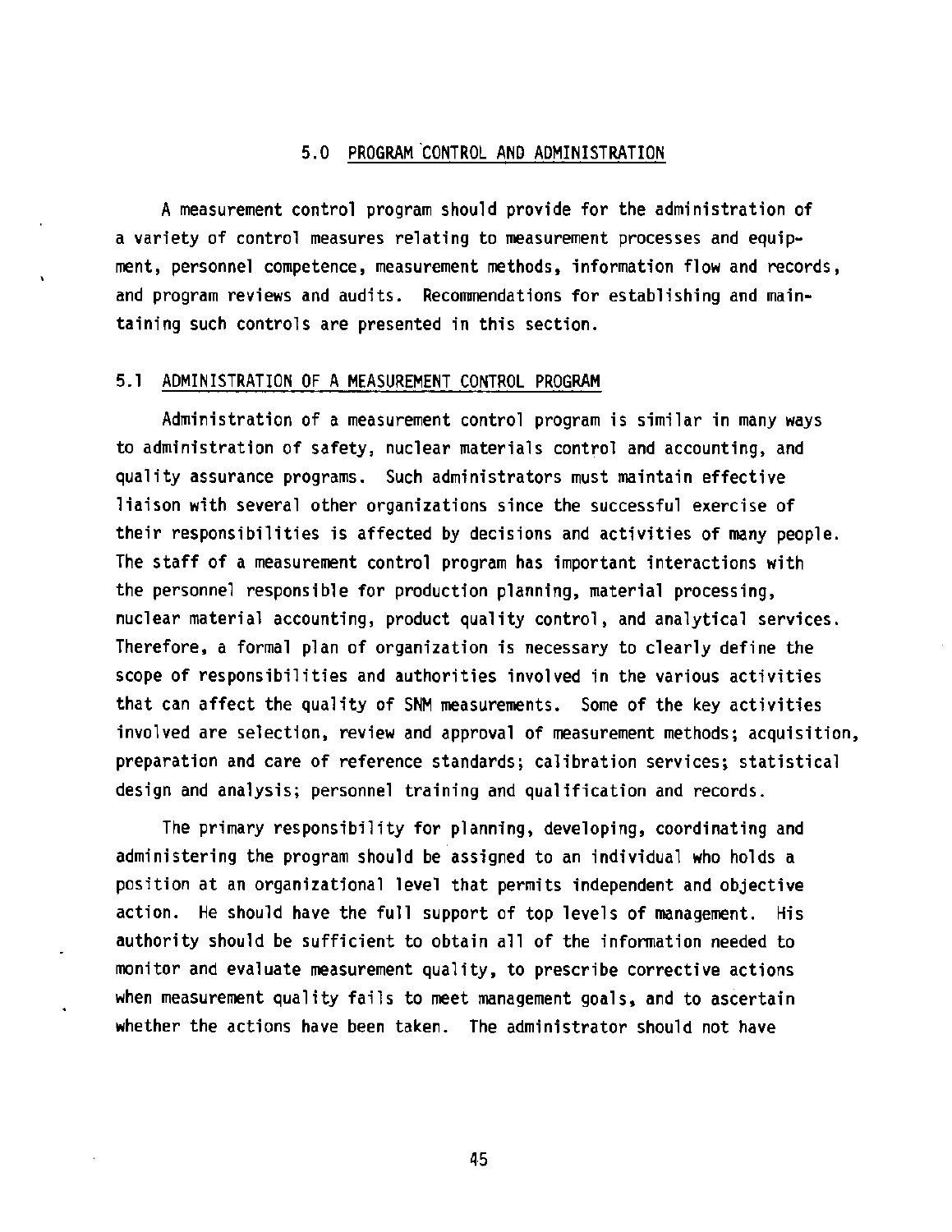## 5.0 PROGRAM CONTROL AND ADMINISTRATION

A measurement control program should provide for the administration of a variety of control measures relating to measurement processes and equipment, personnel competence, measurement methods, information flow and records, and program reviews and audits. Recommendations for establishing and maintaining such controls are presented in this section.

### 5.1 ADMINISTRATION OF A MEASUREMENT CONTROL PROGRAM

Administration of a measurement control program is similar in many ways to administration of safety, nuclear materials control and accounting, and quality assurance programs. Such administrators must maintain effective liaison with several other organizations since the successful exercise of their responsibilities is affected by decisions and activities of many people. The staff of a measurement control program has important interactions with the personnel responsible for production planning, material processing, nuclear material accounting, product quality control, and analytical services. Therefore, a formal plan of organization is necessary to clearly define the scope of responsibilities and authorities involved in the various activities that can affect the quality of SNM measurements. Some of the key activities involved are selection, review and approval of measurement methods; acquisition, preparation and care of reference standards; calibration services; statistical design and analysis; personnel training and qualification and records.

The primary responsibility for planning, developing, coordinating and administering the program should be assigned to an individual who holds a position at an organizational level that permits independent and objective action. He should have the full support of top levels of management. His authority should be sufficient to obtain all of the information needed to monitor and evaluate measurement quality, to prescribe corrective actions when measurement quality fails to meet management goals, and to ascertain whether the actions have been taken. The administrator should not have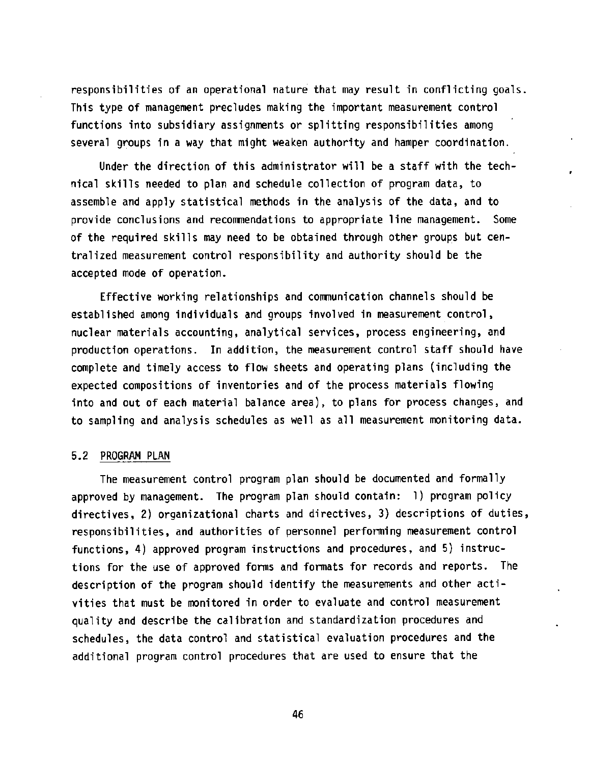responsibilities of an operational nature that may result in conflicting goals. This type of management precludes making the important measurement control functions into subsidiary assignments or splitting responsibilities among several groups in a way that might weaken authority and hamper coordination.

Under the direction of this administrator will be a staff with the technical skills needed to plan and schedule collection of program data, to assemble and apply statistical methods in the analysis of the data, and to provide conclusions and recommendations to appropriate line management. Some of the required skills may need to be obtained through other groups but centralized measurement control responsibility and authority should be the accepted mode of operation.

Effective working relationships and communication channels should be established among individuals and groups involved in measurement control, nuclear materials accounting, analytical services, process engineering, and production operations. In addition, the measurement control staff should have complete and timely access to flow sheets and operating plans (including the expected compositions of inventories and of the process materials flowing into and out of each material balance area), to plans for process changes, and to sampling and analysis schedules as well as all measurement monitoring data.

## 5.2 PROGRAM PLAN

The measurement control program plan should be documented and formally approved by management. The program plan should contain: 1) program policy directives, 2) organizational charts and directives, 3) descriptions of duties, responsibilities, and authorities of personnel performing measurement control functions, 4) approved program instructions and procedures, and 5) instructions for the use of approved forms and formats for records and reports. The description of the program should identify the measurements and other activities that must be monitored in order to evaluate and control measurement quality and describe the calibration and standardization procedures and schedules, the data control and statistical evaluation procedures and the additional program control procedures that are used to ensure that the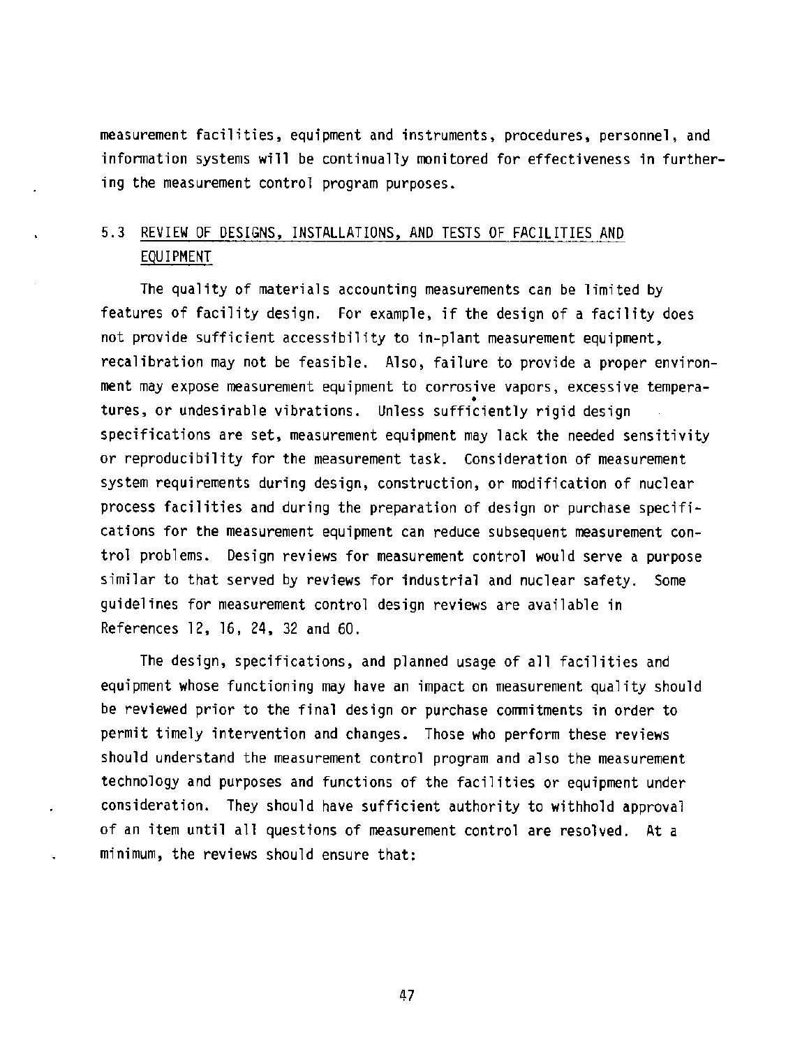measurement facilities, equipment and instruments, procedures, personnel, and information systems will be continually monitored for effectiveness in furthering the measurement control program purposes.

### 5.3 REVIEW OF DESIGNS, INSTALLATIONS, AND TESTS OF FACILITIES AND EQUIPMENT

The quality of materials accounting measurements can be limited by features of facility design. For example, if the design of a facility does not provide sufficient accessibility to in-plant measurement equipment, recalibration may not be feasible. Also, failure to provide a proper environment may expose measurement equipment to corrosive vapors, excessive temperatures, or undesirable vibrations. Unless sufficiently rigid design specifications are set, measurement equipment may lack the needed sensitivity or reproducibility for the measurement task. Consideration of measurement system requirements during design, construction, or modification of nuclear process facilities and during the preparation of design or purchase specifications for the measurement equipment can reduce subsequent measurement control problems. Design reviews for measurement control would serve a purpose similar to that served by reviews for industrial and nuclear safety. Some guidelines for measurement control design reviews are available in References 12, 16, 24, 32 and 60.

The design, specifications, and planned usage of all facilities and equipment whose functioning may have an impact on measurement quality should be reviewed prior to the final design or purchase commitments in order to permit timely intervention and changes. Those who perform these reviews should understand the measurement control program and also the measurement technology and purposes and functions of the facilities or equipment under consideration. They should have sufficient authority to withhold approval of an item until all questions of measurement control are resolved. At a minimum, the reviews should ensure that: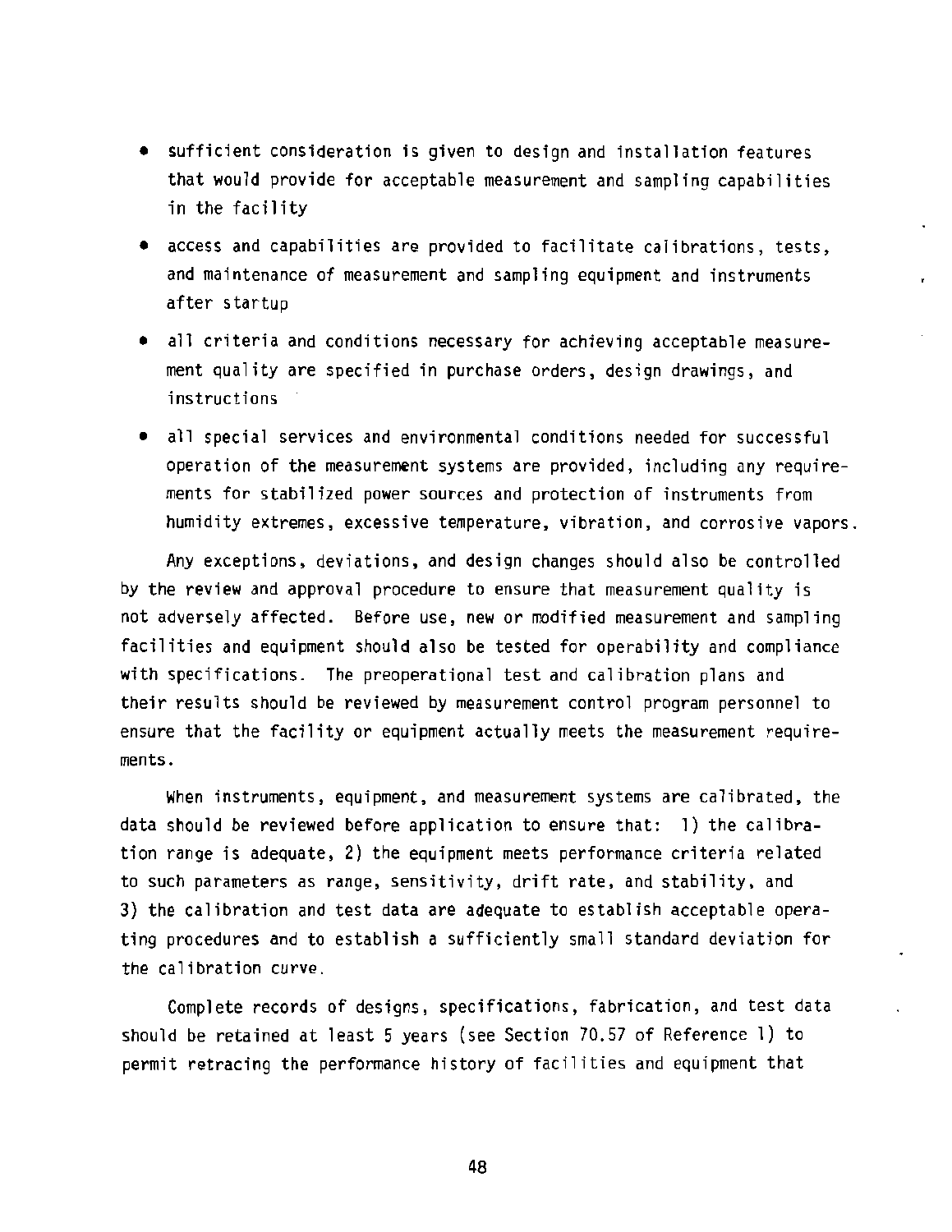- sufficient consideration is given to design and installation features that would provide for acceptable measurement and sampling capabilities in the facility
- access and capabilities are provided to facilitate calibrations, tests, and maintenance of measurement and sampling equipment and instruments after startup
- all criteria and conditions necessary for achieving acceptable measurement quality are specified in purchase orders, design drawings, and instructions
- all special services and environmental conditions needed for successful operation of the measurement systems are provided, including any requirements for stabilized power sources and protection of instruments from humidity extremes, excessive temperature, vibration, and corrosive vapors.

Any exceptions, deviations, and design changes should also be controlled by the review and approval procedure to ensure that measurement quality is not adversely affected. Before use, new or modified measurement and sampling facilities and equipment should also be tested for operability and compliance with specifications. The preoperational test and calibration plans and their results should be reviewed by measurement control program personnel to ensure that the facility or equipment actually meets the measurement requirements.

When instruments, equipment, and measurement systems are calibrated, the data should be reviewed before application to ensure that: 1) the calibration range is adequate, 2) the equipment meets performance criteria related to such parameters as range, sensitivity, drift rate, and stability, and 3) the calibration and test data are adequate to establish acceptable operating procedures and to establish a sufficiently small standard deviation for the calibration curve.

Complete records of designs, specifications, fabrication, and test data should be retained at least 5 years (see Section 70.57 of Reference 1) to permit retracing the performance history of facilities and equipment that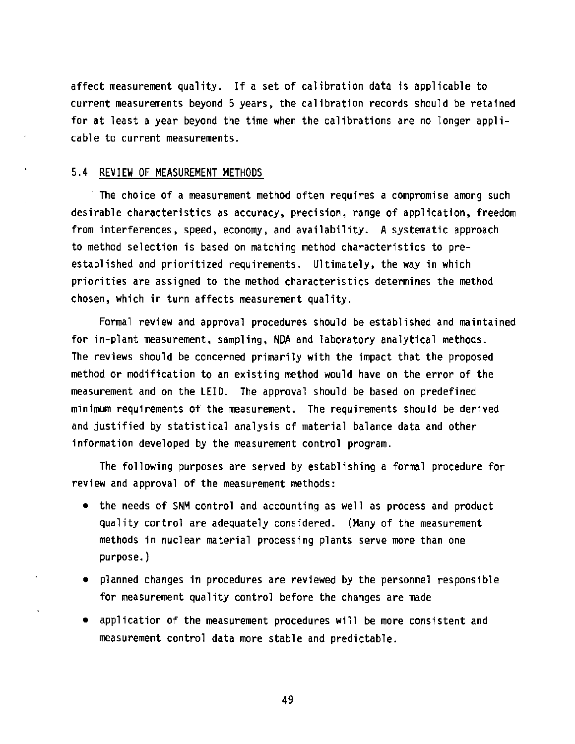affect measurement quality. If a set of calibration data is applicable to current measurements beyond 5 years, the calibration records should be retained for at least a year beyond the time when the calibrations are no longer applicable to current measurements.

## 5.4 REVIEW OF MEASUREMENT METHODS

The choice of a measurement method often requires a compromise among such desirable characteristics as accuracy, precision, range of application, freedom from interferences, speed, economy, and availability. A systematic approach to method selection is based on matching method characteristics to pre-established and prioritized requirements. Ultimately, the way in which priorities are assigned to the method characteristics determines the method chosen, which in turn affects measurement quality.

Formal review and approval procedures should be established and maintained for in-plant measurement, sampling, NDA and laboratory analytical methods. The reviews should be concerned primarily with the impact that the proposed method or modification to an existing method would have on the error of the measurement and on the LEID. The approval should be based on predefined minimum requirements of the measurement. The requirements should be derived and justified by statistical analysis of material balance data and other information developed by the measurement control program.

The following purposes are served by establishing a formal procedure for review and approval of the measurement methods:

- the needs of SNM control and accounting as well as process and product quality control are adequately considered. (Many of the measurement methods in nuclear material processing plants serve more than one purpose.)
- planned changes in procedures are reviewed by the personnel responsible for measurement quality control before the changes are made
- application of the measurement procedures will be more consistent and measurement control data more stable and predictable.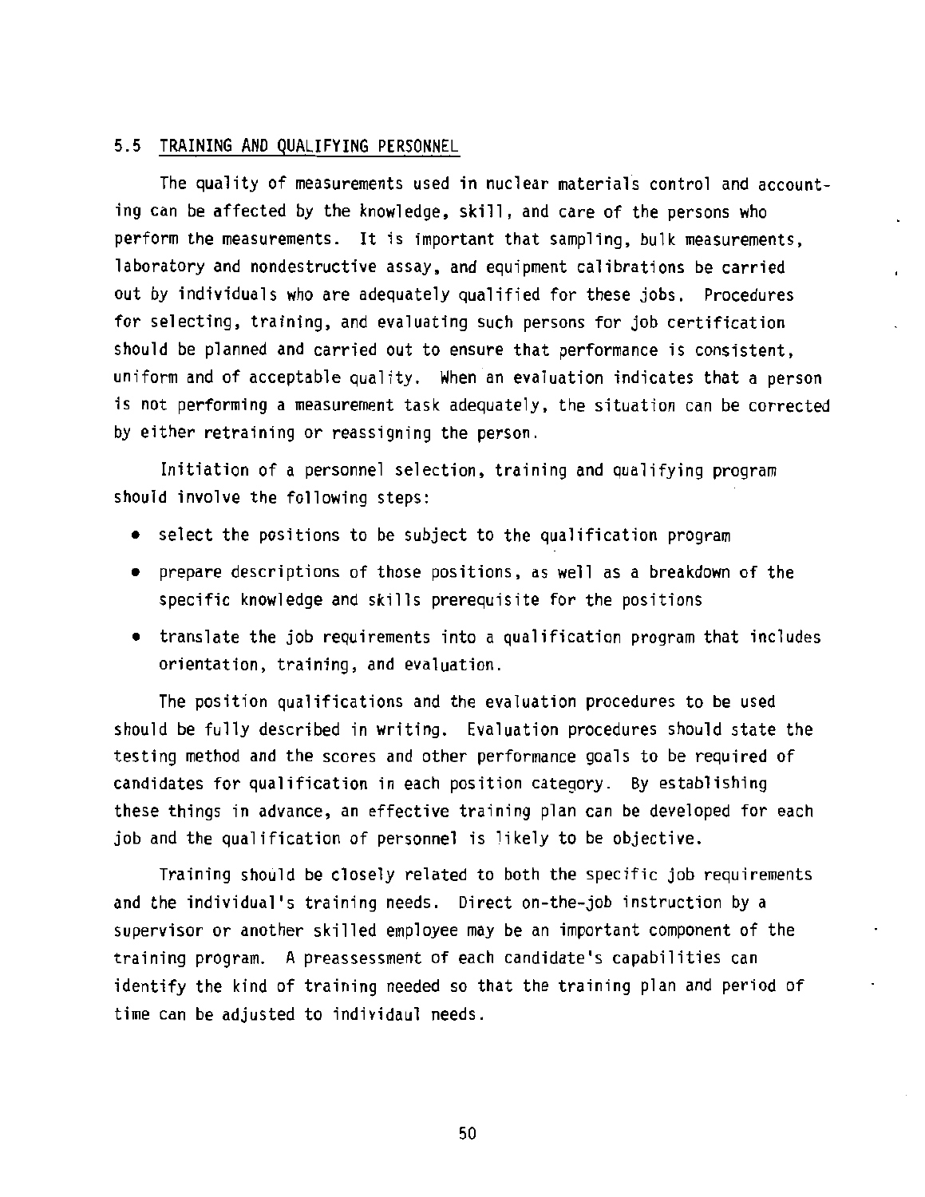## 5.5 TRAINING AND QUALIFYING PERSONNEL

The quality of measurements used in nuclear materials control and accounting can be affected by the knowledge, skill, and care of the persons who perform the measurements. It is important that sampling, bulk measurements, laboratory and nondestructive assay, and equipment calibrations be carried out by individuals who are adequately qualified for these jobs. Procedures for selecting, training, and evaluating such persons for job certification should be planned and carried out to ensure that performance is consistent, uniform and of acceptable quality. When an evaluation indicates that a person is not performing a measurement task adequately, the situation can be corrected by either retraining or reassigning the person.

Initiation of a personnel selection, training and qualifying program should involve the following steps:

- select the positions to be subject to the qualification program
- prepare descriptions of those positions, as well as a breakdown of the specific knowledge and skills prerequisite for the positions
- translate the job requirements into a qualification program that includes orientation, training, and evaluation.

The position qualifications and the evaluation procedures to be used should be fully described in writing. Evaluation procedures should state the testing method and the scores and other performance goals to be required of candidates for qualification in each position category. By establishing these things in advance, an effective training plan can be developed for each job and the qualification of personnel is likely to be objective.

Training should be closely related to both the specific job requirements and the individual's training needs. Direct on-the-job instruction by a supervisor or another skilled employee may be an important component of the training program. A preassessment of each candidate's capabilities can identify the kind of training needed so that the training plan and period of time can be adjusted to individaul needs.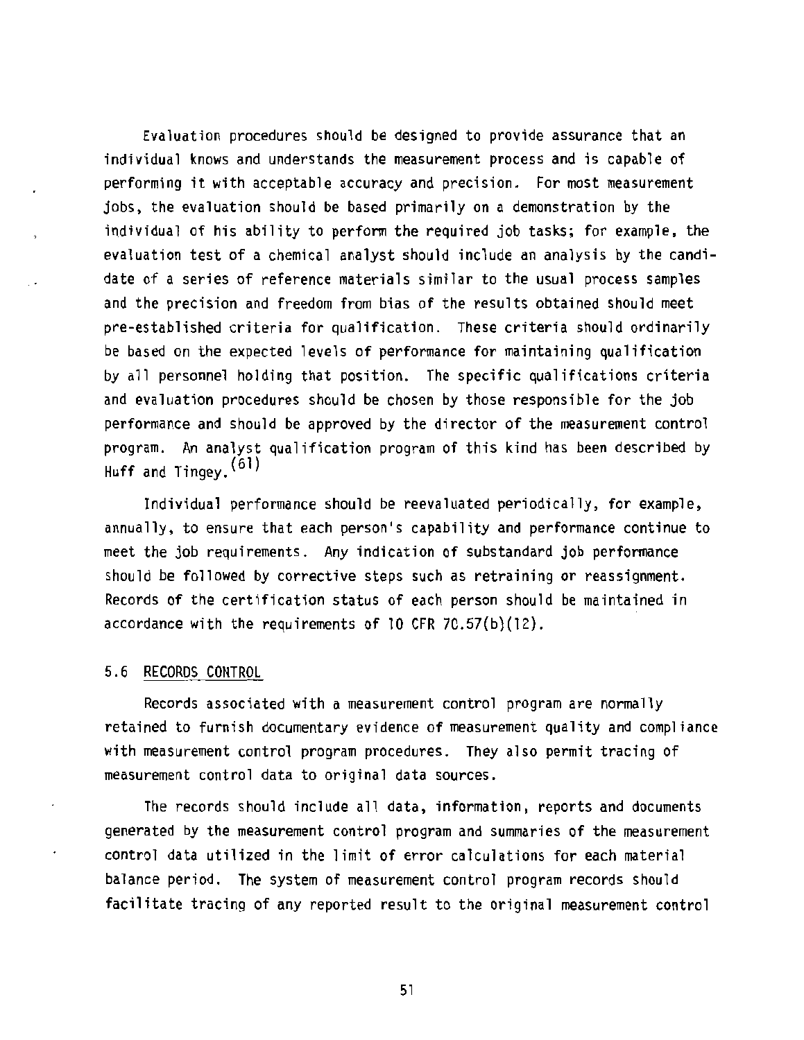Evaluation procedures should be designed to provide assurance that an individual knows and understands the measurement process and is capable of performing it with acceptable accuracy and precision. For most measurement jobs, the evaluation should be based primarily on a demonstration by the individual of his ability to perform the required job tasks; for example, the evaluation test of a chemical analyst should include an analysis by the candidate of a series of reference materials similar to the usual process samples and the precision and freedom from bias of the results obtained should meet pre-established criteria for qualification. These criteria should ordinarily be based on the expected levels of performance for maintaining qualification by all personnel holding that position. The specific qualifications criteria and evaluation procedures should be chosen by those responsible for the job performance and should be approved by the director of the measurement control program. An analyst qualification program of this kind has been described by Huff and Tingey.[61]

Individual performance should be reevaluated periodically, for example, annually, to ensure that each person's capability and performance continue to meet the job requirements. Any indication of substandard job performance should be followed by corrective steps such as retraining or reassignment. Records of the certification status of each person should be maintained in accordance with the requirements of 10 CFR 70.57(b)(12).

## 5.6 RECORDS CONTROL

Records associated with a measurement control program are normally retained to furnish documentary evidence of measurement quality and compliance with measurement control program procedures. They also permit tracing of measurement control data to original data sources.

The records should include all data, information, reports and documents generated by the measurement control program and summaries of the measurement control data utilized in the limit of error calculations for each material balance period. The system of measurement control program records should facilitate tracing of any reported result to the original measurement control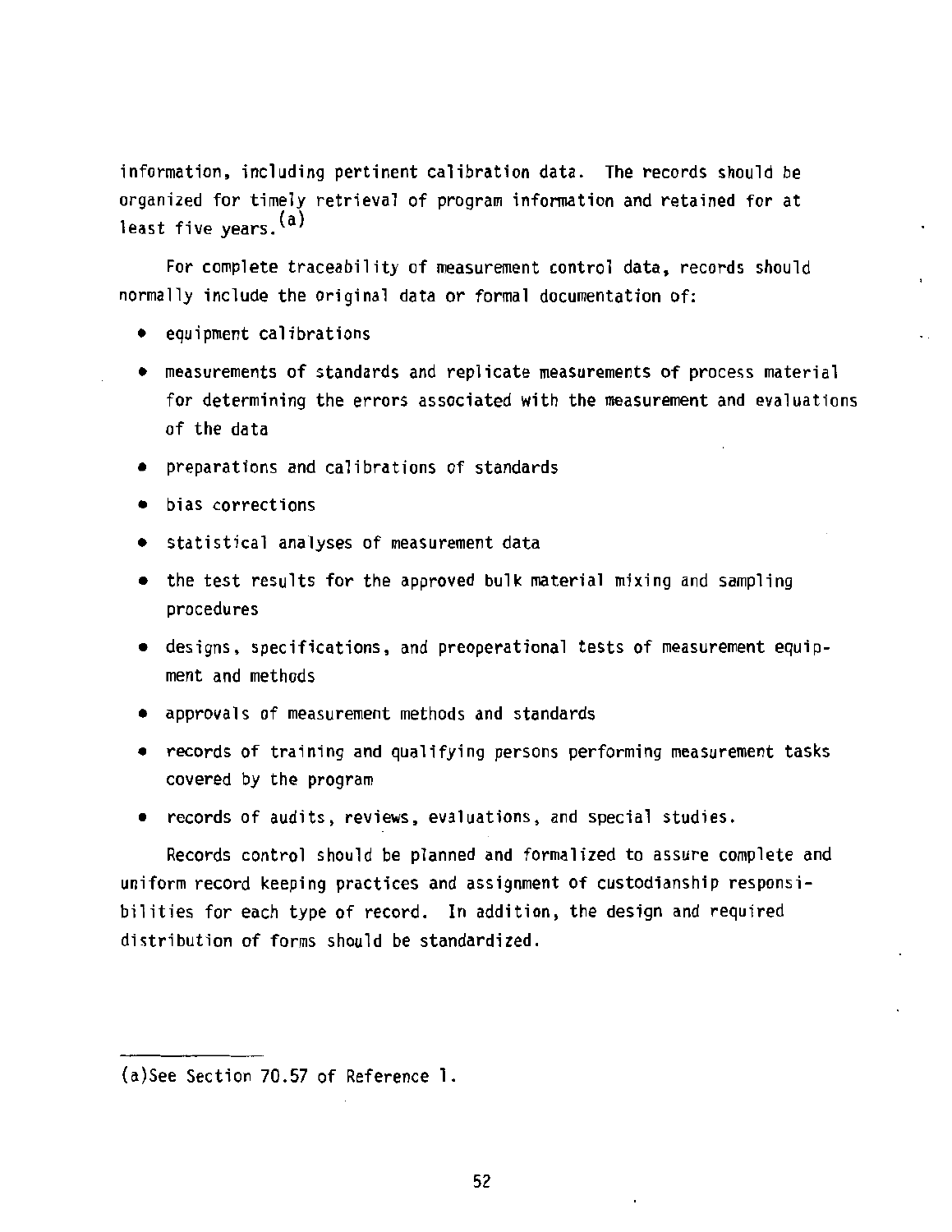information, including pertinent calibration data. The records should be organized for timely retrieval of program information and retained for at least five years.[(a)]

For complete traceability of measurement control data, records should normally include the original data or formal documentation of:

- equipment calibrations
- measurements of standards and replicate measurements of process material for determining the errors associated with the measurement and evaluations of the data
- preparations and calibrations of standards
- bias corrections
- statistical analyses of measurement data
- the test results for the approved bulk material mixing and sampling procedures
- designs, specifications, and preoperational tests of measurement equipment and methods
- approvals of measurement methods and standards
- records of training and qualifying persons performing measurement tasks covered by the program
- records of audits, reviews, evaluations, and special studies.

Records control should be planned and formalized to assure complete and uniform record keeping practices and assignment of custodianship responsibilities for each type of record. In addition, the design and required distribution of forms should be standardized.

---

(a)See Section 70.57 of Reference 1.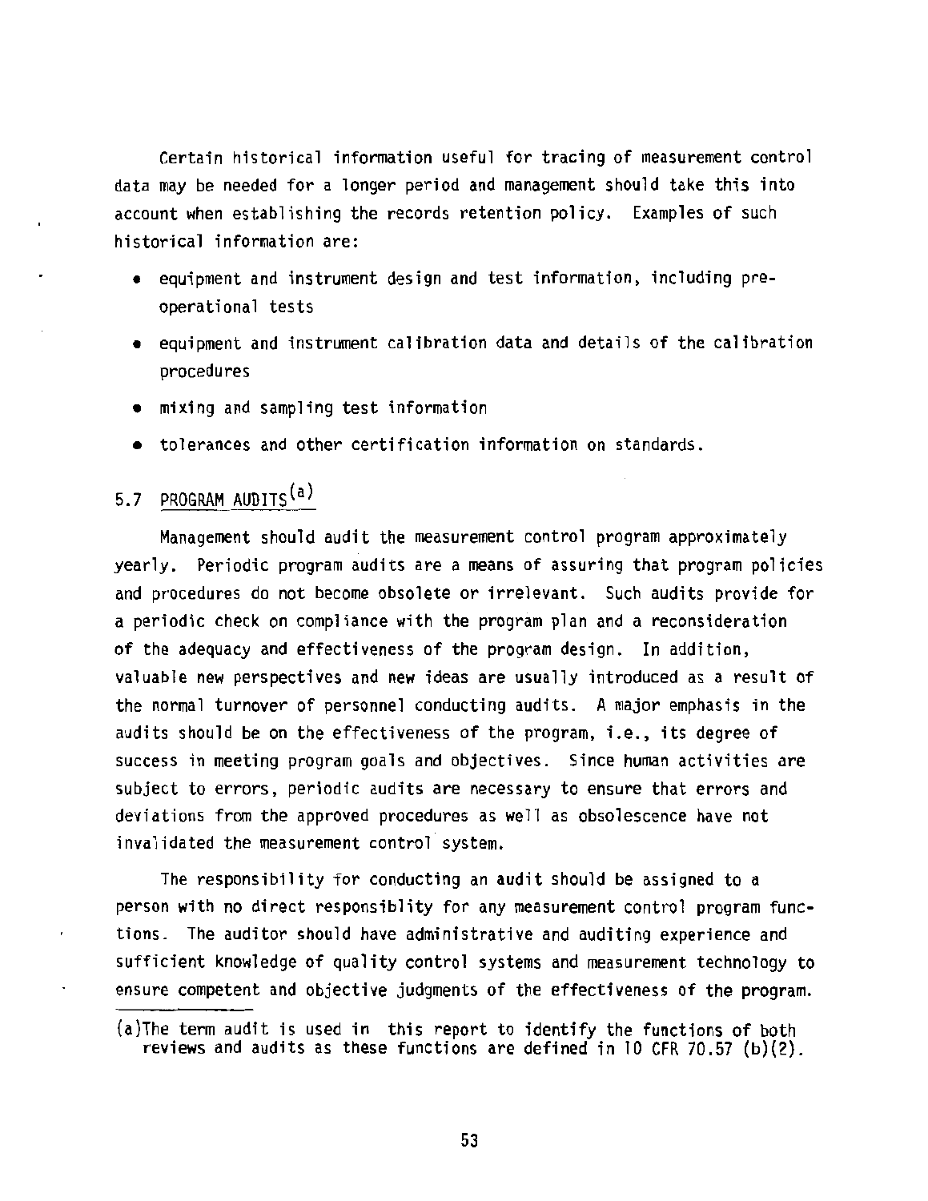Certain historical information useful for tracing of measurement control data may be needed for a longer period and management should take this into account when establishing the records retention policy. Examples of such historical information are:

- equipment and instrument design and test information, including pre-operational tests
- equipment and instrument calibration data and details of the calibration procedures
- mixing and sampling test information
- tolerances and other certification information on standards.

## 5.7 PROGRAM AUDITS[a]

Management should audit the measurement control program approximately yearly. Periodic program audits are a means of assuring that program policies and procedures do not become obsolete or irrelevant. Such audits provide for a periodic check on compliance with the program plan and a reconsideration of the adequacy and effectiveness of the program design. In addition, valuable new perspectives and new ideas are usually introduced as a result of the normal turnover of personnel conducting audits. A major emphasis in the audits should be on the effectiveness of the program, i.e., its degree of success in meeting program goals and objectives. Since human activities are subject to errors, periodic audits are necessary to ensure that errors and deviations from the approved procedures as well as obsolescence have not invalidated the measurement control system.

The responsibility for conducting an audit should be assigned to a person with no direct responsiblity for any measurement control program functions. The auditor should have administrative and auditing experience and sufficient knowledge of quality control systems and measurement technology to ensure competent and objective judgments of the effectiveness of the program.

---

(a)The term audit is used in this report to identify the functions of both reviews and audits as these functions are defined in 10 CFR 70.57 (b)(2).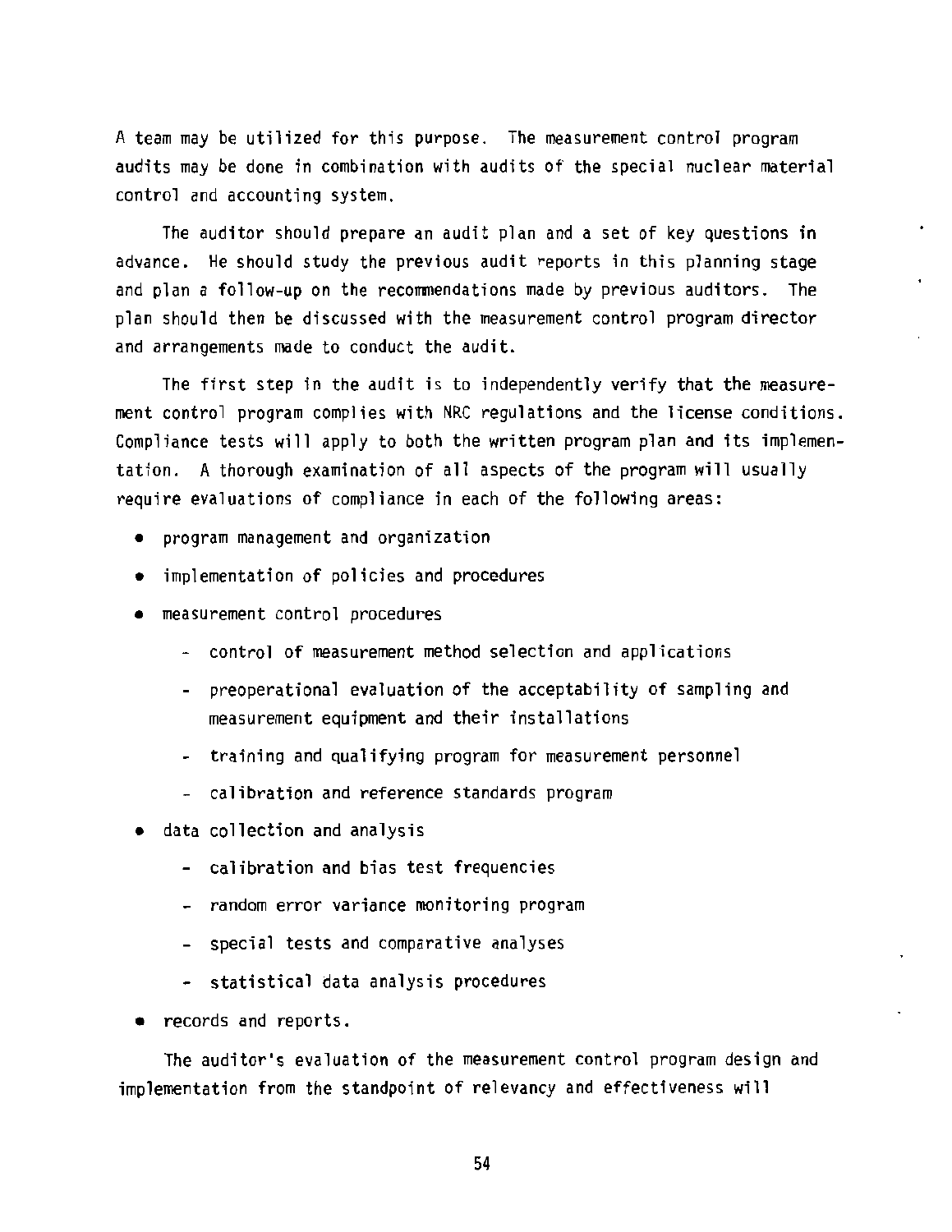A team may be utilized for this purpose. The measurement control program audits may be done in combination with audits of the special nuclear material control and accounting system.

The auditor should prepare an audit plan and a set of key questions in advance. He should study the previous audit reports in this planning stage and plan a follow-up on the recommendations made by previous auditors. The plan should then be discussed with the measurement control program director and arrangements made to conduct the audit.

The first step in the audit is to independently verify that the measurement control program complies with NRC regulations and the license conditions. Compliance tests will apply to both the written program plan and its implementation. A thorough examination of all aspects of the program will usually require evaluations of compliance in each of the following areas:

- program management and organization
- implementation of policies and procedures
- measurement control procedures
  - control of measurement method selection and applications
  - preoperational evaluation of the acceptability of sampling and measurement equipment and their installations
  - training and qualifying program for measurement personnel
  - calibration and reference standards program
- data collection and analysis
  - calibration and bias test frequencies
  - random error variance monitoring program
  - special tests and comparative analyses
  - statistical data analysis procedures
- records and reports.

The auditor's evaluation of the measurement control program design and implementation from the standpoint of relevancy and effectiveness will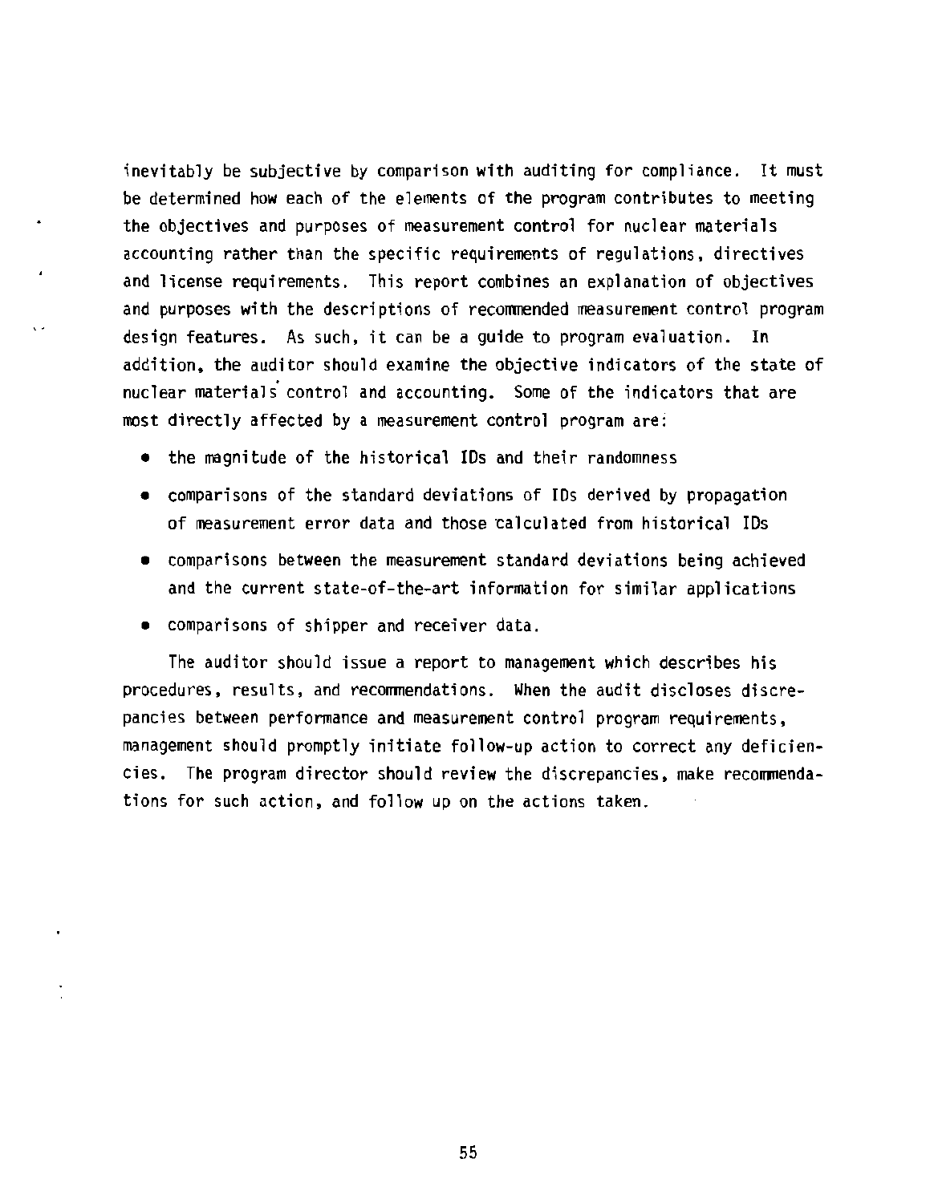inevitably be subjective by comparison with auditing for compliance. It must be determined how each of the elements of the program contributes to meeting the objectives and purposes of measurement control for nuclear materials accounting rather than the specific requirements of regulations, directives and license requirements. This report combines an explanation of objectives and purposes with the descriptions of recommended measurement control program design features. As such, it can be a guide to program evaluation. In addition, the auditor should examine the objective indicators of the state of nuclear materials control and accounting. Some of the indicators that are most directly affected by a measurement control program are:

- the magnitude of the historical IDs and their randomness
- comparisons of the standard deviations of IDs derived by propagation of measurement error data and those calculated from historical IDs
- comparisons between the measurement standard deviations being achieved and the current state-of-the-art information for similar applications
- comparisons of shipper and receiver data.

The auditor should issue a report to management which describes his procedures, results, and recommendations. When the audit discloses discrepancies between performance and measurement control program requirements, management should promptly initiate follow-up action to correct any deficiencies. The program director should review the discrepancies, make recommendations for such action, and follow up on the actions taken.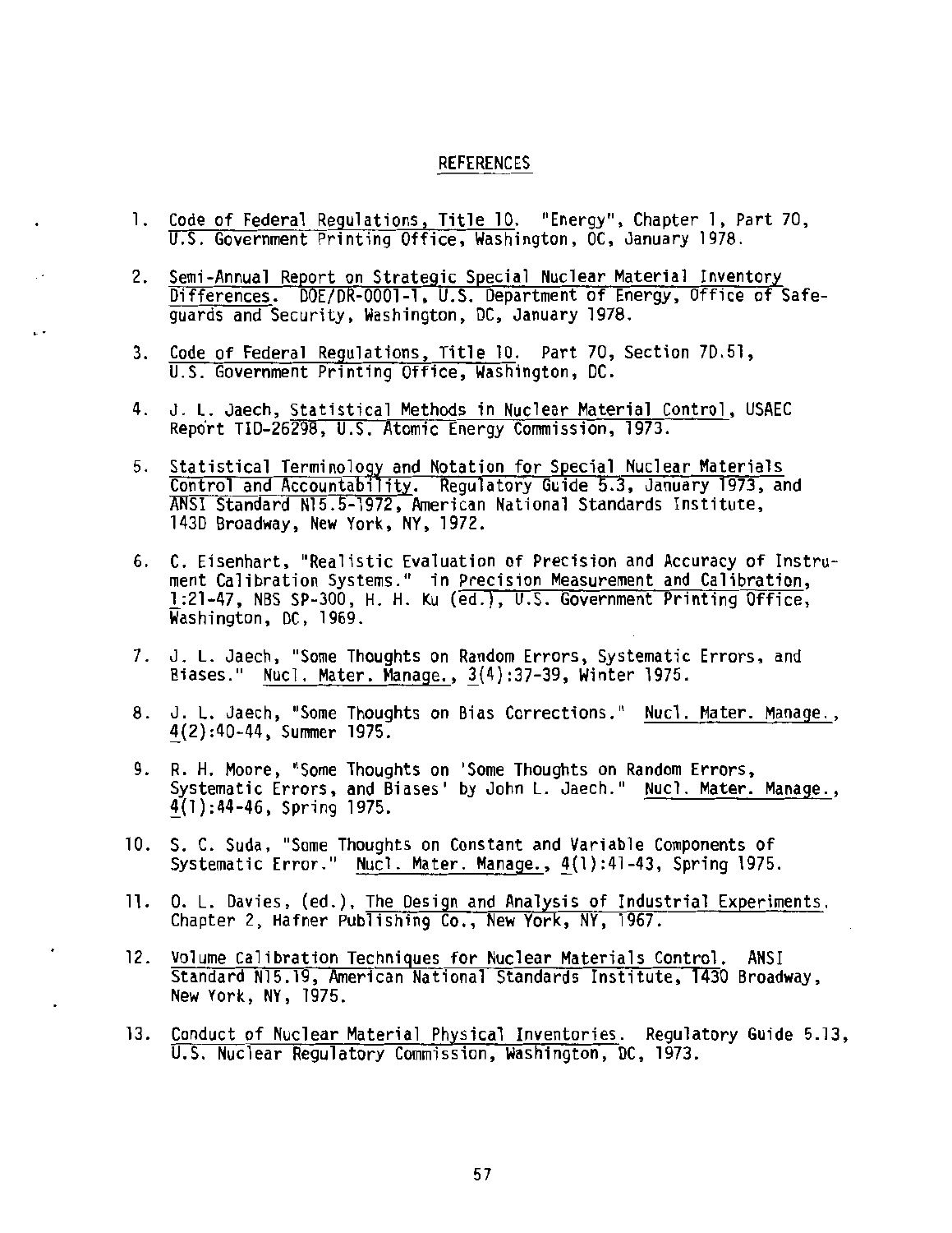## REFERENCES

1. Code of Federal Regulations, Title 10. "Energy", Chapter 1, Part 70, U.S. Government Printing Office, Washington, DC, January 1978.

2. Semi-Annual Report on Strategic Special Nuclear Material Inventory Differences. DOE/DR-0001-1, U.S. Department of Energy, Office of Safeguards and Security, Washington, DC, January 1978.

3. Code of Federal Regulations, Title 10. Part 70, Section 70.51, U.S. Government Printing Office, Washington, DC.

4. J. L. Jaech, Statistical Methods in Nuclear Material Control, USAEC Report TID-26298, U.S. Atomic Energy Commission, 1973.

5. Statistical Terminology and Notation for Special Nuclear Materials Control and Accountability. Regulatory Guide 5.3, January 1973, and ANSI Standard N15.5-1972, American National Standards Institute, 1430 Broadway, New York, NY, 1972.

6. C. Eisenhart, "Realistic Evaluation of Precision and Accuracy of Instrument Calibration Systems." in Precision Measurement and Calibration, 1:21-47, NBS SP-300, H. H. Ku (ed.), U.S. Government Printing Office, Washington, DC, 1969.

7. J. L. Jaech, "Some Thoughts on Random Errors, Systematic Errors, and Biases." Nucl. Mater. Manage., 3(4):37-39, Winter 1975.

8. J. L. Jaech, "Some Thoughts on Bias Corrections." Nucl. Mater. Manage., 4(2):40-44, Summer 1975.

9. R. H. Moore, "Some Thoughts on 'Some Thoughts on Random Errors, Systematic Errors, and Biases' by John L. Jaech." Nucl. Mater. Manage., 4(1):44-46, Spring 1975.

10. S. C. Suda, "Some Thoughts on Constant and Variable Components of Systematic Error." Nucl. Mater. Manage., 4(1):41-43, Spring 1975.

11. O. L. Davies, (ed.), The Design and Analysis of Industrial Experiments. Chapter 2, Hafner Publishing Co., New York, NY, 1967.

12. Volume Calibration Techniques for Nuclear Materials Control. ANSI Standard N15.19, American National Standards Institute, 1430 Broadway, New York, NY, 1975.

13. Conduct of Nuclear Material Physical Inventories. Regulatory Guide 5.13, U.S. Nuclear Regulatory Commission, Washington, DC, 1973.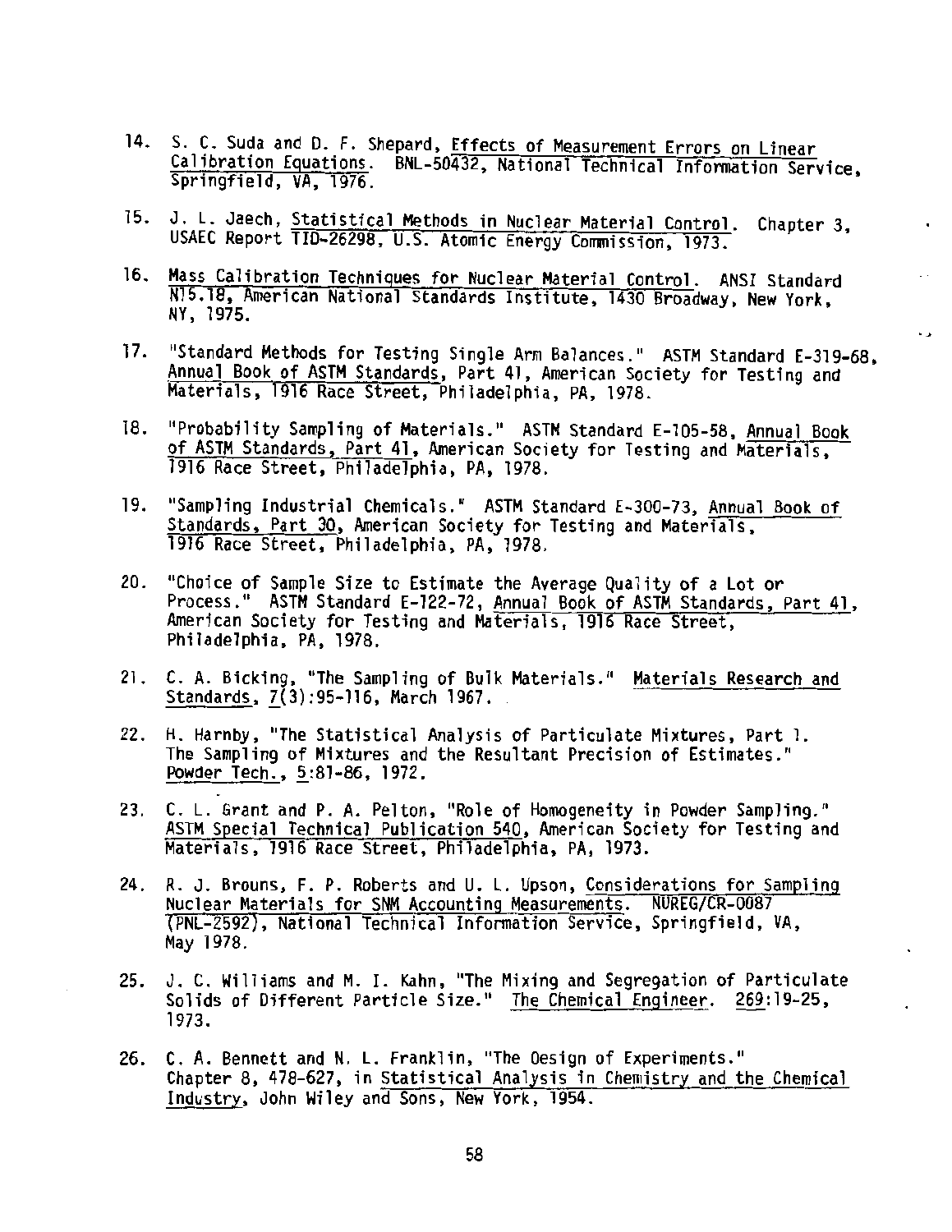14. S. C. Suda and D. F. Shepard, Effects of Measurement Errors on Linear Calibration Equations. BNL-50432, National Technical Information Service, Springfield, VA, 1976.

15. J. L. Jaech, Statistical Methods in Nuclear Material Control. Chapter 3, USAEC Report TID-26298, U.S. Atomic Energy Commission, 1973.

16. Mass Calibration Techniques for Nuclear Material Control. ANSI Standard N15.18, American National Standards Institute, 1430 Broadway, New York, NY, 1975.

17. "Standard Methods for Testing Single Arm Balances." ASTM Standard E-319-68, Annual Book of ASTM Standards, Part 41, American Society for Testing and Materials, 1916 Race Street, Philadelphia, PA, 1978.

18. "Probability Sampling of Materials." ASTM Standard E-105-58, Annual Book of ASTM Standards, Part 41, American Society for Testing and Materials, 1916 Race Street, Philadelphia, PA, 1978.

19. "Sampling Industrial Chemicals." ASTM Standard E-300-73, Annual Book of Standards, Part 30, American Society for Testing and Materials, 1916 Race Street, Philadelphia, PA, 1978.

20. "Choice of Sample Size to Estimate the Average Quality of a Lot or Process." ASTM Standard E-122-72, Annual Book of ASTM Standards, Part 41, American Society for Testing and Materials, 1916 Race Street, Philadelphia, PA, 1978.

21. C. A. Bicking, "The Sampling of Bulk Materials." Materials Research and Standards, 7(3):95-116, March 1967.

22. H. Harnby, "The Statistical Analysis of Particulate Mixtures, Part 1. The Sampling of Mixtures and the Resultant Precision of Estimates." Powder Tech., 5:81-86, 1972.

23. C. L. Grant and P. A. Pelton, "Role of Homogeneity in Powder Sampling." ASTM Special Technical Publication 540, American Society for Testing and Materials, 1916 Race Street, Philadelphia, PA, 1973.

24. R. J. Brouns, F. P. Roberts and U. L. Upson, Considerations for Sampling Nuclear Materials for SNM Accounting Measurements. NUREG/CR-0087 (PNL-2592), National Technical Information Service, Springfield, VA, May 1978.

25. J. C. Williams and M. I. Kahn, "The Mixing and Segregation of Particulate Solids of Different Particle Size." The Chemical Engineer. 269:19-25, 1973.

26. C. A. Bennett and N. L. Franklin, "The Design of Experiments." Chapter 8, 478-627, in Statistical Analysis in Chemistry and the Chemical Industry, John Wiley and Sons, New York, 1954.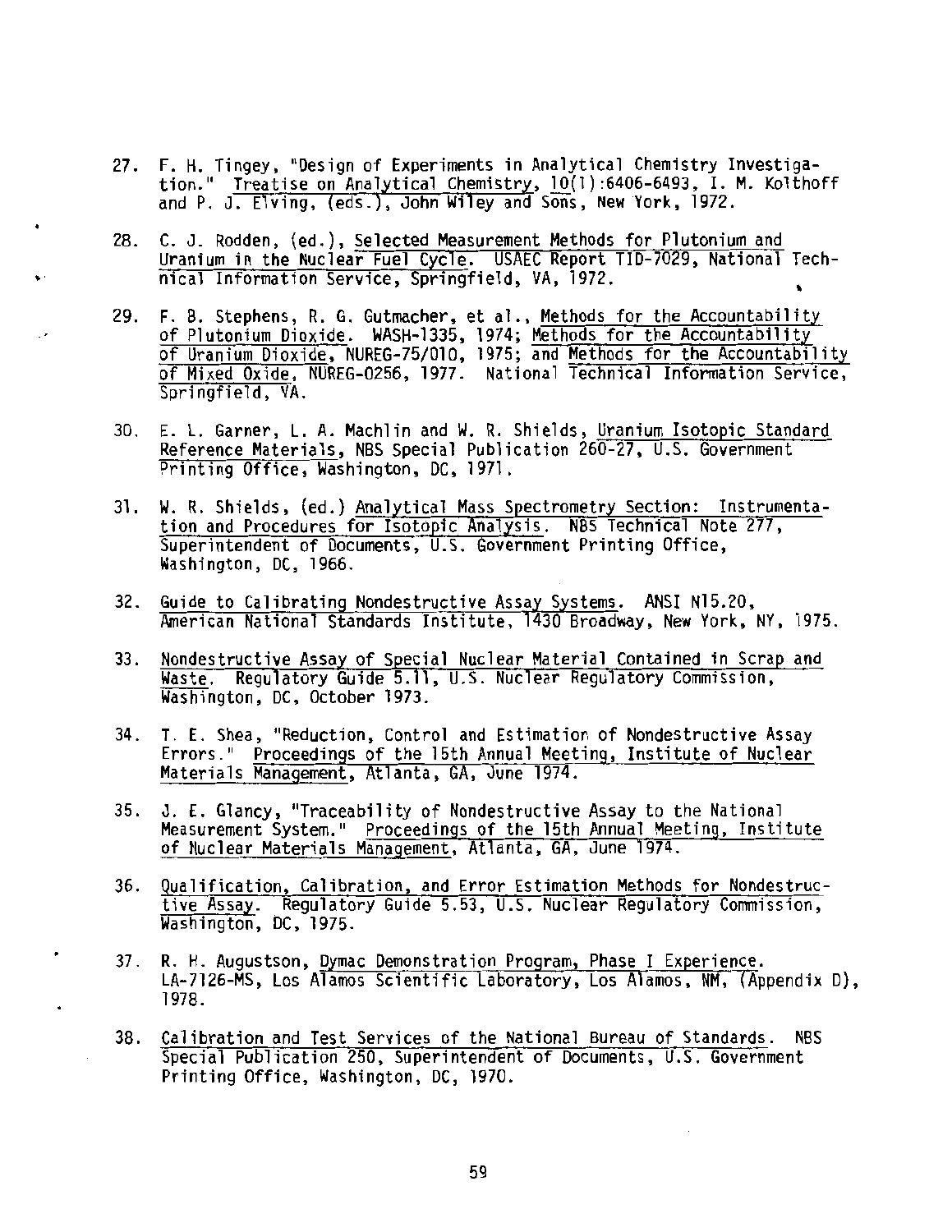27. F. H. Tingey, "Design of Experiments in Analytical Chemistry Investigation." Treatise on Analytical Chemistry, 10(1):6406-6493, I. M. Kolthoff and P. J. Elving, (eds.), John Wiley and Sons, New York, 1972.

28. C. J. Rodden, (ed.), Selected Measurement Methods for Plutonium and Uranium in the Nuclear Fuel Cycle. USAEC Report TID-7029, National Technical Information Service, Springfield, VA, 1972.

29. F. B. Stephens, R. G. Gutmacher, et al., Methods for the Accountability of Plutonium Dioxide. WASH-1335, 1974; Methods for the Accountability of Uranium Dioxide, NUREG-75/010, 1975; and Methods for the Accountability of Mixed Oxide, NUREG-0256, 1977. National Technical Information Service, Springfield, VA.

30. E. L. Garner, L. A. Machlin and W. R. Shields, Uranium Isotopic Standard Reference Materials, NBS Special Publication 260-27, U.S. Government Printing Office, Washington, DC, 1971.

31. W. R. Shields, (ed.) Analytical Mass Spectrometry Section: Instrumentation and Procedures for Isotopic Analysis. NBS Technical Note 277, Superintendent of Documents, U.S. Government Printing Office, Washington, DC, 1966.

32. Guide to Calibrating Nondestructive Assay Systems. ANSI N15.20, American National Standards Institute, 1430 Broadway, New York, NY, 1975.

33. Nondestructive Assay of Special Nuclear Material Contained in Scrap and Waste. Regulatory Guide 5.11, U.S. Nuclear Regulatory Commission, Washington, DC, October 1973.

34. T. E. Shea, "Reduction, Control and Estimation of Nondestructive Assay Errors." Proceedings of the 15th Annual Meeting, Institute of Nuclear Materials Management, Atlanta, GA, June 1974.

35. J. E. Glancy, "Traceability of Nondestructive Assay to the National Measurement System." Proceedings of the 15th Annual Meeting, Institute of Nuclear Materials Management, Atlanta, GA, June 1974.

36. Qualification, Calibration, and Error Estimation Methods for Nondestructive Assay. Regulatory Guide 5.53, U.S. Nuclear Regulatory Commission, Washington, DC, 1975.

37. R. H. Augustson, Dymac Demonstration Program, Phase I Experience. LA-7126-MS, Los Alamos Scientific Laboratory, Los Alamos, NM, (Appendix D), 1978.

38. Calibration and Test Services of the National Bureau of Standards. NBS Special Publication 250, Superintendent of Documents, U.S. Government Printing Office, Washington, DC, 1970.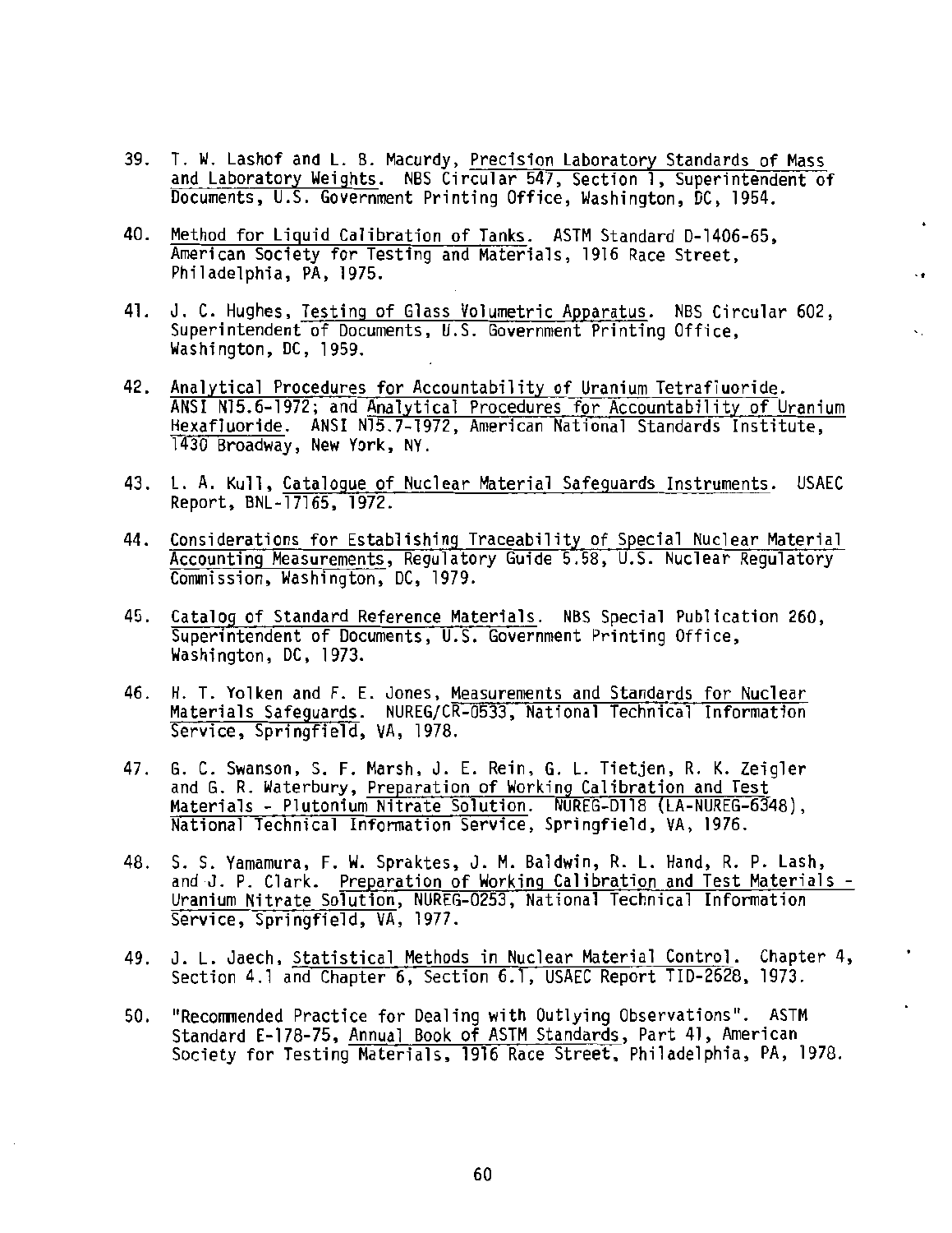39. T. W. Lashof and L. B. Macurdy, Precision Laboratory Standards of Mass and Laboratory Weights. NBS Circular 547, Section 1, Superintendent of Documents, U.S. Government Printing Office, Washington, DC, 1954.

40. Method for Liquid Calibration of Tanks. ASTM Standard D-1406-65, American Society for Testing and Materials, 1916 Race Street, Philadelphia, PA, 1975.

41. J. C. Hughes, Testing of Glass Volumetric Apparatus. NBS Circular 602, Superintendent of Documents, U.S. Government Printing Office, Washington, DC, 1959.

42. Analytical Procedures for Accountability of Uranium Tetrafluoride. ANSI N15.6-1972; and Analytical Procedures for Accountability of Uranium Hexafluoride. ANSI N15.7-1972, American National Standards Institute, 1430 Broadway, New York, NY.

43. L. A. Kull, Catalogue of Nuclear Material Safeguards Instruments. USAEC Report, BNL-17165, 1972.

44. Considerations for Establishing Traceability of Special Nuclear Material Accounting Measurements, Regulatory Guide 5.58, U.S. Nuclear Regulatory Commission, Washington, DC, 1979.

45. Catalog of Standard Reference Materials. NBS Special Publication 260, Superintendent of Documents, U.S. Government Printing Office, Washington, DC, 1973.

46. H. T. Yolken and F. E. Jones, Measurements and Standards for Nuclear Materials Safeguards. NUREG/CR-0533, National Technical Information Service, Springfield, VA, 1978.

47. G. C. Swanson, S. F. Marsh, J. E. Rein, G. L. Tietjen, R. K. Zeigler and G. R. Waterbury, Preparation of Working Calibration and Test Materials - Plutonium Nitrate Solution. NUREG-D118 (LA-NUREG-6348), National Technical Information Service, Springfield, VA, 1976.

48. S. S. Yamamura, F. W. Spraktes, J. M. Baldwin, R. L. Hand, R. P. Lash, and J. P. Clark. Preparation of Working Calibration and Test Materials - Uranium Nitrate Solution, NUREG-0253, National Technical Information Service, Springfield, VA, 1977.

49. J. L. Jaech, Statistical Methods in Nuclear Material Control. Chapter 4, Section 4.1 and Chapter 6, Section 6.1, USAEC Report TID-2628, 1973.

50. "Recommended Practice for Dealing with Outlying Observations". ASTM Standard E-178-75, Annual Book of ASTM Standards, Part 41, American Society for Testing Materials, 1916 Race Street, Philadelphia, PA, 1978.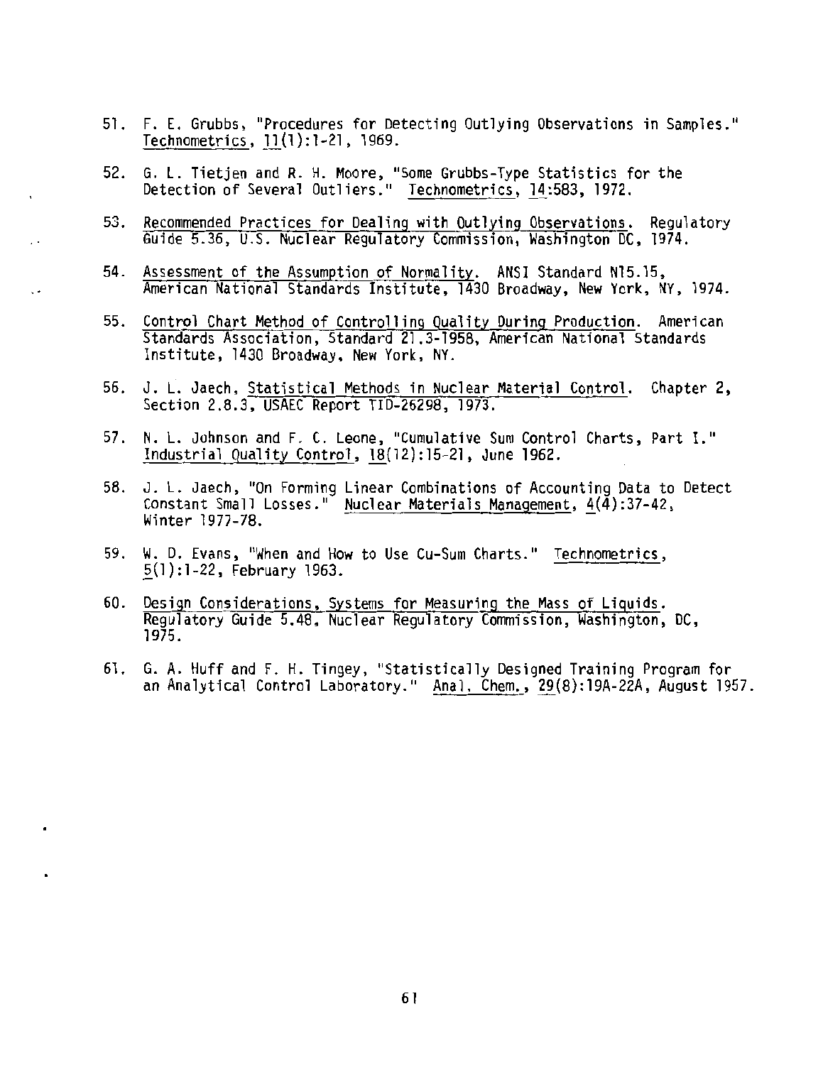51. F. E. Grubbs, "Procedures for Detecting Outlying Observations in Samples." Technometrics, 11(1):1-21, 1969.

52. G. L. Tietjen and R. H. Moore, "Some Grubbs-Type Statistics for the Detection of Several Outliers." Technometrics, 14:583, 1972.

53. Recommended Practices for Dealing with Outlying Observations. Regulatory Guide 5.36, U.S. Nuclear Regulatory Commission, Washington DC, 1974.

54. Assessment of the Assumption of Normality. ANSI Standard N15.15, American National Standards Institute, 1430 Broadway, New York, NY, 1974.

55. Control Chart Method of Controlling Quality During Production. American Standards Association, Standard Z1.3-1958, American National Standards Institute, 1430 Broadway, New York, NY.

56. J. L. Jaech, Statistical Methods in Nuclear Material Control. Chapter 2, Section 2.8.3, USAEC Report TID-26298, 1973.

57. N. L. Johnson and F. C. Leone, "Cumulative Sum Control Charts, Part I." Industrial Quality Control, 18(12):15-21, June 1962.

58. J. L. Jaech, "On Forming Linear Combinations of Accounting Data to Detect Constant Small Losses." Nuclear Materials Management, 4(4):37-42, Winter 1977-78.

59. W. D. Evans, "When and How to Use Cu-Sum Charts." Technometrics, 5(1):1-22, February 1963.

60. Design Considerations, Systems for Measuring the Mass of Liquids. Regulatory Guide 5.48, Nuclear Regulatory Commission, Washington, DC, 1975.

61. G. A. Huff and F. H. Tingey, "Statistically Designed Training Program for an Analytical Control Laboratory." Anal. Chem., 29(8):19A-22A, August 1957.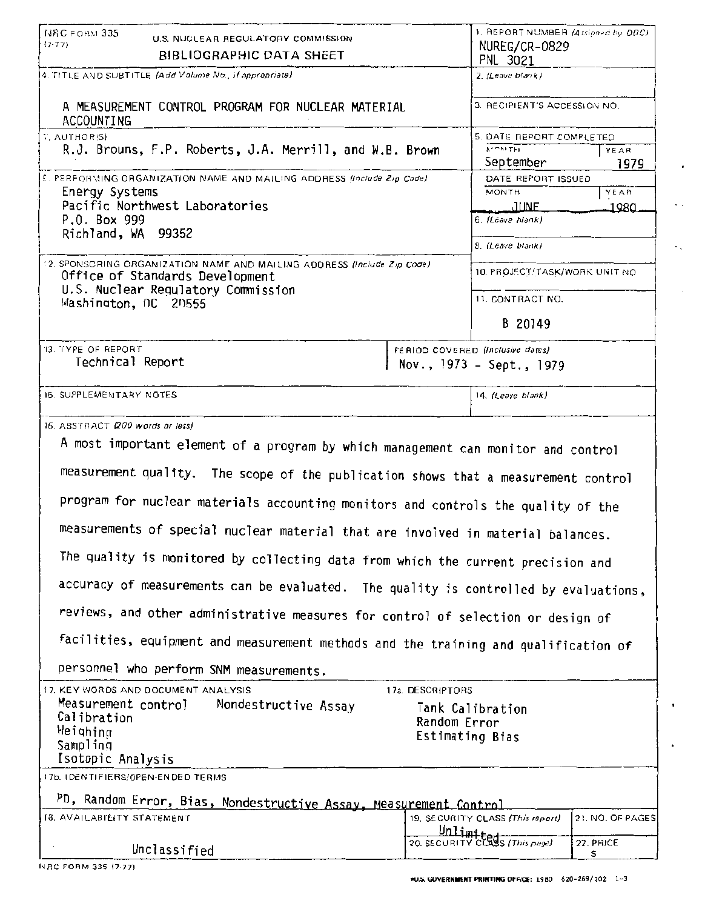NRC FORM 335
(7-77)

U.S. NUCLEAR REGULATORY COMMISSION

**BIBLIOGRAPHIC DATA SHEET**

1. REPORT NUMBER (Assigned by DDC): NUREG/CR-0829 PNL 3021

4. TITLE AND SUBTITLE (Add Volume No., if appropriate)

A MEASUREMENT CONTROL PROGRAM FOR NUCLEAR MATERIAL ACCOUNTING

2. (Leave blank)

3. RECIPIENT'S ACCESSION NO.

7. AUTHOR(S)

R.J. Brouns, F.P. Roberts, J.A. Merrill, and W.B. Brown

5. DATE REPORT COMPLETED

| MONTH | YEAR |
|---|---|
| September | 1979 |

9. PERFORMING ORGANIZATION NAME AND MAILING ADDRESS (Include Zip Code)

Energy Systems
Pacific Northwest Laboratories
P.O. Box 999
Richland, WA 99352

DATE REPORT ISSUED

| MONTH | YEAR |
|---|---|
| JUNE | 1980 |

6. (Leave blank)

8. (Leave blank)

12. SPONSORING ORGANIZATION NAME AND MAILING ADDRESS (Include Zip Code)

Office of Standards Development
U.S. Nuclear Regulatory Commission
Washington, DC 20555

10. PROJECT/TASK/WORK UNIT NO.

11. CONTRACT NO.

B 20149

13. TYPE OF REPORT

Technical Report

PERIOD COVERED (Inclusive dates)

Nov., 1973 - Sept., 1979

15. SUPPLEMENTARY NOTES

14. (Leave blank)

16. ABSTRACT (200 words or less)

A most important element of a program by which management can monitor and control measurement quality. The scope of the publication shows that a measurement control program for nuclear materials accounting monitors and controls the quality of the measurements of special nuclear material that are involved in material balances. The quality is monitored by collecting data from which the current precision and accuracy of measurements can be evaluated. The quality is controlled by evaluations, reviews, and other administrative measures for control of selection or design of facilities, equipment and measurement methods and the training and qualification of personnel who perform SNM measurements.

17. KEY WORDS AND DOCUMENT ANALYSIS

Measurement control
Calibration
Weighing
Sampling
Isotopic Analysis
Nondestructive Assay

17a. DESCRIPTORS

Tank Calibration
Random Error
Estimating Bias

17b. IDENTIFIERS/OPEN-ENDED TERMS

PD, Random Error, Bias, Nondestructive Assay, Measurement Control

18. AVAILABILITY STATEMENT

Unclassified

19. SECURITY CLASS (This report)

Unlimited

20. SECURITY CLASS (This page)

21. NO. OF PAGES

22. PRICE

$

NRC FORM 335 (7-77)

*U.S. GOVERNMENT PRINTING OFFICE: 1980 620-269/202 1-3